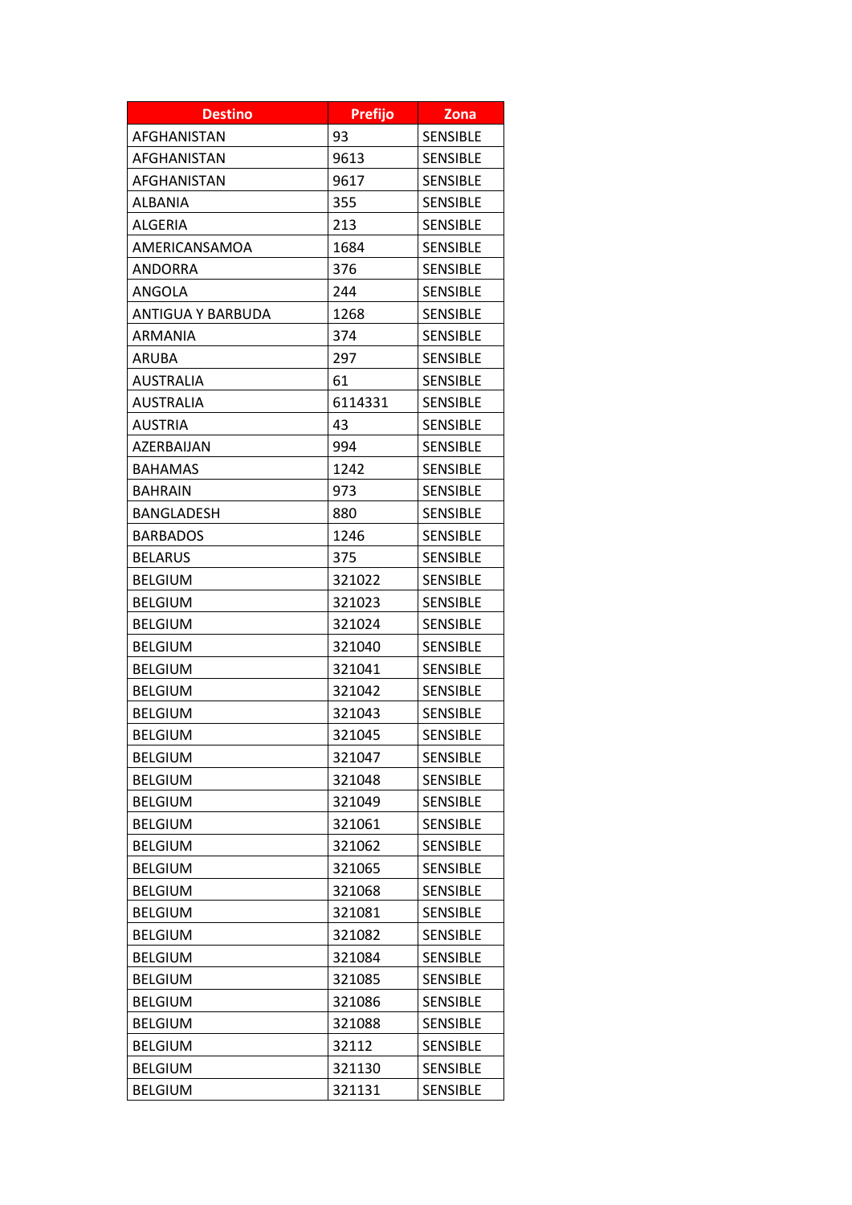| Destino | Prefijo | Zona |
|---|---|---|
| AFGHANISTAN | 93 | SENSIBLE |
| AFGHANISTAN | 9613 | SENSIBLE |
| AFGHANISTAN | 9617 | SENSIBLE |
| ALBANIA | 355 | SENSIBLE |
| ALGERIA | 213 | SENSIBLE |
| AMERICANSAMOA | 1684 | SENSIBLE |
| ANDORRA | 376 | SENSIBLE |
| ANGOLA | 244 | SENSIBLE |
| ANTIGUA Y BARBUDA | 1268 | SENSIBLE |
| ARMANIA | 374 | SENSIBLE |
| ARUBA | 297 | SENSIBLE |
| AUSTRALIA | 61 | SENSIBLE |
| AUSTRALIA | 6114331 | SENSIBLE |
| AUSTRIA | 43 | SENSIBLE |
| AZERBAIJAN | 994 | SENSIBLE |
| BAHAMAS | 1242 | SENSIBLE |
| BAHRAIN | 973 | SENSIBLE |
| BANGLADESH | 880 | SENSIBLE |
| BARBADOS | 1246 | SENSIBLE |
| BELARUS | 375 | SENSIBLE |
| BELGIUM | 321022 | SENSIBLE |
| BELGIUM | 321023 | SENSIBLE |
| BELGIUM | 321024 | SENSIBLE |
| BELGIUM | 321040 | SENSIBLE |
| BELGIUM | 321041 | SENSIBLE |
| BELGIUM | 321042 | SENSIBLE |
| BELGIUM | 321043 | SENSIBLE |
| BELGIUM | 321045 | SENSIBLE |
| BELGIUM | 321047 | SENSIBLE |
| BELGIUM | 321048 | SENSIBLE |
| BELGIUM | 321049 | SENSIBLE |
| BELGIUM | 321061 | SENSIBLE |
| BELGIUM | 321062 | SENSIBLE |
| BELGIUM | 321065 | SENSIBLE |
| BELGIUM | 321068 | SENSIBLE |
| BELGIUM | 321081 | SENSIBLE |
| BELGIUM | 321082 | SENSIBLE |
| BELGIUM | 321084 | SENSIBLE |
| BELGIUM | 321085 | SENSIBLE |
| BELGIUM | 321086 | SENSIBLE |
| BELGIUM | 321088 | SENSIBLE |
| BELGIUM | 32112 | SENSIBLE |
| BELGIUM | 321130 | SENSIBLE |
| BELGIUM | 321131 | SENSIBLE |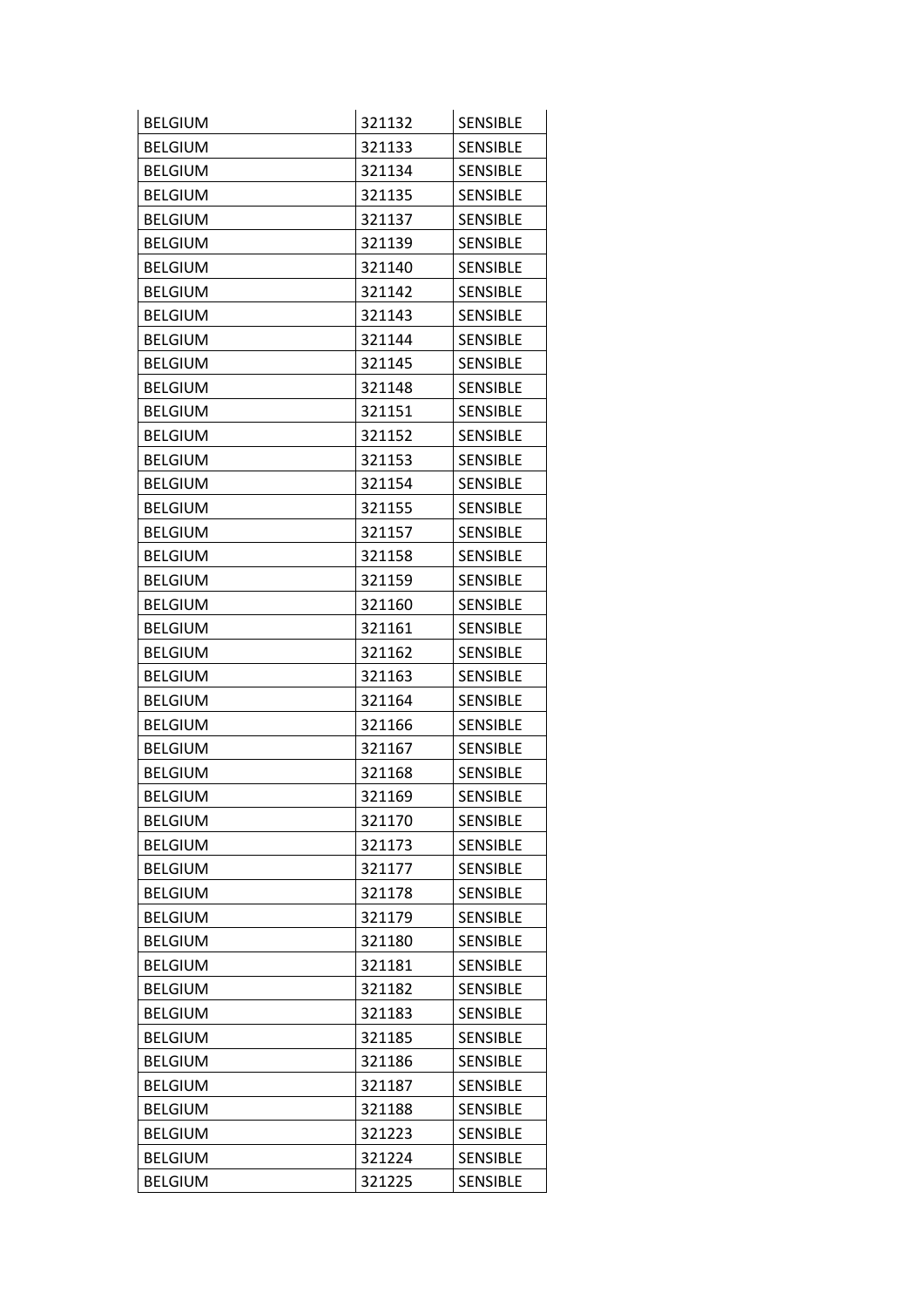| | | |
|---|---|---|
| BELGIUM | 321132 | SENSIBLE |
| BELGIUM | 321133 | SENSIBLE |
| BELGIUM | 321134 | SENSIBLE |
| BELGIUM | 321135 | SENSIBLE |
| BELGIUM | 321137 | SENSIBLE |
| BELGIUM | 321139 | SENSIBLE |
| BELGIUM | 321140 | SENSIBLE |
| BELGIUM | 321142 | SENSIBLE |
| BELGIUM | 321143 | SENSIBLE |
| BELGIUM | 321144 | SENSIBLE |
| BELGIUM | 321145 | SENSIBLE |
| BELGIUM | 321148 | SENSIBLE |
| BELGIUM | 321151 | SENSIBLE |
| BELGIUM | 321152 | SENSIBLE |
| BELGIUM | 321153 | SENSIBLE |
| BELGIUM | 321154 | SENSIBLE |
| BELGIUM | 321155 | SENSIBLE |
| BELGIUM | 321157 | SENSIBLE |
| BELGIUM | 321158 | SENSIBLE |
| BELGIUM | 321159 | SENSIBLE |
| BELGIUM | 321160 | SENSIBLE |
| BELGIUM | 321161 | SENSIBLE |
| BELGIUM | 321162 | SENSIBLE |
| BELGIUM | 321163 | SENSIBLE |
| BELGIUM | 321164 | SENSIBLE |
| BELGIUM | 321166 | SENSIBLE |
| BELGIUM | 321167 | SENSIBLE |
| BELGIUM | 321168 | SENSIBLE |
| BELGIUM | 321169 | SENSIBLE |
| BELGIUM | 321170 | SENSIBLE |
| BELGIUM | 321173 | SENSIBLE |
| BELGIUM | 321177 | SENSIBLE |
| BELGIUM | 321178 | SENSIBLE |
| BELGIUM | 321179 | SENSIBLE |
| BELGIUM | 321180 | SENSIBLE |
| BELGIUM | 321181 | SENSIBLE |
| BELGIUM | 321182 | SENSIBLE |
| BELGIUM | 321183 | SENSIBLE |
| BELGIUM | 321185 | SENSIBLE |
| BELGIUM | 321186 | SENSIBLE |
| BELGIUM | 321187 | SENSIBLE |
| BELGIUM | 321188 | SENSIBLE |
| BELGIUM | 321223 | SENSIBLE |
| BELGIUM | 321224 | SENSIBLE |
| BELGIUM | 321225 | SENSIBLE |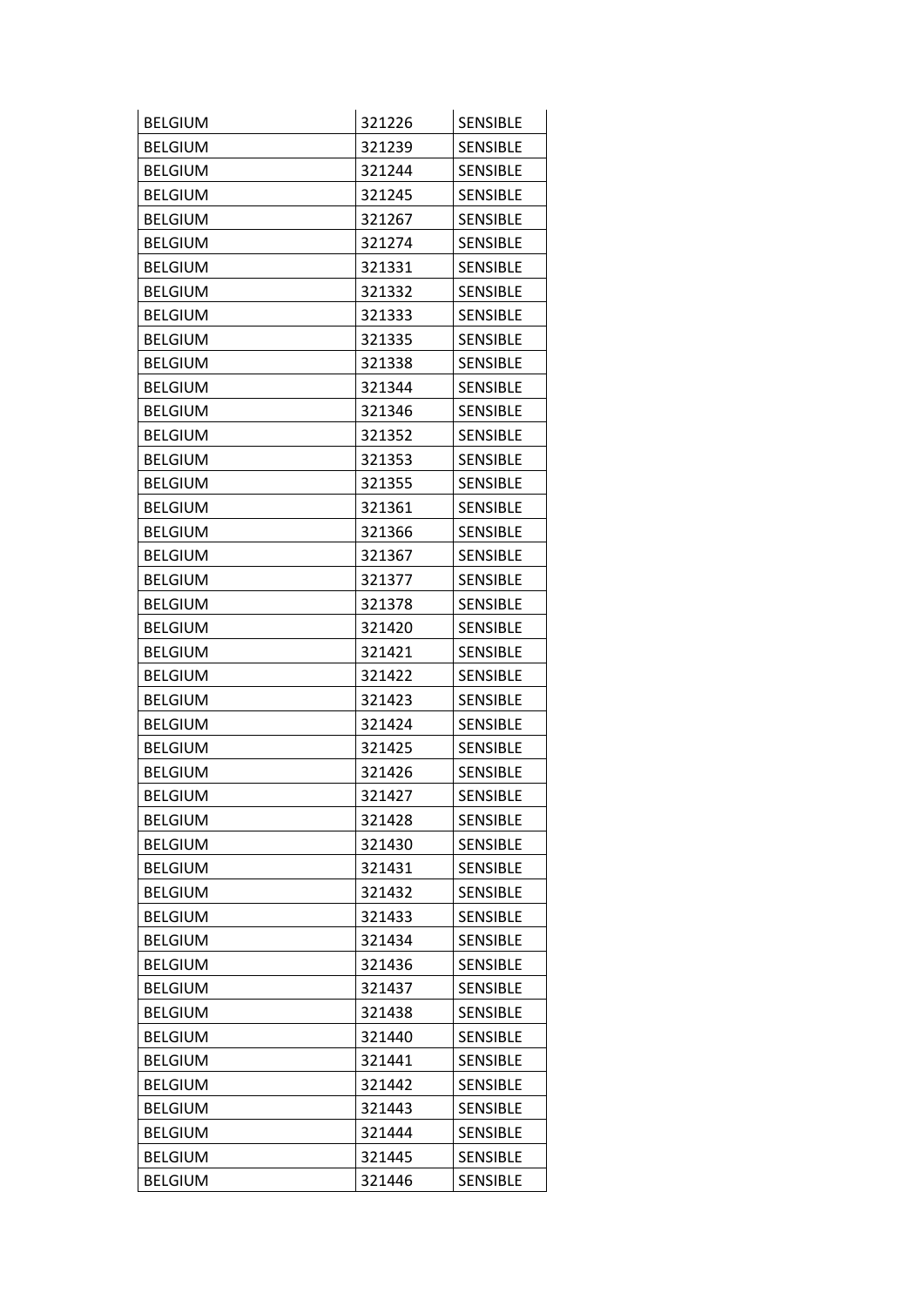| BELGIUM | 321226 | SENSIBLE |
|---|---|---|
| BELGIUM | 321239 | SENSIBLE |
| BELGIUM | 321244 | SENSIBLE |
| BELGIUM | 321245 | SENSIBLE |
| BELGIUM | 321267 | SENSIBLE |
| BELGIUM | 321274 | SENSIBLE |
| BELGIUM | 321331 | SENSIBLE |
| BELGIUM | 321332 | SENSIBLE |
| BELGIUM | 321333 | SENSIBLE |
| BELGIUM | 321335 | SENSIBLE |
| BELGIUM | 321338 | SENSIBLE |
| BELGIUM | 321344 | SENSIBLE |
| BELGIUM | 321346 | SENSIBLE |
| BELGIUM | 321352 | SENSIBLE |
| BELGIUM | 321353 | SENSIBLE |
| BELGIUM | 321355 | SENSIBLE |
| BELGIUM | 321361 | SENSIBLE |
| BELGIUM | 321366 | SENSIBLE |
| BELGIUM | 321367 | SENSIBLE |
| BELGIUM | 321377 | SENSIBLE |
| BELGIUM | 321378 | SENSIBLE |
| BELGIUM | 321420 | SENSIBLE |
| BELGIUM | 321421 | SENSIBLE |
| BELGIUM | 321422 | SENSIBLE |
| BELGIUM | 321423 | SENSIBLE |
| BELGIUM | 321424 | SENSIBLE |
| BELGIUM | 321425 | SENSIBLE |
| BELGIUM | 321426 | SENSIBLE |
| BELGIUM | 321427 | SENSIBLE |
| BELGIUM | 321428 | SENSIBLE |
| BELGIUM | 321430 | SENSIBLE |
| BELGIUM | 321431 | SENSIBLE |
| BELGIUM | 321432 | SENSIBLE |
| BELGIUM | 321433 | SENSIBLE |
| BELGIUM | 321434 | SENSIBLE |
| BELGIUM | 321436 | SENSIBLE |
| BELGIUM | 321437 | SENSIBLE |
| BELGIUM | 321438 | SENSIBLE |
| BELGIUM | 321440 | SENSIBLE |
| BELGIUM | 321441 | SENSIBLE |
| BELGIUM | 321442 | SENSIBLE |
| BELGIUM | 321443 | SENSIBLE |
| BELGIUM | 321444 | SENSIBLE |
| BELGIUM | 321445 | SENSIBLE |
| BELGIUM | 321446 | SENSIBLE |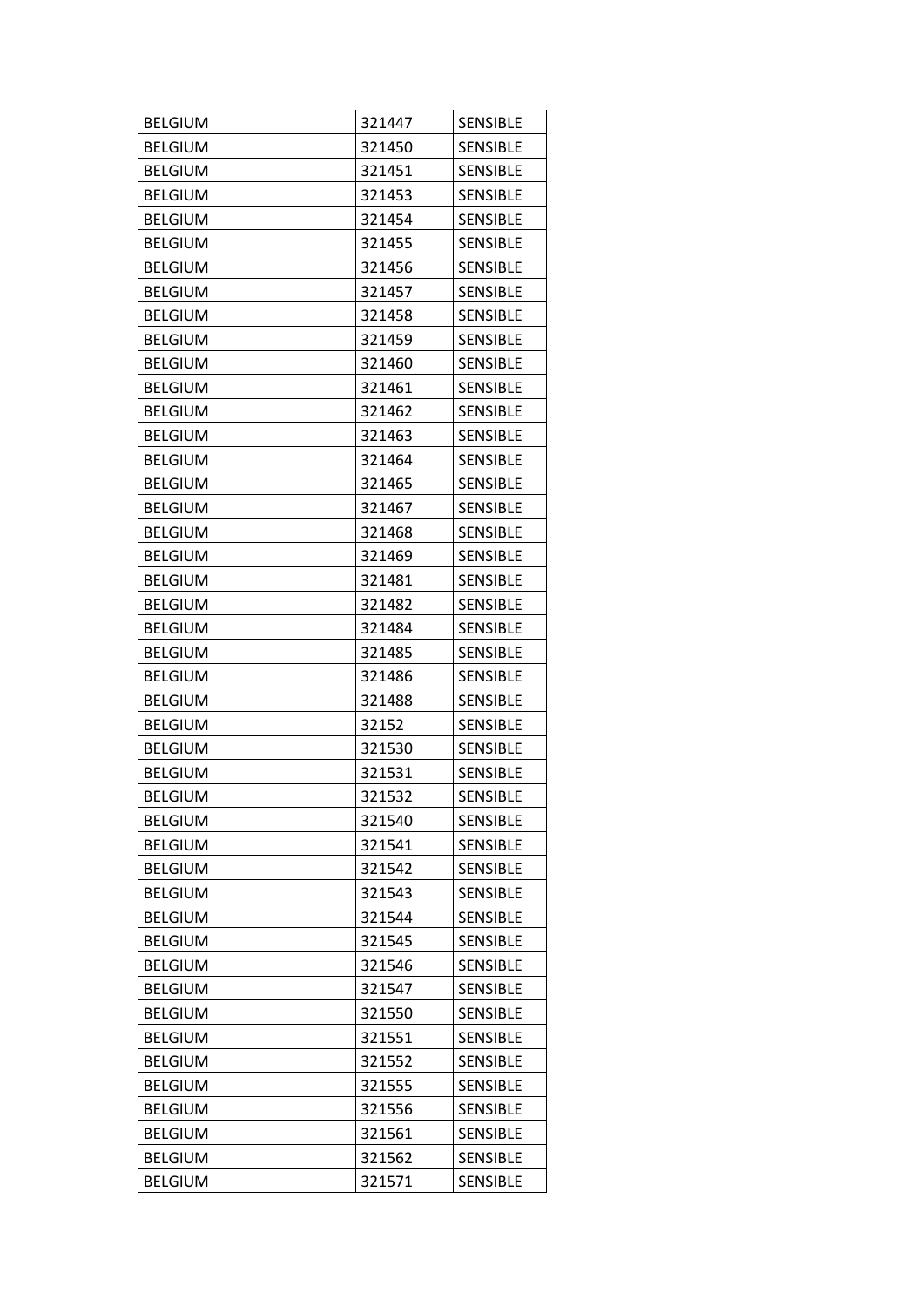| | | |
|---|---|---|
| BELGIUM | 321447 | SENSIBLE |
| BELGIUM | 321450 | SENSIBLE |
| BELGIUM | 321451 | SENSIBLE |
| BELGIUM | 321453 | SENSIBLE |
| BELGIUM | 321454 | SENSIBLE |
| BELGIUM | 321455 | SENSIBLE |
| BELGIUM | 321456 | SENSIBLE |
| BELGIUM | 321457 | SENSIBLE |
| BELGIUM | 321458 | SENSIBLE |
| BELGIUM | 321459 | SENSIBLE |
| BELGIUM | 321460 | SENSIBLE |
| BELGIUM | 321461 | SENSIBLE |
| BELGIUM | 321462 | SENSIBLE |
| BELGIUM | 321463 | SENSIBLE |
| BELGIUM | 321464 | SENSIBLE |
| BELGIUM | 321465 | SENSIBLE |
| BELGIUM | 321467 | SENSIBLE |
| BELGIUM | 321468 | SENSIBLE |
| BELGIUM | 321469 | SENSIBLE |
| BELGIUM | 321481 | SENSIBLE |
| BELGIUM | 321482 | SENSIBLE |
| BELGIUM | 321484 | SENSIBLE |
| BELGIUM | 321485 | SENSIBLE |
| BELGIUM | 321486 | SENSIBLE |
| BELGIUM | 321488 | SENSIBLE |
| BELGIUM | 32152 | SENSIBLE |
| BELGIUM | 321530 | SENSIBLE |
| BELGIUM | 321531 | SENSIBLE |
| BELGIUM | 321532 | SENSIBLE |
| BELGIUM | 321540 | SENSIBLE |
| BELGIUM | 321541 | SENSIBLE |
| BELGIUM | 321542 | SENSIBLE |
| BELGIUM | 321543 | SENSIBLE |
| BELGIUM | 321544 | SENSIBLE |
| BELGIUM | 321545 | SENSIBLE |
| BELGIUM | 321546 | SENSIBLE |
| BELGIUM | 321547 | SENSIBLE |
| BELGIUM | 321550 | SENSIBLE |
| BELGIUM | 321551 | SENSIBLE |
| BELGIUM | 321552 | SENSIBLE |
| BELGIUM | 321555 | SENSIBLE |
| BELGIUM | 321556 | SENSIBLE |
| BELGIUM | 321561 | SENSIBLE |
| BELGIUM | 321562 | SENSIBLE |
| BELGIUM | 321571 | SENSIBLE |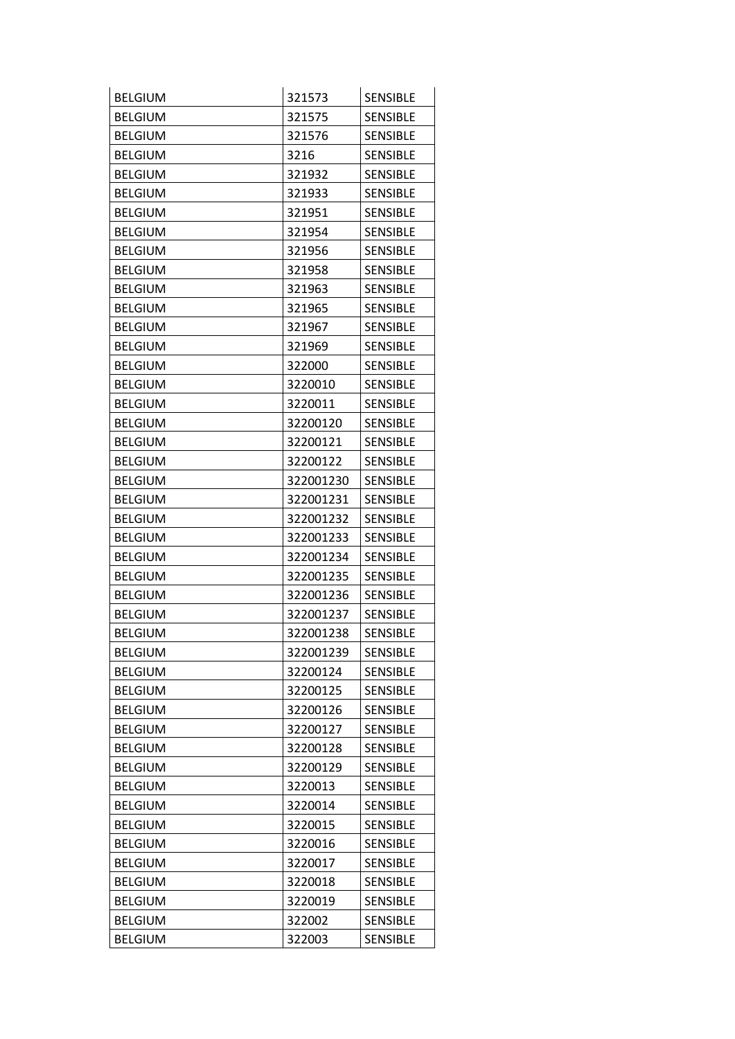| | | |
|---|---|---|
| BELGIUM | 321573 | SENSIBLE |
| BELGIUM | 321575 | SENSIBLE |
| BELGIUM | 321576 | SENSIBLE |
| BELGIUM | 3216 | SENSIBLE |
| BELGIUM | 321932 | SENSIBLE |
| BELGIUM | 321933 | SENSIBLE |
| BELGIUM | 321951 | SENSIBLE |
| BELGIUM | 321954 | SENSIBLE |
| BELGIUM | 321956 | SENSIBLE |
| BELGIUM | 321958 | SENSIBLE |
| BELGIUM | 321963 | SENSIBLE |
| BELGIUM | 321965 | SENSIBLE |
| BELGIUM | 321967 | SENSIBLE |
| BELGIUM | 321969 | SENSIBLE |
| BELGIUM | 322000 | SENSIBLE |
| BELGIUM | 3220010 | SENSIBLE |
| BELGIUM | 3220011 | SENSIBLE |
| BELGIUM | 32200120 | SENSIBLE |
| BELGIUM | 32200121 | SENSIBLE |
| BELGIUM | 32200122 | SENSIBLE |
| BELGIUM | 322001230 | SENSIBLE |
| BELGIUM | 322001231 | SENSIBLE |
| BELGIUM | 322001232 | SENSIBLE |
| BELGIUM | 322001233 | SENSIBLE |
| BELGIUM | 322001234 | SENSIBLE |
| BELGIUM | 322001235 | SENSIBLE |
| BELGIUM | 322001236 | SENSIBLE |
| BELGIUM | 322001237 | SENSIBLE |
| BELGIUM | 322001238 | SENSIBLE |
| BELGIUM | 322001239 | SENSIBLE |
| BELGIUM | 32200124 | SENSIBLE |
| BELGIUM | 32200125 | SENSIBLE |
| BELGIUM | 32200126 | SENSIBLE |
| BELGIUM | 32200127 | SENSIBLE |
| BELGIUM | 32200128 | SENSIBLE |
| BELGIUM | 32200129 | SENSIBLE |
| BELGIUM | 3220013 | SENSIBLE |
| BELGIUM | 3220014 | SENSIBLE |
| BELGIUM | 3220015 | SENSIBLE |
| BELGIUM | 3220016 | SENSIBLE |
| BELGIUM | 3220017 | SENSIBLE |
| BELGIUM | 3220018 | SENSIBLE |
| BELGIUM | 3220019 | SENSIBLE |
| BELGIUM | 322002 | SENSIBLE |
| BELGIUM | 322003 | SENSIBLE |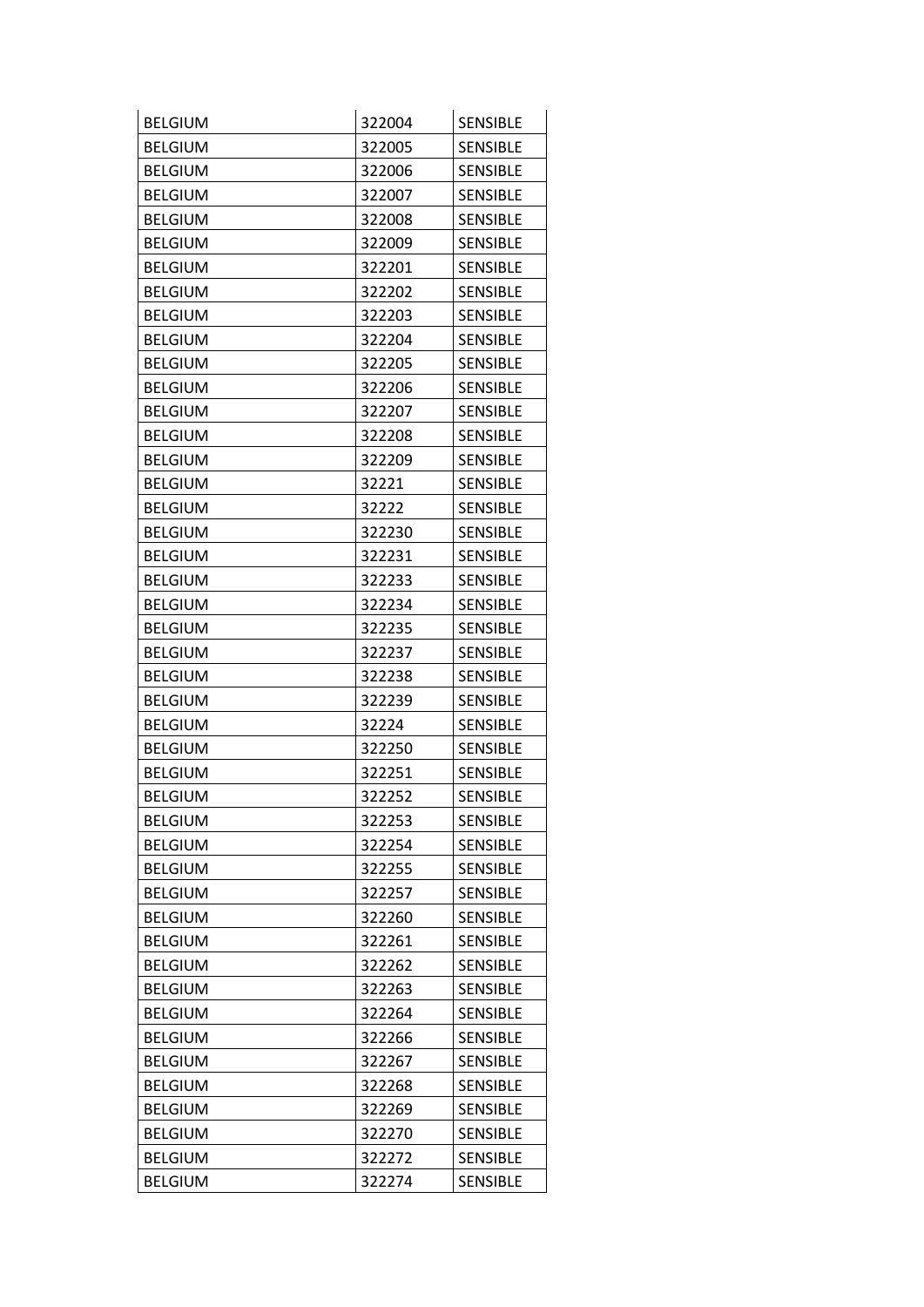| | | |
|---|---|---|
| BELGIUM | 322004 | SENSIBLE |
| BELGIUM | 322005 | SENSIBLE |
| BELGIUM | 322006 | SENSIBLE |
| BELGIUM | 322007 | SENSIBLE |
| BELGIUM | 322008 | SENSIBLE |
| BELGIUM | 322009 | SENSIBLE |
| BELGIUM | 322201 | SENSIBLE |
| BELGIUM | 322202 | SENSIBLE |
| BELGIUM | 322203 | SENSIBLE |
| BELGIUM | 322204 | SENSIBLE |
| BELGIUM | 322205 | SENSIBLE |
| BELGIUM | 322206 | SENSIBLE |
| BELGIUM | 322207 | SENSIBLE |
| BELGIUM | 322208 | SENSIBLE |
| BELGIUM | 322209 | SENSIBLE |
| BELGIUM | 32221 | SENSIBLE |
| BELGIUM | 32222 | SENSIBLE |
| BELGIUM | 322230 | SENSIBLE |
| BELGIUM | 322231 | SENSIBLE |
| BELGIUM | 322233 | SENSIBLE |
| BELGIUM | 322234 | SENSIBLE |
| BELGIUM | 322235 | SENSIBLE |
| BELGIUM | 322237 | SENSIBLE |
| BELGIUM | 322238 | SENSIBLE |
| BELGIUM | 322239 | SENSIBLE |
| BELGIUM | 32224 | SENSIBLE |
| BELGIUM | 322250 | SENSIBLE |
| BELGIUM | 322251 | SENSIBLE |
| BELGIUM | 322252 | SENSIBLE |
| BELGIUM | 322253 | SENSIBLE |
| BELGIUM | 322254 | SENSIBLE |
| BELGIUM | 322255 | SENSIBLE |
| BELGIUM | 322257 | SENSIBLE |
| BELGIUM | 322260 | SENSIBLE |
| BELGIUM | 322261 | SENSIBLE |
| BELGIUM | 322262 | SENSIBLE |
| BELGIUM | 322263 | SENSIBLE |
| BELGIUM | 322264 | SENSIBLE |
| BELGIUM | 322266 | SENSIBLE |
| BELGIUM | 322267 | SENSIBLE |
| BELGIUM | 322268 | SENSIBLE |
| BELGIUM | 322269 | SENSIBLE |
| BELGIUM | 322270 | SENSIBLE |
| BELGIUM | 322272 | SENSIBLE |
| BELGIUM | 322274 | SENSIBLE |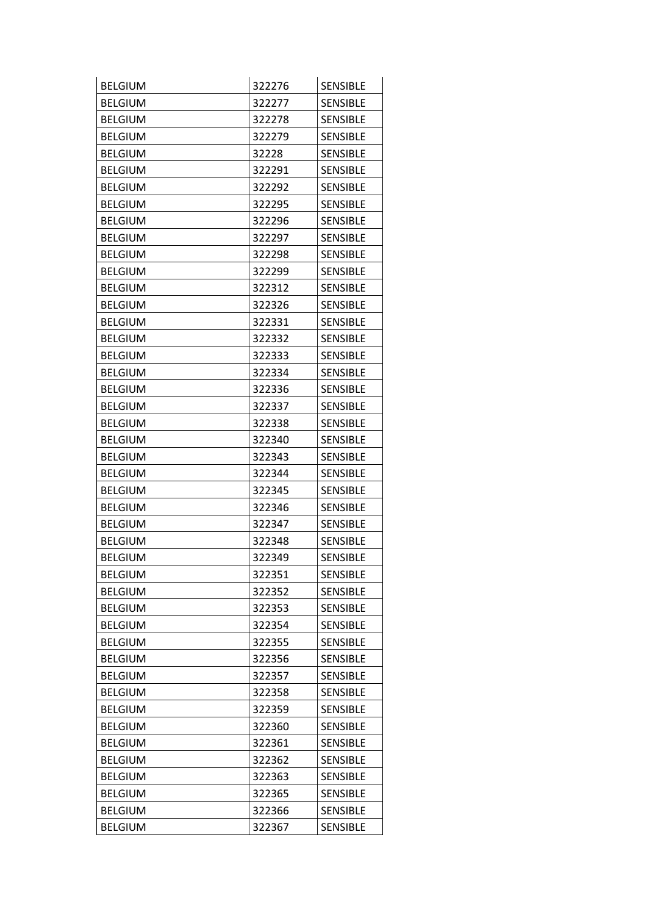| | | |
|---|---|---|
| BELGIUM | 322276 | SENSIBLE |
| BELGIUM | 322277 | SENSIBLE |
| BELGIUM | 322278 | SENSIBLE |
| BELGIUM | 322279 | SENSIBLE |
| BELGIUM | 32228 | SENSIBLE |
| BELGIUM | 322291 | SENSIBLE |
| BELGIUM | 322292 | SENSIBLE |
| BELGIUM | 322295 | SENSIBLE |
| BELGIUM | 322296 | SENSIBLE |
| BELGIUM | 322297 | SENSIBLE |
| BELGIUM | 322298 | SENSIBLE |
| BELGIUM | 322299 | SENSIBLE |
| BELGIUM | 322312 | SENSIBLE |
| BELGIUM | 322326 | SENSIBLE |
| BELGIUM | 322331 | SENSIBLE |
| BELGIUM | 322332 | SENSIBLE |
| BELGIUM | 322333 | SENSIBLE |
| BELGIUM | 322334 | SENSIBLE |
| BELGIUM | 322336 | SENSIBLE |
| BELGIUM | 322337 | SENSIBLE |
| BELGIUM | 322338 | SENSIBLE |
| BELGIUM | 322340 | SENSIBLE |
| BELGIUM | 322343 | SENSIBLE |
| BELGIUM | 322344 | SENSIBLE |
| BELGIUM | 322345 | SENSIBLE |
| BELGIUM | 322346 | SENSIBLE |
| BELGIUM | 322347 | SENSIBLE |
| BELGIUM | 322348 | SENSIBLE |
| BELGIUM | 322349 | SENSIBLE |
| BELGIUM | 322351 | SENSIBLE |
| BELGIUM | 322352 | SENSIBLE |
| BELGIUM | 322353 | SENSIBLE |
| BELGIUM | 322354 | SENSIBLE |
| BELGIUM | 322355 | SENSIBLE |
| BELGIUM | 322356 | SENSIBLE |
| BELGIUM | 322357 | SENSIBLE |
| BELGIUM | 322358 | SENSIBLE |
| BELGIUM | 322359 | SENSIBLE |
| BELGIUM | 322360 | SENSIBLE |
| BELGIUM | 322361 | SENSIBLE |
| BELGIUM | 322362 | SENSIBLE |
| BELGIUM | 322363 | SENSIBLE |
| BELGIUM | 322365 | SENSIBLE |
| BELGIUM | 322366 | SENSIBLE |
| BELGIUM | 322367 | SENSIBLE |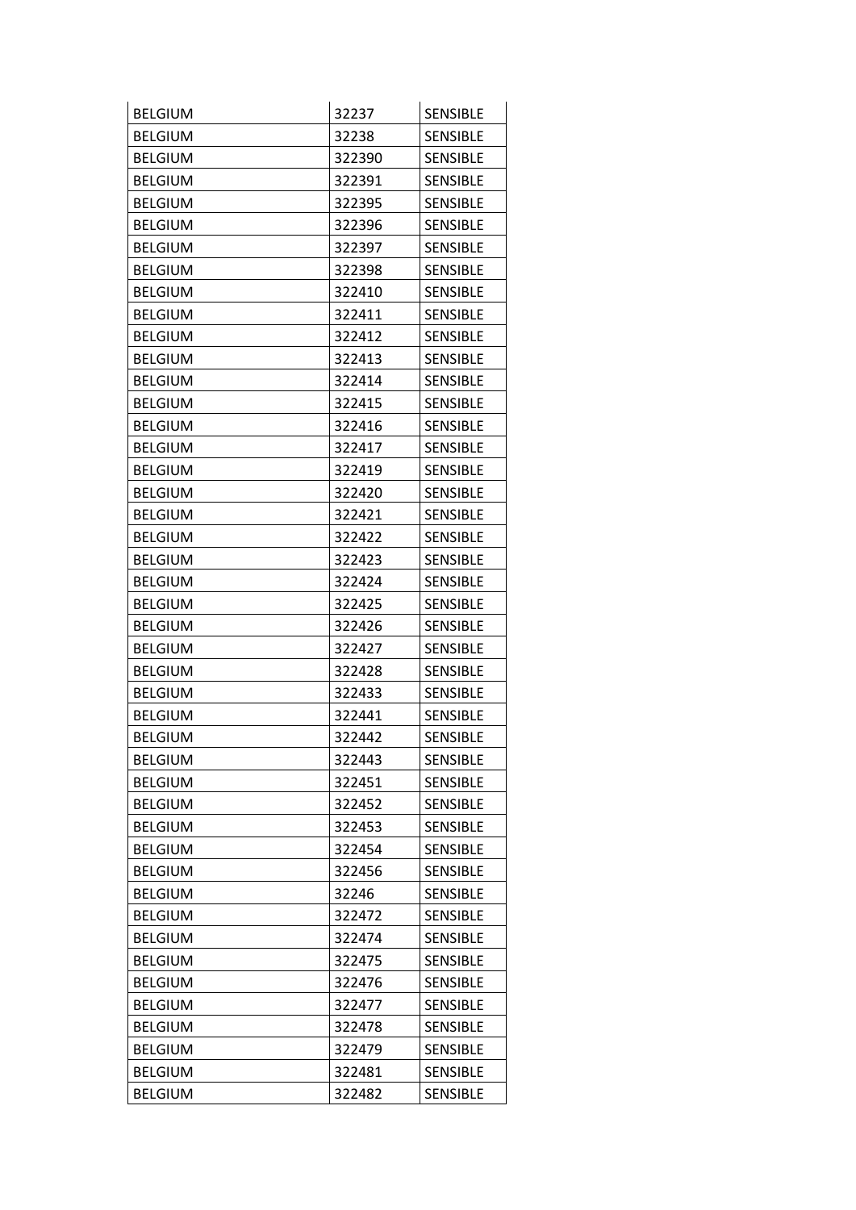| | | |
|---|---|---|
| BELGIUM | 32237 | SENSIBLE |
| BELGIUM | 32238 | SENSIBLE |
| BELGIUM | 322390 | SENSIBLE |
| BELGIUM | 322391 | SENSIBLE |
| BELGIUM | 322395 | SENSIBLE |
| BELGIUM | 322396 | SENSIBLE |
| BELGIUM | 322397 | SENSIBLE |
| BELGIUM | 322398 | SENSIBLE |
| BELGIUM | 322410 | SENSIBLE |
| BELGIUM | 322411 | SENSIBLE |
| BELGIUM | 322412 | SENSIBLE |
| BELGIUM | 322413 | SENSIBLE |
| BELGIUM | 322414 | SENSIBLE |
| BELGIUM | 322415 | SENSIBLE |
| BELGIUM | 322416 | SENSIBLE |
| BELGIUM | 322417 | SENSIBLE |
| BELGIUM | 322419 | SENSIBLE |
| BELGIUM | 322420 | SENSIBLE |
| BELGIUM | 322421 | SENSIBLE |
| BELGIUM | 322422 | SENSIBLE |
| BELGIUM | 322423 | SENSIBLE |
| BELGIUM | 322424 | SENSIBLE |
| BELGIUM | 322425 | SENSIBLE |
| BELGIUM | 322426 | SENSIBLE |
| BELGIUM | 322427 | SENSIBLE |
| BELGIUM | 322428 | SENSIBLE |
| BELGIUM | 322433 | SENSIBLE |
| BELGIUM | 322441 | SENSIBLE |
| BELGIUM | 322442 | SENSIBLE |
| BELGIUM | 322443 | SENSIBLE |
| BELGIUM | 322451 | SENSIBLE |
| BELGIUM | 322452 | SENSIBLE |
| BELGIUM | 322453 | SENSIBLE |
| BELGIUM | 322454 | SENSIBLE |
| BELGIUM | 322456 | SENSIBLE |
| BELGIUM | 32246 | SENSIBLE |
| BELGIUM | 322472 | SENSIBLE |
| BELGIUM | 322474 | SENSIBLE |
| BELGIUM | 322475 | SENSIBLE |
| BELGIUM | 322476 | SENSIBLE |
| BELGIUM | 322477 | SENSIBLE |
| BELGIUM | 322478 | SENSIBLE |
| BELGIUM | 322479 | SENSIBLE |
| BELGIUM | 322481 | SENSIBLE |
| BELGIUM | 322482 | SENSIBLE |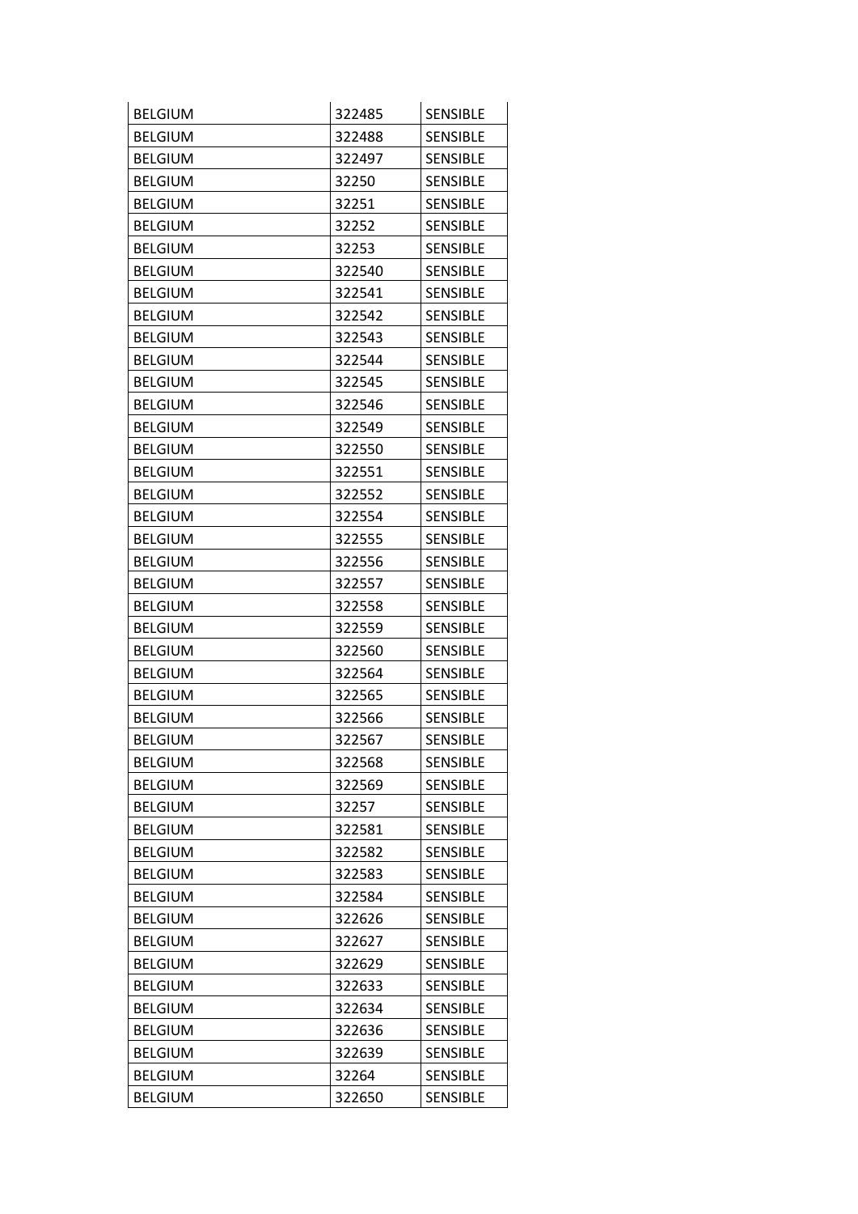| | | |
|---|---|---|
| BELGIUM | 322485 | SENSIBLE |
| BELGIUM | 322488 | SENSIBLE |
| BELGIUM | 322497 | SENSIBLE |
| BELGIUM | 32250 | SENSIBLE |
| BELGIUM | 32251 | SENSIBLE |
| BELGIUM | 32252 | SENSIBLE |
| BELGIUM | 32253 | SENSIBLE |
| BELGIUM | 322540 | SENSIBLE |
| BELGIUM | 322541 | SENSIBLE |
| BELGIUM | 322542 | SENSIBLE |
| BELGIUM | 322543 | SENSIBLE |
| BELGIUM | 322544 | SENSIBLE |
| BELGIUM | 322545 | SENSIBLE |
| BELGIUM | 322546 | SENSIBLE |
| BELGIUM | 322549 | SENSIBLE |
| BELGIUM | 322550 | SENSIBLE |
| BELGIUM | 322551 | SENSIBLE |
| BELGIUM | 322552 | SENSIBLE |
| BELGIUM | 322554 | SENSIBLE |
| BELGIUM | 322555 | SENSIBLE |
| BELGIUM | 322556 | SENSIBLE |
| BELGIUM | 322557 | SENSIBLE |
| BELGIUM | 322558 | SENSIBLE |
| BELGIUM | 322559 | SENSIBLE |
| BELGIUM | 322560 | SENSIBLE |
| BELGIUM | 322564 | SENSIBLE |
| BELGIUM | 322565 | SENSIBLE |
| BELGIUM | 322566 | SENSIBLE |
| BELGIUM | 322567 | SENSIBLE |
| BELGIUM | 322568 | SENSIBLE |
| BELGIUM | 322569 | SENSIBLE |
| BELGIUM | 32257 | SENSIBLE |
| BELGIUM | 322581 | SENSIBLE |
| BELGIUM | 322582 | SENSIBLE |
| BELGIUM | 322583 | SENSIBLE |
| BELGIUM | 322584 | SENSIBLE |
| BELGIUM | 322626 | SENSIBLE |
| BELGIUM | 322627 | SENSIBLE |
| BELGIUM | 322629 | SENSIBLE |
| BELGIUM | 322633 | SENSIBLE |
| BELGIUM | 322634 | SENSIBLE |
| BELGIUM | 322636 | SENSIBLE |
| BELGIUM | 322639 | SENSIBLE |
| BELGIUM | 32264 | SENSIBLE |
| BELGIUM | 322650 | SENSIBLE |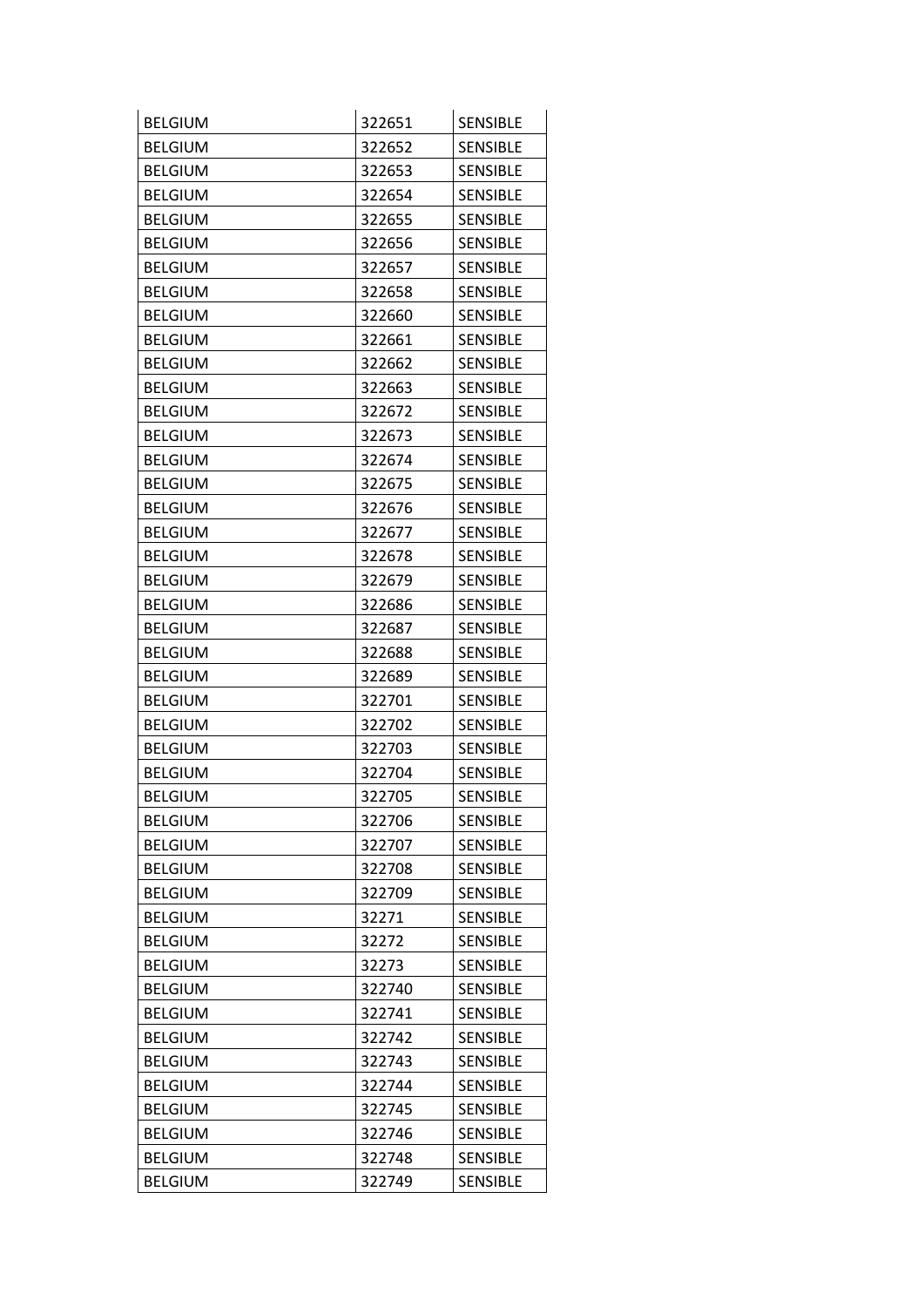| | | |
|---|---|---|
| BELGIUM | 322651 | SENSIBLE |
| BELGIUM | 322652 | SENSIBLE |
| BELGIUM | 322653 | SENSIBLE |
| BELGIUM | 322654 | SENSIBLE |
| BELGIUM | 322655 | SENSIBLE |
| BELGIUM | 322656 | SENSIBLE |
| BELGIUM | 322657 | SENSIBLE |
| BELGIUM | 322658 | SENSIBLE |
| BELGIUM | 322660 | SENSIBLE |
| BELGIUM | 322661 | SENSIBLE |
| BELGIUM | 322662 | SENSIBLE |
| BELGIUM | 322663 | SENSIBLE |
| BELGIUM | 322672 | SENSIBLE |
| BELGIUM | 322673 | SENSIBLE |
| BELGIUM | 322674 | SENSIBLE |
| BELGIUM | 322675 | SENSIBLE |
| BELGIUM | 322676 | SENSIBLE |
| BELGIUM | 322677 | SENSIBLE |
| BELGIUM | 322678 | SENSIBLE |
| BELGIUM | 322679 | SENSIBLE |
| BELGIUM | 322686 | SENSIBLE |
| BELGIUM | 322687 | SENSIBLE |
| BELGIUM | 322688 | SENSIBLE |
| BELGIUM | 322689 | SENSIBLE |
| BELGIUM | 322701 | SENSIBLE |
| BELGIUM | 322702 | SENSIBLE |
| BELGIUM | 322703 | SENSIBLE |
| BELGIUM | 322704 | SENSIBLE |
| BELGIUM | 322705 | SENSIBLE |
| BELGIUM | 322706 | SENSIBLE |
| BELGIUM | 322707 | SENSIBLE |
| BELGIUM | 322708 | SENSIBLE |
| BELGIUM | 322709 | SENSIBLE |
| BELGIUM | 32271 | SENSIBLE |
| BELGIUM | 32272 | SENSIBLE |
| BELGIUM | 32273 | SENSIBLE |
| BELGIUM | 322740 | SENSIBLE |
| BELGIUM | 322741 | SENSIBLE |
| BELGIUM | 322742 | SENSIBLE |
| BELGIUM | 322743 | SENSIBLE |
| BELGIUM | 322744 | SENSIBLE |
| BELGIUM | 322745 | SENSIBLE |
| BELGIUM | 322746 | SENSIBLE |
| BELGIUM | 322748 | SENSIBLE |
| BELGIUM | 322749 | SENSIBLE |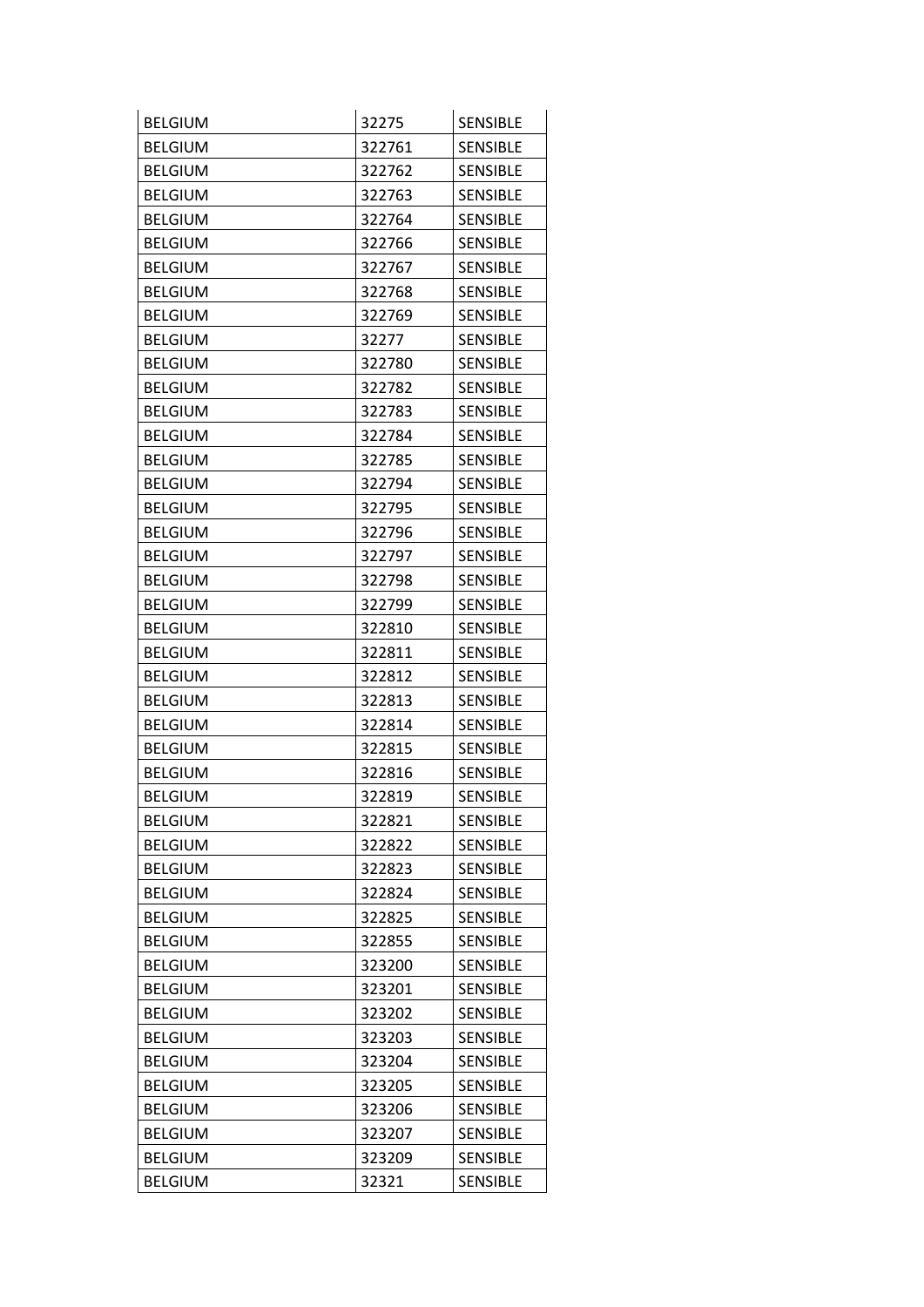| | | |
|---|---|---|
| BELGIUM | 32275 | SENSIBLE |
| BELGIUM | 322761 | SENSIBLE |
| BELGIUM | 322762 | SENSIBLE |
| BELGIUM | 322763 | SENSIBLE |
| BELGIUM | 322764 | SENSIBLE |
| BELGIUM | 322766 | SENSIBLE |
| BELGIUM | 322767 | SENSIBLE |
| BELGIUM | 322768 | SENSIBLE |
| BELGIUM | 322769 | SENSIBLE |
| BELGIUM | 32277 | SENSIBLE |
| BELGIUM | 322780 | SENSIBLE |
| BELGIUM | 322782 | SENSIBLE |
| BELGIUM | 322783 | SENSIBLE |
| BELGIUM | 322784 | SENSIBLE |
| BELGIUM | 322785 | SENSIBLE |
| BELGIUM | 322794 | SENSIBLE |
| BELGIUM | 322795 | SENSIBLE |
| BELGIUM | 322796 | SENSIBLE |
| BELGIUM | 322797 | SENSIBLE |
| BELGIUM | 322798 | SENSIBLE |
| BELGIUM | 322799 | SENSIBLE |
| BELGIUM | 322810 | SENSIBLE |
| BELGIUM | 322811 | SENSIBLE |
| BELGIUM | 322812 | SENSIBLE |
| BELGIUM | 322813 | SENSIBLE |
| BELGIUM | 322814 | SENSIBLE |
| BELGIUM | 322815 | SENSIBLE |
| BELGIUM | 322816 | SENSIBLE |
| BELGIUM | 322819 | SENSIBLE |
| BELGIUM | 322821 | SENSIBLE |
| BELGIUM | 322822 | SENSIBLE |
| BELGIUM | 322823 | SENSIBLE |
| BELGIUM | 322824 | SENSIBLE |
| BELGIUM | 322825 | SENSIBLE |
| BELGIUM | 322855 | SENSIBLE |
| BELGIUM | 323200 | SENSIBLE |
| BELGIUM | 323201 | SENSIBLE |
| BELGIUM | 323202 | SENSIBLE |
| BELGIUM | 323203 | SENSIBLE |
| BELGIUM | 323204 | SENSIBLE |
| BELGIUM | 323205 | SENSIBLE |
| BELGIUM | 323206 | SENSIBLE |
| BELGIUM | 323207 | SENSIBLE |
| BELGIUM | 323209 | SENSIBLE |
| BELGIUM | 32321 | SENSIBLE |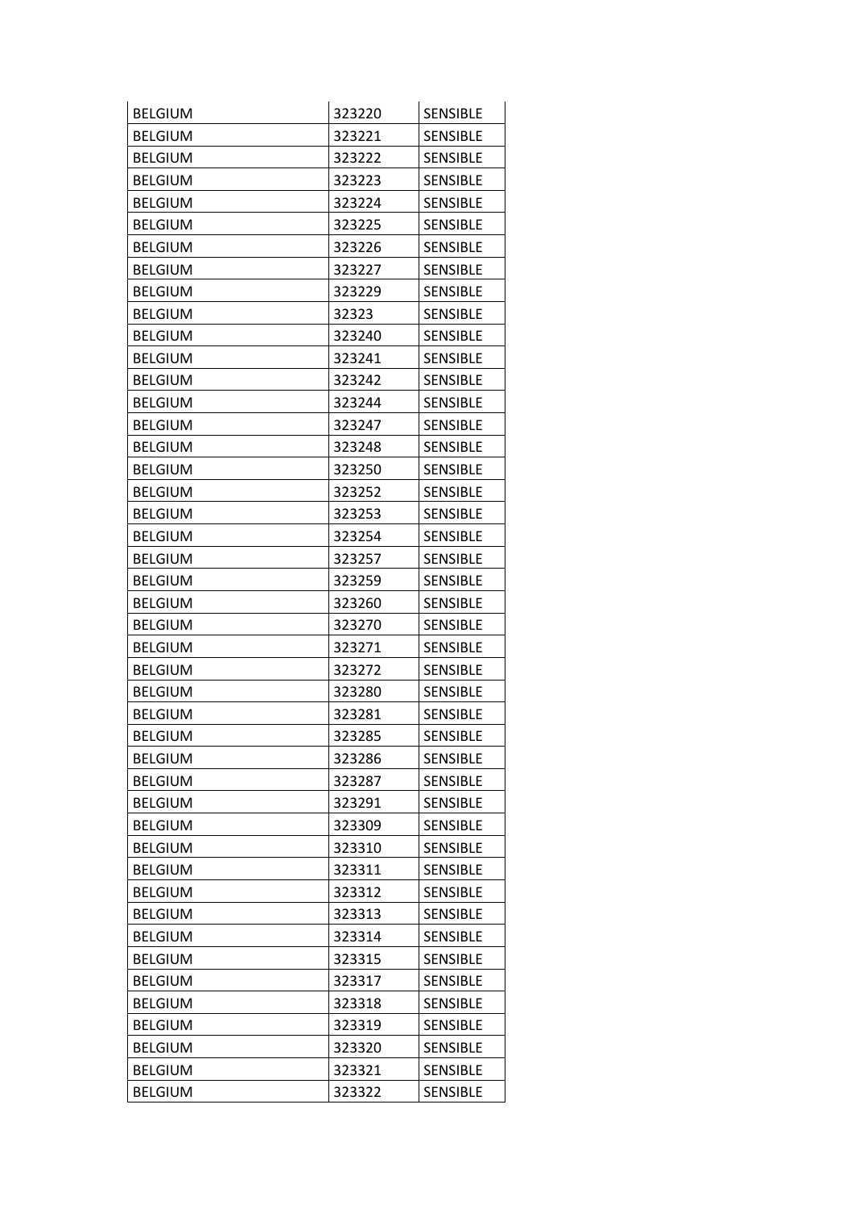| | | |
|---|---|---|
| BELGIUM | 323220 | SENSIBLE |
| BELGIUM | 323221 | SENSIBLE |
| BELGIUM | 323222 | SENSIBLE |
| BELGIUM | 323223 | SENSIBLE |
| BELGIUM | 323224 | SENSIBLE |
| BELGIUM | 323225 | SENSIBLE |
| BELGIUM | 323226 | SENSIBLE |
| BELGIUM | 323227 | SENSIBLE |
| BELGIUM | 323229 | SENSIBLE |
| BELGIUM | 32323 | SENSIBLE |
| BELGIUM | 323240 | SENSIBLE |
| BELGIUM | 323241 | SENSIBLE |
| BELGIUM | 323242 | SENSIBLE |
| BELGIUM | 323244 | SENSIBLE |
| BELGIUM | 323247 | SENSIBLE |
| BELGIUM | 323248 | SENSIBLE |
| BELGIUM | 323250 | SENSIBLE |
| BELGIUM | 323252 | SENSIBLE |
| BELGIUM | 323253 | SENSIBLE |
| BELGIUM | 323254 | SENSIBLE |
| BELGIUM | 323257 | SENSIBLE |
| BELGIUM | 323259 | SENSIBLE |
| BELGIUM | 323260 | SENSIBLE |
| BELGIUM | 323270 | SENSIBLE |
| BELGIUM | 323271 | SENSIBLE |
| BELGIUM | 323272 | SENSIBLE |
| BELGIUM | 323280 | SENSIBLE |
| BELGIUM | 323281 | SENSIBLE |
| BELGIUM | 323285 | SENSIBLE |
| BELGIUM | 323286 | SENSIBLE |
| BELGIUM | 323287 | SENSIBLE |
| BELGIUM | 323291 | SENSIBLE |
| BELGIUM | 323309 | SENSIBLE |
| BELGIUM | 323310 | SENSIBLE |
| BELGIUM | 323311 | SENSIBLE |
| BELGIUM | 323312 | SENSIBLE |
| BELGIUM | 323313 | SENSIBLE |
| BELGIUM | 323314 | SENSIBLE |
| BELGIUM | 323315 | SENSIBLE |
| BELGIUM | 323317 | SENSIBLE |
| BELGIUM | 323318 | SENSIBLE |
| BELGIUM | 323319 | SENSIBLE |
| BELGIUM | 323320 | SENSIBLE |
| BELGIUM | 323321 | SENSIBLE |
| BELGIUM | 323322 | SENSIBLE |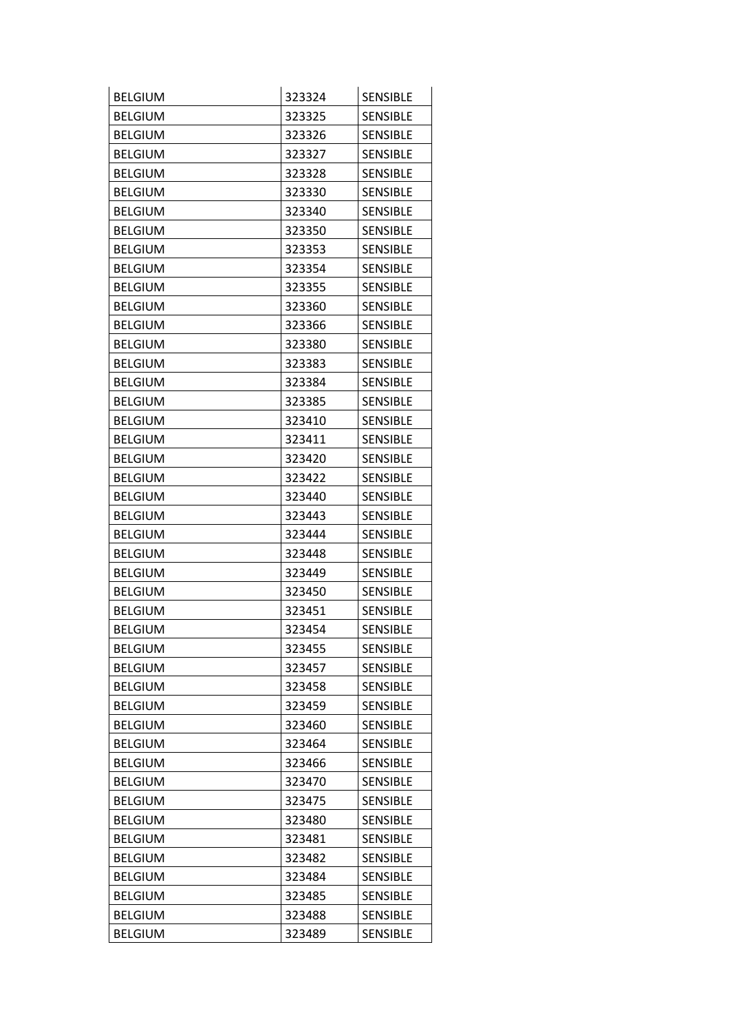| | | |
|---|---|---|
| BELGIUM | 323324 | SENSIBLE |
| BELGIUM | 323325 | SENSIBLE |
| BELGIUM | 323326 | SENSIBLE |
| BELGIUM | 323327 | SENSIBLE |
| BELGIUM | 323328 | SENSIBLE |
| BELGIUM | 323330 | SENSIBLE |
| BELGIUM | 323340 | SENSIBLE |
| BELGIUM | 323350 | SENSIBLE |
| BELGIUM | 323353 | SENSIBLE |
| BELGIUM | 323354 | SENSIBLE |
| BELGIUM | 323355 | SENSIBLE |
| BELGIUM | 323360 | SENSIBLE |
| BELGIUM | 323366 | SENSIBLE |
| BELGIUM | 323380 | SENSIBLE |
| BELGIUM | 323383 | SENSIBLE |
| BELGIUM | 323384 | SENSIBLE |
| BELGIUM | 323385 | SENSIBLE |
| BELGIUM | 323410 | SENSIBLE |
| BELGIUM | 323411 | SENSIBLE |
| BELGIUM | 323420 | SENSIBLE |
| BELGIUM | 323422 | SENSIBLE |
| BELGIUM | 323440 | SENSIBLE |
| BELGIUM | 323443 | SENSIBLE |
| BELGIUM | 323444 | SENSIBLE |
| BELGIUM | 323448 | SENSIBLE |
| BELGIUM | 323449 | SENSIBLE |
| BELGIUM | 323450 | SENSIBLE |
| BELGIUM | 323451 | SENSIBLE |
| BELGIUM | 323454 | SENSIBLE |
| BELGIUM | 323455 | SENSIBLE |
| BELGIUM | 323457 | SENSIBLE |
| BELGIUM | 323458 | SENSIBLE |
| BELGIUM | 323459 | SENSIBLE |
| BELGIUM | 323460 | SENSIBLE |
| BELGIUM | 323464 | SENSIBLE |
| BELGIUM | 323466 | SENSIBLE |
| BELGIUM | 323470 | SENSIBLE |
| BELGIUM | 323475 | SENSIBLE |
| BELGIUM | 323480 | SENSIBLE |
| BELGIUM | 323481 | SENSIBLE |
| BELGIUM | 323482 | SENSIBLE |
| BELGIUM | 323484 | SENSIBLE |
| BELGIUM | 323485 | SENSIBLE |
| BELGIUM | 323488 | SENSIBLE |
| BELGIUM | 323489 | SENSIBLE |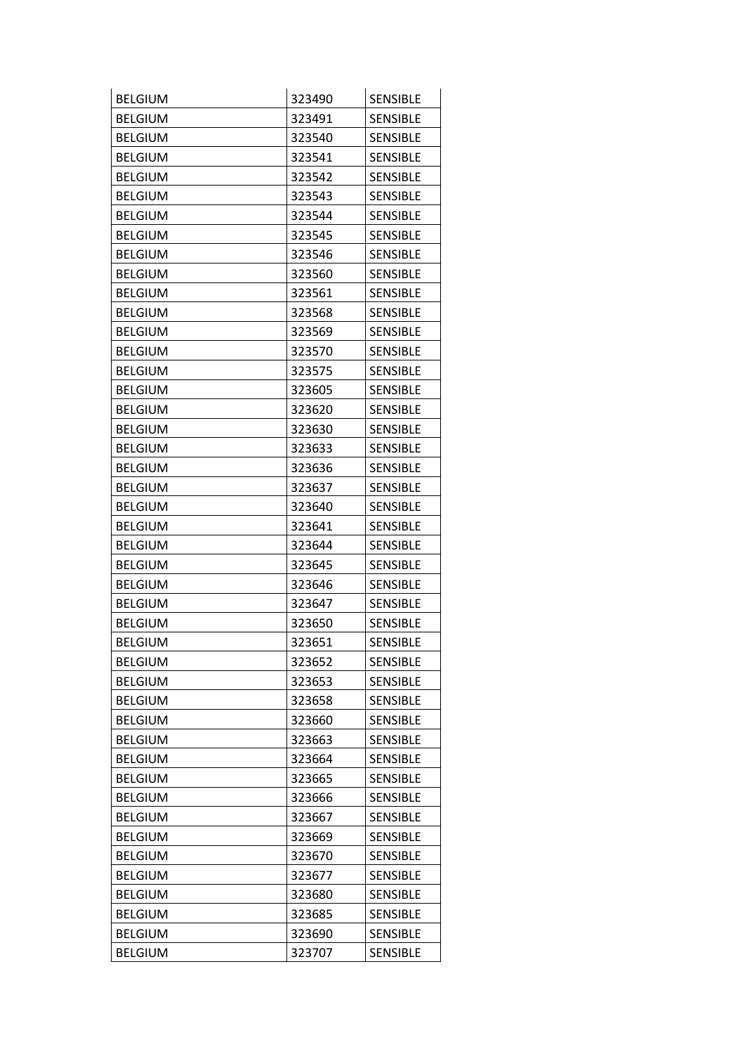| | | |
|---|---|---|
| BELGIUM | 323490 | SENSIBLE |
| BELGIUM | 323491 | SENSIBLE |
| BELGIUM | 323540 | SENSIBLE |
| BELGIUM | 323541 | SENSIBLE |
| BELGIUM | 323542 | SENSIBLE |
| BELGIUM | 323543 | SENSIBLE |
| BELGIUM | 323544 | SENSIBLE |
| BELGIUM | 323545 | SENSIBLE |
| BELGIUM | 323546 | SENSIBLE |
| BELGIUM | 323560 | SENSIBLE |
| BELGIUM | 323561 | SENSIBLE |
| BELGIUM | 323568 | SENSIBLE |
| BELGIUM | 323569 | SENSIBLE |
| BELGIUM | 323570 | SENSIBLE |
| BELGIUM | 323575 | SENSIBLE |
| BELGIUM | 323605 | SENSIBLE |
| BELGIUM | 323620 | SENSIBLE |
| BELGIUM | 323630 | SENSIBLE |
| BELGIUM | 323633 | SENSIBLE |
| BELGIUM | 323636 | SENSIBLE |
| BELGIUM | 323637 | SENSIBLE |
| BELGIUM | 323640 | SENSIBLE |
| BELGIUM | 323641 | SENSIBLE |
| BELGIUM | 323644 | SENSIBLE |
| BELGIUM | 323645 | SENSIBLE |
| BELGIUM | 323646 | SENSIBLE |
| BELGIUM | 323647 | SENSIBLE |
| BELGIUM | 323650 | SENSIBLE |
| BELGIUM | 323651 | SENSIBLE |
| BELGIUM | 323652 | SENSIBLE |
| BELGIUM | 323653 | SENSIBLE |
| BELGIUM | 323658 | SENSIBLE |
| BELGIUM | 323660 | SENSIBLE |
| BELGIUM | 323663 | SENSIBLE |
| BELGIUM | 323664 | SENSIBLE |
| BELGIUM | 323665 | SENSIBLE |
| BELGIUM | 323666 | SENSIBLE |
| BELGIUM | 323667 | SENSIBLE |
| BELGIUM | 323669 | SENSIBLE |
| BELGIUM | 323670 | SENSIBLE |
| BELGIUM | 323677 | SENSIBLE |
| BELGIUM | 323680 | SENSIBLE |
| BELGIUM | 323685 | SENSIBLE |
| BELGIUM | 323690 | SENSIBLE |
| BELGIUM | 323707 | SENSIBLE |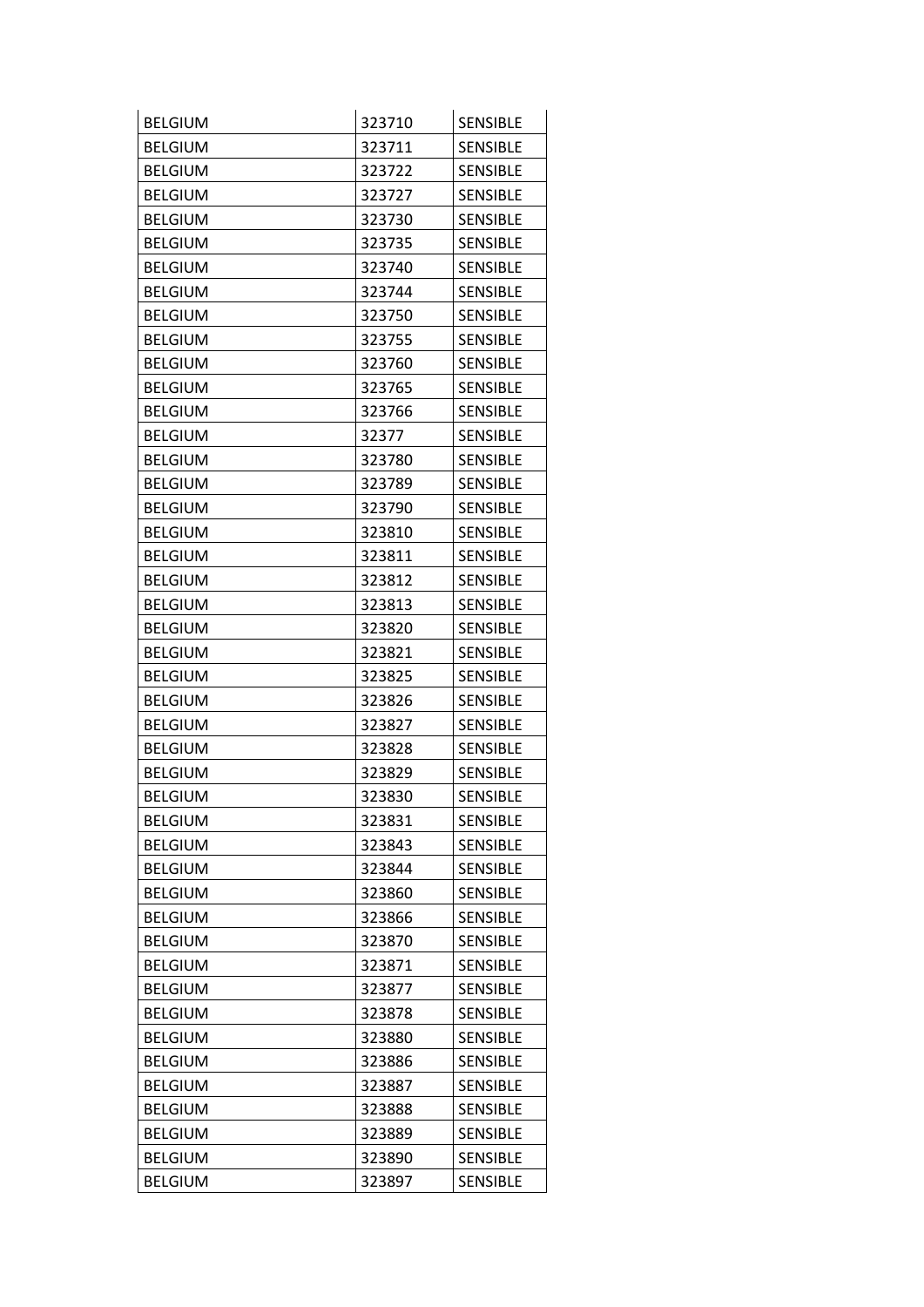| | | |
|---|---|---|
| BELGIUM | 323710 | SENSIBLE |
| BELGIUM | 323711 | SENSIBLE |
| BELGIUM | 323722 | SENSIBLE |
| BELGIUM | 323727 | SENSIBLE |
| BELGIUM | 323730 | SENSIBLE |
| BELGIUM | 323735 | SENSIBLE |
| BELGIUM | 323740 | SENSIBLE |
| BELGIUM | 323744 | SENSIBLE |
| BELGIUM | 323750 | SENSIBLE |
| BELGIUM | 323755 | SENSIBLE |
| BELGIUM | 323760 | SENSIBLE |
| BELGIUM | 323765 | SENSIBLE |
| BELGIUM | 323766 | SENSIBLE |
| BELGIUM | 32377 | SENSIBLE |
| BELGIUM | 323780 | SENSIBLE |
| BELGIUM | 323789 | SENSIBLE |
| BELGIUM | 323790 | SENSIBLE |
| BELGIUM | 323810 | SENSIBLE |
| BELGIUM | 323811 | SENSIBLE |
| BELGIUM | 323812 | SENSIBLE |
| BELGIUM | 323813 | SENSIBLE |
| BELGIUM | 323820 | SENSIBLE |
| BELGIUM | 323821 | SENSIBLE |
| BELGIUM | 323825 | SENSIBLE |
| BELGIUM | 323826 | SENSIBLE |
| BELGIUM | 323827 | SENSIBLE |
| BELGIUM | 323828 | SENSIBLE |
| BELGIUM | 323829 | SENSIBLE |
| BELGIUM | 323830 | SENSIBLE |
| BELGIUM | 323831 | SENSIBLE |
| BELGIUM | 323843 | SENSIBLE |
| BELGIUM | 323844 | SENSIBLE |
| BELGIUM | 323860 | SENSIBLE |
| BELGIUM | 323866 | SENSIBLE |
| BELGIUM | 323870 | SENSIBLE |
| BELGIUM | 323871 | SENSIBLE |
| BELGIUM | 323877 | SENSIBLE |
| BELGIUM | 323878 | SENSIBLE |
| BELGIUM | 323880 | SENSIBLE |
| BELGIUM | 323886 | SENSIBLE |
| BELGIUM | 323887 | SENSIBLE |
| BELGIUM | 323888 | SENSIBLE |
| BELGIUM | 323889 | SENSIBLE |
| BELGIUM | 323890 | SENSIBLE |
| BELGIUM | 323897 | SENSIBLE |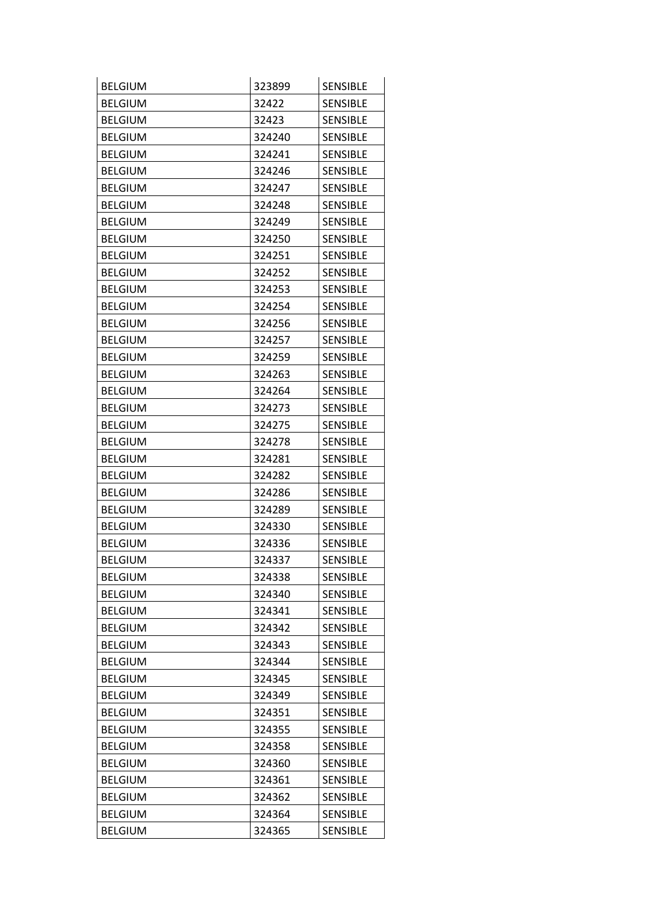| | | |
|---|---|---|
| BELGIUM | 323899 | SENSIBLE |
| BELGIUM | 32422 | SENSIBLE |
| BELGIUM | 32423 | SENSIBLE |
| BELGIUM | 324240 | SENSIBLE |
| BELGIUM | 324241 | SENSIBLE |
| BELGIUM | 324246 | SENSIBLE |
| BELGIUM | 324247 | SENSIBLE |
| BELGIUM | 324248 | SENSIBLE |
| BELGIUM | 324249 | SENSIBLE |
| BELGIUM | 324250 | SENSIBLE |
| BELGIUM | 324251 | SENSIBLE |
| BELGIUM | 324252 | SENSIBLE |
| BELGIUM | 324253 | SENSIBLE |
| BELGIUM | 324254 | SENSIBLE |
| BELGIUM | 324256 | SENSIBLE |
| BELGIUM | 324257 | SENSIBLE |
| BELGIUM | 324259 | SENSIBLE |
| BELGIUM | 324263 | SENSIBLE |
| BELGIUM | 324264 | SENSIBLE |
| BELGIUM | 324273 | SENSIBLE |
| BELGIUM | 324275 | SENSIBLE |
| BELGIUM | 324278 | SENSIBLE |
| BELGIUM | 324281 | SENSIBLE |
| BELGIUM | 324282 | SENSIBLE |
| BELGIUM | 324286 | SENSIBLE |
| BELGIUM | 324289 | SENSIBLE |
| BELGIUM | 324330 | SENSIBLE |
| BELGIUM | 324336 | SENSIBLE |
| BELGIUM | 324337 | SENSIBLE |
| BELGIUM | 324338 | SENSIBLE |
| BELGIUM | 324340 | SENSIBLE |
| BELGIUM | 324341 | SENSIBLE |
| BELGIUM | 324342 | SENSIBLE |
| BELGIUM | 324343 | SENSIBLE |
| BELGIUM | 324344 | SENSIBLE |
| BELGIUM | 324345 | SENSIBLE |
| BELGIUM | 324349 | SENSIBLE |
| BELGIUM | 324351 | SENSIBLE |
| BELGIUM | 324355 | SENSIBLE |
| BELGIUM | 324358 | SENSIBLE |
| BELGIUM | 324360 | SENSIBLE |
| BELGIUM | 324361 | SENSIBLE |
| BELGIUM | 324362 | SENSIBLE |
| BELGIUM | 324364 | SENSIBLE |
| BELGIUM | 324365 | SENSIBLE |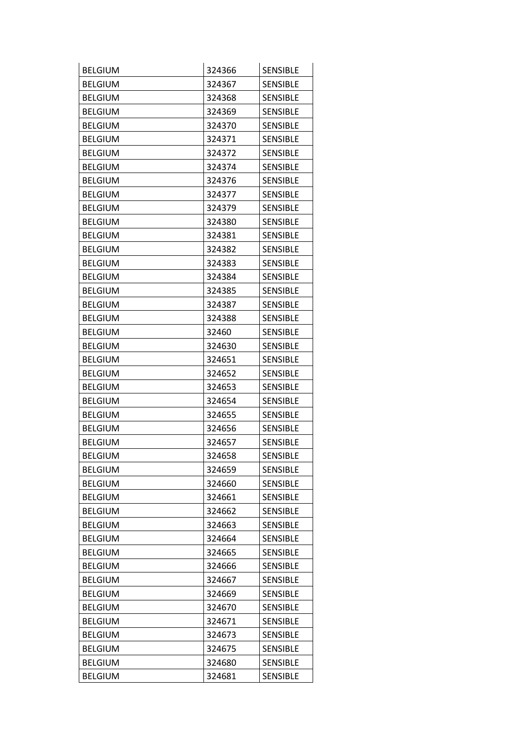| | | |
|---|---|---|
| BELGIUM | 324366 | SENSIBLE |
| BELGIUM | 324367 | SENSIBLE |
| BELGIUM | 324368 | SENSIBLE |
| BELGIUM | 324369 | SENSIBLE |
| BELGIUM | 324370 | SENSIBLE |
| BELGIUM | 324371 | SENSIBLE |
| BELGIUM | 324372 | SENSIBLE |
| BELGIUM | 324374 | SENSIBLE |
| BELGIUM | 324376 | SENSIBLE |
| BELGIUM | 324377 | SENSIBLE |
| BELGIUM | 324379 | SENSIBLE |
| BELGIUM | 324380 | SENSIBLE |
| BELGIUM | 324381 | SENSIBLE |
| BELGIUM | 324382 | SENSIBLE |
| BELGIUM | 324383 | SENSIBLE |
| BELGIUM | 324384 | SENSIBLE |
| BELGIUM | 324385 | SENSIBLE |
| BELGIUM | 324387 | SENSIBLE |
| BELGIUM | 324388 | SENSIBLE |
| BELGIUM | 32460 | SENSIBLE |
| BELGIUM | 324630 | SENSIBLE |
| BELGIUM | 324651 | SENSIBLE |
| BELGIUM | 324652 | SENSIBLE |
| BELGIUM | 324653 | SENSIBLE |
| BELGIUM | 324654 | SENSIBLE |
| BELGIUM | 324655 | SENSIBLE |
| BELGIUM | 324656 | SENSIBLE |
| BELGIUM | 324657 | SENSIBLE |
| BELGIUM | 324658 | SENSIBLE |
| BELGIUM | 324659 | SENSIBLE |
| BELGIUM | 324660 | SENSIBLE |
| BELGIUM | 324661 | SENSIBLE |
| BELGIUM | 324662 | SENSIBLE |
| BELGIUM | 324663 | SENSIBLE |
| BELGIUM | 324664 | SENSIBLE |
| BELGIUM | 324665 | SENSIBLE |
| BELGIUM | 324666 | SENSIBLE |
| BELGIUM | 324667 | SENSIBLE |
| BELGIUM | 324669 | SENSIBLE |
| BELGIUM | 324670 | SENSIBLE |
| BELGIUM | 324671 | SENSIBLE |
| BELGIUM | 324673 | SENSIBLE |
| BELGIUM | 324675 | SENSIBLE |
| BELGIUM | 324680 | SENSIBLE |
| BELGIUM | 324681 | SENSIBLE |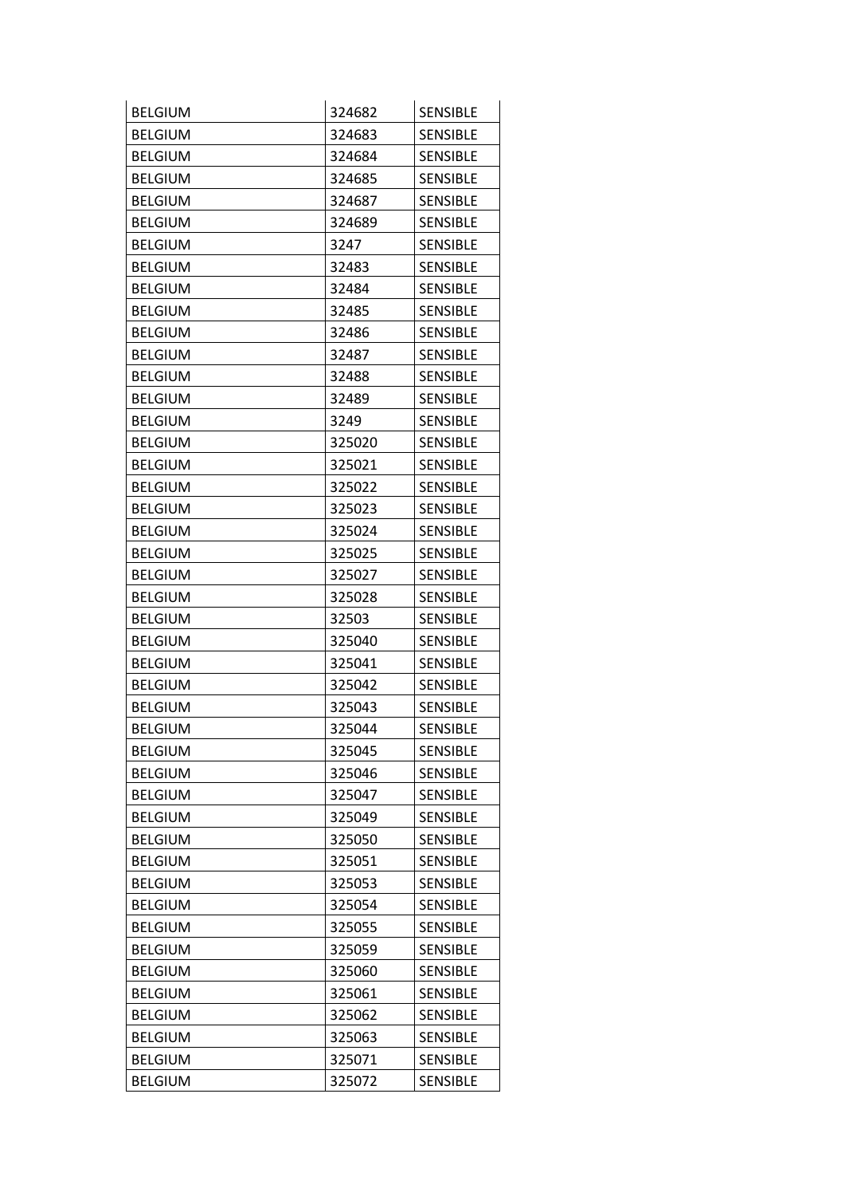| | | |
|---|---|---|
| BELGIUM | 324682 | SENSIBLE |
| BELGIUM | 324683 | SENSIBLE |
| BELGIUM | 324684 | SENSIBLE |
| BELGIUM | 324685 | SENSIBLE |
| BELGIUM | 324687 | SENSIBLE |
| BELGIUM | 324689 | SENSIBLE |
| BELGIUM | 3247 | SENSIBLE |
| BELGIUM | 32483 | SENSIBLE |
| BELGIUM | 32484 | SENSIBLE |
| BELGIUM | 32485 | SENSIBLE |
| BELGIUM | 32486 | SENSIBLE |
| BELGIUM | 32487 | SENSIBLE |
| BELGIUM | 32488 | SENSIBLE |
| BELGIUM | 32489 | SENSIBLE |
| BELGIUM | 3249 | SENSIBLE |
| BELGIUM | 325020 | SENSIBLE |
| BELGIUM | 325021 | SENSIBLE |
| BELGIUM | 325022 | SENSIBLE |
| BELGIUM | 325023 | SENSIBLE |
| BELGIUM | 325024 | SENSIBLE |
| BELGIUM | 325025 | SENSIBLE |
| BELGIUM | 325027 | SENSIBLE |
| BELGIUM | 325028 | SENSIBLE |
| BELGIUM | 32503 | SENSIBLE |
| BELGIUM | 325040 | SENSIBLE |
| BELGIUM | 325041 | SENSIBLE |
| BELGIUM | 325042 | SENSIBLE |
| BELGIUM | 325043 | SENSIBLE |
| BELGIUM | 325044 | SENSIBLE |
| BELGIUM | 325045 | SENSIBLE |
| BELGIUM | 325046 | SENSIBLE |
| BELGIUM | 325047 | SENSIBLE |
| BELGIUM | 325049 | SENSIBLE |
| BELGIUM | 325050 | SENSIBLE |
| BELGIUM | 325051 | SENSIBLE |
| BELGIUM | 325053 | SENSIBLE |
| BELGIUM | 325054 | SENSIBLE |
| BELGIUM | 325055 | SENSIBLE |
| BELGIUM | 325059 | SENSIBLE |
| BELGIUM | 325060 | SENSIBLE |
| BELGIUM | 325061 | SENSIBLE |
| BELGIUM | 325062 | SENSIBLE |
| BELGIUM | 325063 | SENSIBLE |
| BELGIUM | 325071 | SENSIBLE |
| BELGIUM | 325072 | SENSIBLE |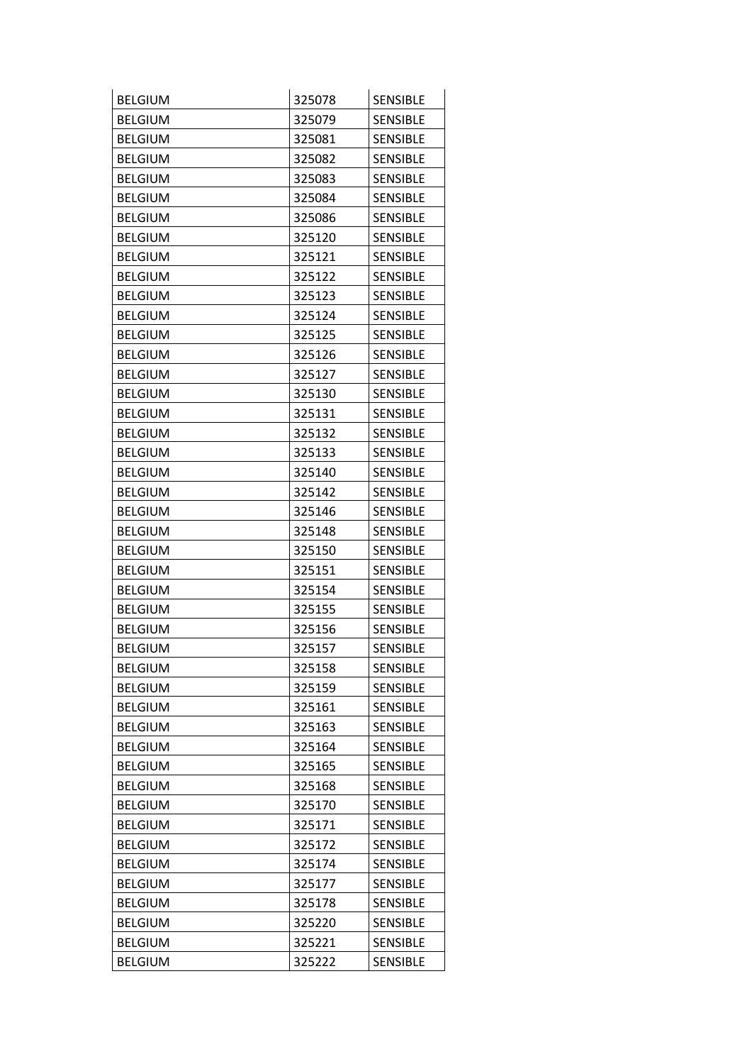| BELGIUM | 325078 | SENSIBLE |
|---|---|---|
| BELGIUM | 325079 | SENSIBLE |
| BELGIUM | 325081 | SENSIBLE |
| BELGIUM | 325082 | SENSIBLE |
| BELGIUM | 325083 | SENSIBLE |
| BELGIUM | 325084 | SENSIBLE |
| BELGIUM | 325086 | SENSIBLE |
| BELGIUM | 325120 | SENSIBLE |
| BELGIUM | 325121 | SENSIBLE |
| BELGIUM | 325122 | SENSIBLE |
| BELGIUM | 325123 | SENSIBLE |
| BELGIUM | 325124 | SENSIBLE |
| BELGIUM | 325125 | SENSIBLE |
| BELGIUM | 325126 | SENSIBLE |
| BELGIUM | 325127 | SENSIBLE |
| BELGIUM | 325130 | SENSIBLE |
| BELGIUM | 325131 | SENSIBLE |
| BELGIUM | 325132 | SENSIBLE |
| BELGIUM | 325133 | SENSIBLE |
| BELGIUM | 325140 | SENSIBLE |
| BELGIUM | 325142 | SENSIBLE |
| BELGIUM | 325146 | SENSIBLE |
| BELGIUM | 325148 | SENSIBLE |
| BELGIUM | 325150 | SENSIBLE |
| BELGIUM | 325151 | SENSIBLE |
| BELGIUM | 325154 | SENSIBLE |
| BELGIUM | 325155 | SENSIBLE |
| BELGIUM | 325156 | SENSIBLE |
| BELGIUM | 325157 | SENSIBLE |
| BELGIUM | 325158 | SENSIBLE |
| BELGIUM | 325159 | SENSIBLE |
| BELGIUM | 325161 | SENSIBLE |
| BELGIUM | 325163 | SENSIBLE |
| BELGIUM | 325164 | SENSIBLE |
| BELGIUM | 325165 | SENSIBLE |
| BELGIUM | 325168 | SENSIBLE |
| BELGIUM | 325170 | SENSIBLE |
| BELGIUM | 325171 | SENSIBLE |
| BELGIUM | 325172 | SENSIBLE |
| BELGIUM | 325174 | SENSIBLE |
| BELGIUM | 325177 | SENSIBLE |
| BELGIUM | 325178 | SENSIBLE |
| BELGIUM | 325220 | SENSIBLE |
| BELGIUM | 325221 | SENSIBLE |
| BELGIUM | 325222 | SENSIBLE |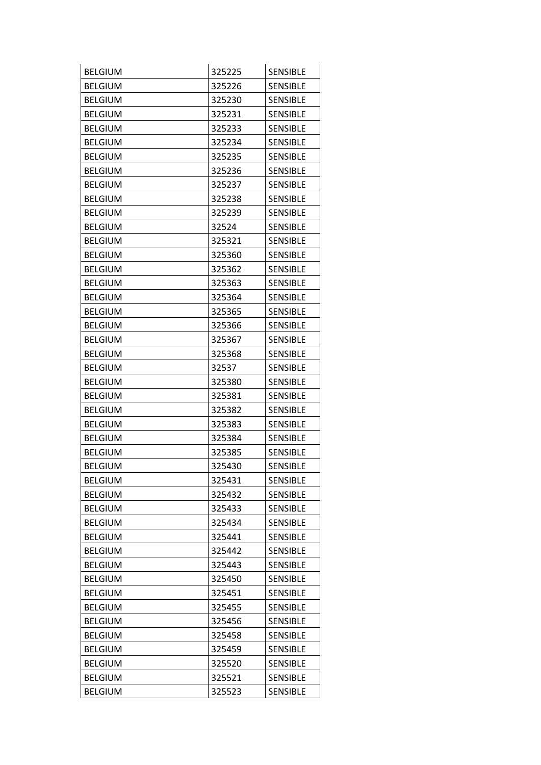| | | |
|---|---|---|
| BELGIUM | 325225 | SENSIBLE |
| BELGIUM | 325226 | SENSIBLE |
| BELGIUM | 325230 | SENSIBLE |
| BELGIUM | 325231 | SENSIBLE |
| BELGIUM | 325233 | SENSIBLE |
| BELGIUM | 325234 | SENSIBLE |
| BELGIUM | 325235 | SENSIBLE |
| BELGIUM | 325236 | SENSIBLE |
| BELGIUM | 325237 | SENSIBLE |
| BELGIUM | 325238 | SENSIBLE |
| BELGIUM | 325239 | SENSIBLE |
| BELGIUM | 32524 | SENSIBLE |
| BELGIUM | 325321 | SENSIBLE |
| BELGIUM | 325360 | SENSIBLE |
| BELGIUM | 325362 | SENSIBLE |
| BELGIUM | 325363 | SENSIBLE |
| BELGIUM | 325364 | SENSIBLE |
| BELGIUM | 325365 | SENSIBLE |
| BELGIUM | 325366 | SENSIBLE |
| BELGIUM | 325367 | SENSIBLE |
| BELGIUM | 325368 | SENSIBLE |
| BELGIUM | 32537 | SENSIBLE |
| BELGIUM | 325380 | SENSIBLE |
| BELGIUM | 325381 | SENSIBLE |
| BELGIUM | 325382 | SENSIBLE |
| BELGIUM | 325383 | SENSIBLE |
| BELGIUM | 325384 | SENSIBLE |
| BELGIUM | 325385 | SENSIBLE |
| BELGIUM | 325430 | SENSIBLE |
| BELGIUM | 325431 | SENSIBLE |
| BELGIUM | 325432 | SENSIBLE |
| BELGIUM | 325433 | SENSIBLE |
| BELGIUM | 325434 | SENSIBLE |
| BELGIUM | 325441 | SENSIBLE |
| BELGIUM | 325442 | SENSIBLE |
| BELGIUM | 325443 | SENSIBLE |
| BELGIUM | 325450 | SENSIBLE |
| BELGIUM | 325451 | SENSIBLE |
| BELGIUM | 325455 | SENSIBLE |
| BELGIUM | 325456 | SENSIBLE |
| BELGIUM | 325458 | SENSIBLE |
| BELGIUM | 325459 | SENSIBLE |
| BELGIUM | 325520 | SENSIBLE |
| BELGIUM | 325521 | SENSIBLE |
| BELGIUM | 325523 | SENSIBLE |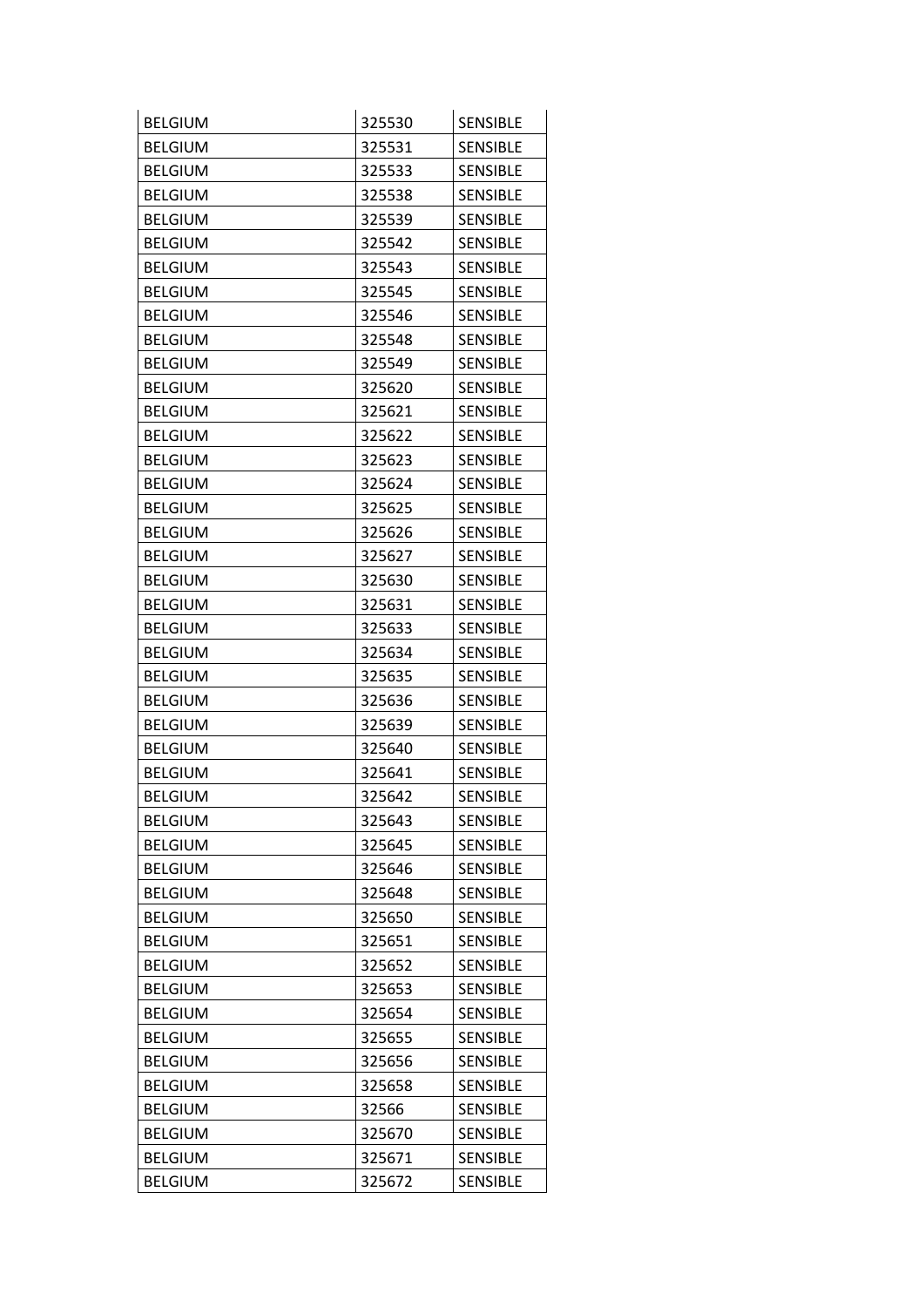| | | |
|---|---|---|
| BELGIUM | 325530 | SENSIBLE |
| BELGIUM | 325531 | SENSIBLE |
| BELGIUM | 325533 | SENSIBLE |
| BELGIUM | 325538 | SENSIBLE |
| BELGIUM | 325539 | SENSIBLE |
| BELGIUM | 325542 | SENSIBLE |
| BELGIUM | 325543 | SENSIBLE |
| BELGIUM | 325545 | SENSIBLE |
| BELGIUM | 325546 | SENSIBLE |
| BELGIUM | 325548 | SENSIBLE |
| BELGIUM | 325549 | SENSIBLE |
| BELGIUM | 325620 | SENSIBLE |
| BELGIUM | 325621 | SENSIBLE |
| BELGIUM | 325622 | SENSIBLE |
| BELGIUM | 325623 | SENSIBLE |
| BELGIUM | 325624 | SENSIBLE |
| BELGIUM | 325625 | SENSIBLE |
| BELGIUM | 325626 | SENSIBLE |
| BELGIUM | 325627 | SENSIBLE |
| BELGIUM | 325630 | SENSIBLE |
| BELGIUM | 325631 | SENSIBLE |
| BELGIUM | 325633 | SENSIBLE |
| BELGIUM | 325634 | SENSIBLE |
| BELGIUM | 325635 | SENSIBLE |
| BELGIUM | 325636 | SENSIBLE |
| BELGIUM | 325639 | SENSIBLE |
| BELGIUM | 325640 | SENSIBLE |
| BELGIUM | 325641 | SENSIBLE |
| BELGIUM | 325642 | SENSIBLE |
| BELGIUM | 325643 | SENSIBLE |
| BELGIUM | 325645 | SENSIBLE |
| BELGIUM | 325646 | SENSIBLE |
| BELGIUM | 325648 | SENSIBLE |
| BELGIUM | 325650 | SENSIBLE |
| BELGIUM | 325651 | SENSIBLE |
| BELGIUM | 325652 | SENSIBLE |
| BELGIUM | 325653 | SENSIBLE |
| BELGIUM | 325654 | SENSIBLE |
| BELGIUM | 325655 | SENSIBLE |
| BELGIUM | 325656 | SENSIBLE |
| BELGIUM | 325658 | SENSIBLE |
| BELGIUM | 32566 | SENSIBLE |
| BELGIUM | 325670 | SENSIBLE |
| BELGIUM | 325671 | SENSIBLE |
| BELGIUM | 325672 | SENSIBLE |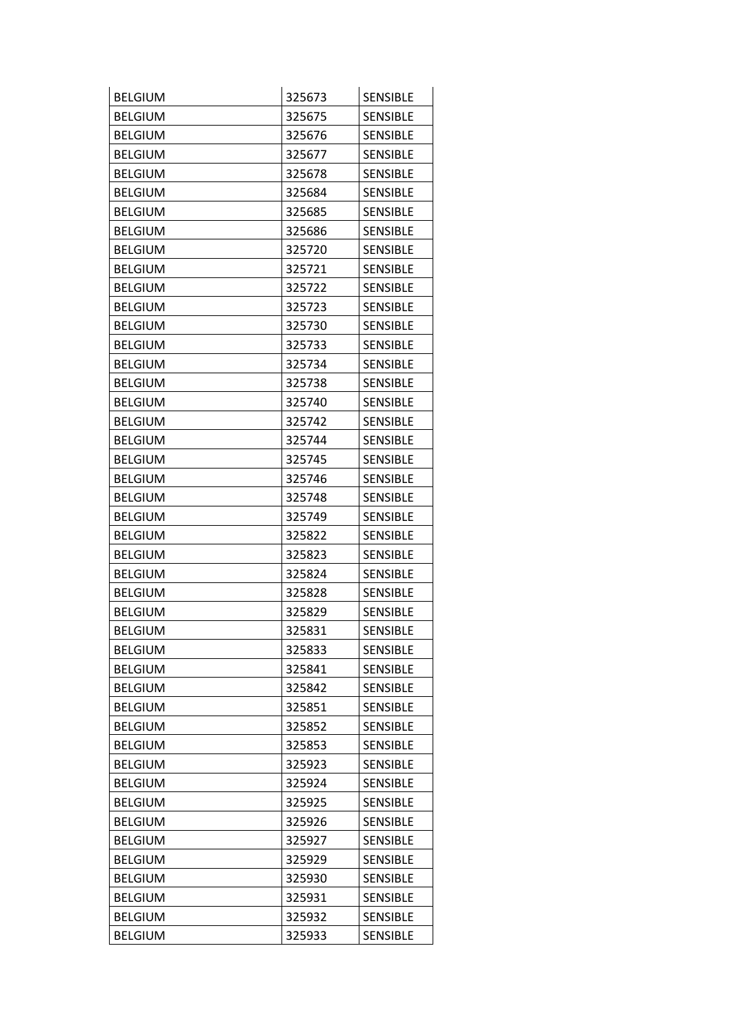| | | |
|---|---|---|
| BELGIUM | 325673 | SENSIBLE |
| BELGIUM | 325675 | SENSIBLE |
| BELGIUM | 325676 | SENSIBLE |
| BELGIUM | 325677 | SENSIBLE |
| BELGIUM | 325678 | SENSIBLE |
| BELGIUM | 325684 | SENSIBLE |
| BELGIUM | 325685 | SENSIBLE |
| BELGIUM | 325686 | SENSIBLE |
| BELGIUM | 325720 | SENSIBLE |
| BELGIUM | 325721 | SENSIBLE |
| BELGIUM | 325722 | SENSIBLE |
| BELGIUM | 325723 | SENSIBLE |
| BELGIUM | 325730 | SENSIBLE |
| BELGIUM | 325733 | SENSIBLE |
| BELGIUM | 325734 | SENSIBLE |
| BELGIUM | 325738 | SENSIBLE |
| BELGIUM | 325740 | SENSIBLE |
| BELGIUM | 325742 | SENSIBLE |
| BELGIUM | 325744 | SENSIBLE |
| BELGIUM | 325745 | SENSIBLE |
| BELGIUM | 325746 | SENSIBLE |
| BELGIUM | 325748 | SENSIBLE |
| BELGIUM | 325749 | SENSIBLE |
| BELGIUM | 325822 | SENSIBLE |
| BELGIUM | 325823 | SENSIBLE |
| BELGIUM | 325824 | SENSIBLE |
| BELGIUM | 325828 | SENSIBLE |
| BELGIUM | 325829 | SENSIBLE |
| BELGIUM | 325831 | SENSIBLE |
| BELGIUM | 325833 | SENSIBLE |
| BELGIUM | 325841 | SENSIBLE |
| BELGIUM | 325842 | SENSIBLE |
| BELGIUM | 325851 | SENSIBLE |
| BELGIUM | 325852 | SENSIBLE |
| BELGIUM | 325853 | SENSIBLE |
| BELGIUM | 325923 | SENSIBLE |
| BELGIUM | 325924 | SENSIBLE |
| BELGIUM | 325925 | SENSIBLE |
| BELGIUM | 325926 | SENSIBLE |
| BELGIUM | 325927 | SENSIBLE |
| BELGIUM | 325929 | SENSIBLE |
| BELGIUM | 325930 | SENSIBLE |
| BELGIUM | 325931 | SENSIBLE |
| BELGIUM | 325932 | SENSIBLE |
| BELGIUM | 325933 | SENSIBLE |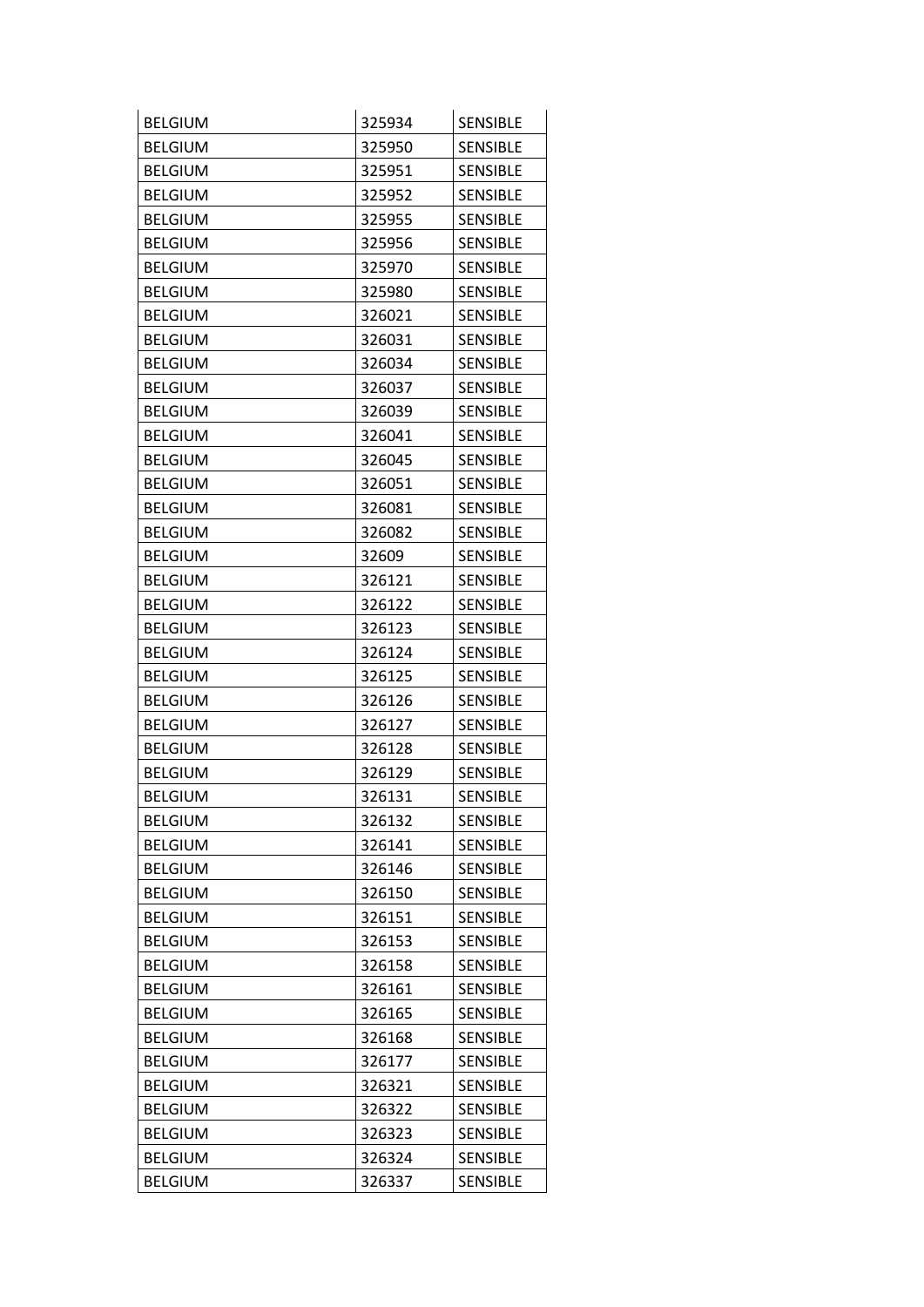| | | |
|---|---|---|
| BELGIUM | 325934 | SENSIBLE |
| BELGIUM | 325950 | SENSIBLE |
| BELGIUM | 325951 | SENSIBLE |
| BELGIUM | 325952 | SENSIBLE |
| BELGIUM | 325955 | SENSIBLE |
| BELGIUM | 325956 | SENSIBLE |
| BELGIUM | 325970 | SENSIBLE |
| BELGIUM | 325980 | SENSIBLE |
| BELGIUM | 326021 | SENSIBLE |
| BELGIUM | 326031 | SENSIBLE |
| BELGIUM | 326034 | SENSIBLE |
| BELGIUM | 326037 | SENSIBLE |
| BELGIUM | 326039 | SENSIBLE |
| BELGIUM | 326041 | SENSIBLE |
| BELGIUM | 326045 | SENSIBLE |
| BELGIUM | 326051 | SENSIBLE |
| BELGIUM | 326081 | SENSIBLE |
| BELGIUM | 326082 | SENSIBLE |
| BELGIUM | 32609 | SENSIBLE |
| BELGIUM | 326121 | SENSIBLE |
| BELGIUM | 326122 | SENSIBLE |
| BELGIUM | 326123 | SENSIBLE |
| BELGIUM | 326124 | SENSIBLE |
| BELGIUM | 326125 | SENSIBLE |
| BELGIUM | 326126 | SENSIBLE |
| BELGIUM | 326127 | SENSIBLE |
| BELGIUM | 326128 | SENSIBLE |
| BELGIUM | 326129 | SENSIBLE |
| BELGIUM | 326131 | SENSIBLE |
| BELGIUM | 326132 | SENSIBLE |
| BELGIUM | 326141 | SENSIBLE |
| BELGIUM | 326146 | SENSIBLE |
| BELGIUM | 326150 | SENSIBLE |
| BELGIUM | 326151 | SENSIBLE |
| BELGIUM | 326153 | SENSIBLE |
| BELGIUM | 326158 | SENSIBLE |
| BELGIUM | 326161 | SENSIBLE |
| BELGIUM | 326165 | SENSIBLE |
| BELGIUM | 326168 | SENSIBLE |
| BELGIUM | 326177 | SENSIBLE |
| BELGIUM | 326321 | SENSIBLE |
| BELGIUM | 326322 | SENSIBLE |
| BELGIUM | 326323 | SENSIBLE |
| BELGIUM | 326324 | SENSIBLE |
| BELGIUM | 326337 | SENSIBLE |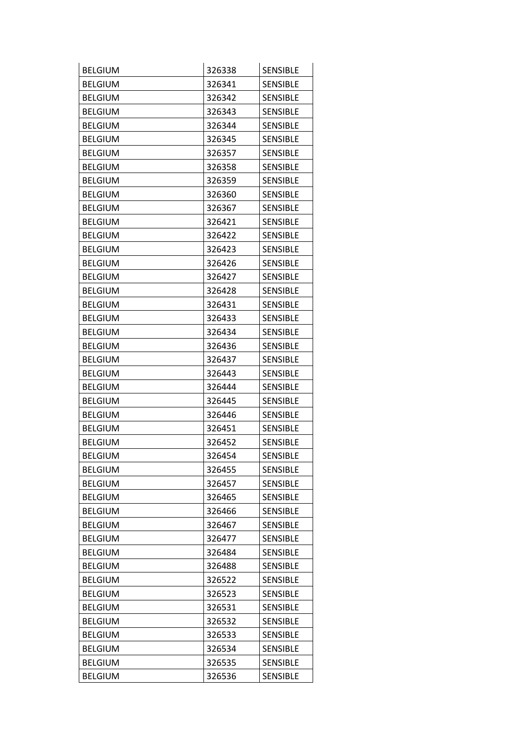| | | |
|---|---|---|
| BELGIUM | 326338 | SENSIBLE |
| BELGIUM | 326341 | SENSIBLE |
| BELGIUM | 326342 | SENSIBLE |
| BELGIUM | 326343 | SENSIBLE |
| BELGIUM | 326344 | SENSIBLE |
| BELGIUM | 326345 | SENSIBLE |
| BELGIUM | 326357 | SENSIBLE |
| BELGIUM | 326358 | SENSIBLE |
| BELGIUM | 326359 | SENSIBLE |
| BELGIUM | 326360 | SENSIBLE |
| BELGIUM | 326367 | SENSIBLE |
| BELGIUM | 326421 | SENSIBLE |
| BELGIUM | 326422 | SENSIBLE |
| BELGIUM | 326423 | SENSIBLE |
| BELGIUM | 326426 | SENSIBLE |
| BELGIUM | 326427 | SENSIBLE |
| BELGIUM | 326428 | SENSIBLE |
| BELGIUM | 326431 | SENSIBLE |
| BELGIUM | 326433 | SENSIBLE |
| BELGIUM | 326434 | SENSIBLE |
| BELGIUM | 326436 | SENSIBLE |
| BELGIUM | 326437 | SENSIBLE |
| BELGIUM | 326443 | SENSIBLE |
| BELGIUM | 326444 | SENSIBLE |
| BELGIUM | 326445 | SENSIBLE |
| BELGIUM | 326446 | SENSIBLE |
| BELGIUM | 326451 | SENSIBLE |
| BELGIUM | 326452 | SENSIBLE |
| BELGIUM | 326454 | SENSIBLE |
| BELGIUM | 326455 | SENSIBLE |
| BELGIUM | 326457 | SENSIBLE |
| BELGIUM | 326465 | SENSIBLE |
| BELGIUM | 326466 | SENSIBLE |
| BELGIUM | 326467 | SENSIBLE |
| BELGIUM | 326477 | SENSIBLE |
| BELGIUM | 326484 | SENSIBLE |
| BELGIUM | 326488 | SENSIBLE |
| BELGIUM | 326522 | SENSIBLE |
| BELGIUM | 326523 | SENSIBLE |
| BELGIUM | 326531 | SENSIBLE |
| BELGIUM | 326532 | SENSIBLE |
| BELGIUM | 326533 | SENSIBLE |
| BELGIUM | 326534 | SENSIBLE |
| BELGIUM | 326535 | SENSIBLE |
| BELGIUM | 326536 | SENSIBLE |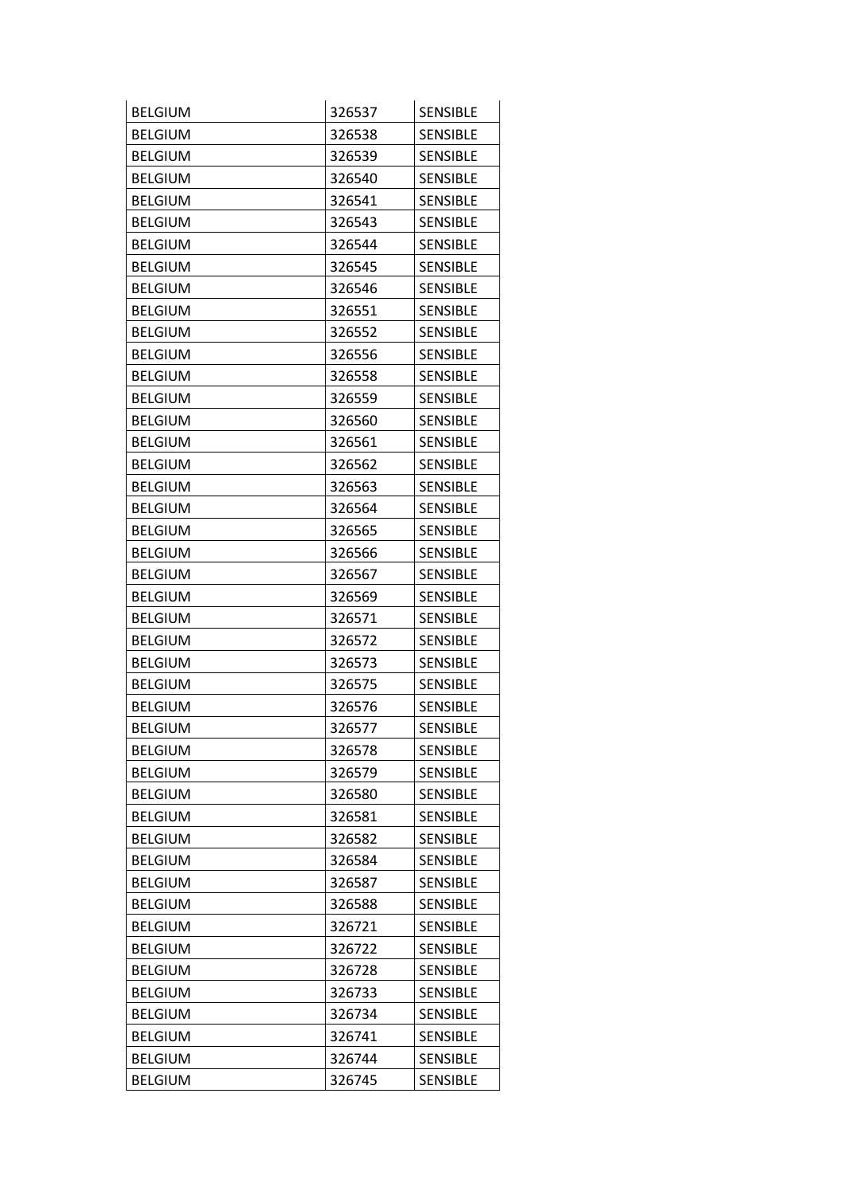| | | |
|---|---|---|
| BELGIUM | 326537 | SENSIBLE |
| BELGIUM | 326538 | SENSIBLE |
| BELGIUM | 326539 | SENSIBLE |
| BELGIUM | 326540 | SENSIBLE |
| BELGIUM | 326541 | SENSIBLE |
| BELGIUM | 326543 | SENSIBLE |
| BELGIUM | 326544 | SENSIBLE |
| BELGIUM | 326545 | SENSIBLE |
| BELGIUM | 326546 | SENSIBLE |
| BELGIUM | 326551 | SENSIBLE |
| BELGIUM | 326552 | SENSIBLE |
| BELGIUM | 326556 | SENSIBLE |
| BELGIUM | 326558 | SENSIBLE |
| BELGIUM | 326559 | SENSIBLE |
| BELGIUM | 326560 | SENSIBLE |
| BELGIUM | 326561 | SENSIBLE |
| BELGIUM | 326562 | SENSIBLE |
| BELGIUM | 326563 | SENSIBLE |
| BELGIUM | 326564 | SENSIBLE |
| BELGIUM | 326565 | SENSIBLE |
| BELGIUM | 326566 | SENSIBLE |
| BELGIUM | 326567 | SENSIBLE |
| BELGIUM | 326569 | SENSIBLE |
| BELGIUM | 326571 | SENSIBLE |
| BELGIUM | 326572 | SENSIBLE |
| BELGIUM | 326573 | SENSIBLE |
| BELGIUM | 326575 | SENSIBLE |
| BELGIUM | 326576 | SENSIBLE |
| BELGIUM | 326577 | SENSIBLE |
| BELGIUM | 326578 | SENSIBLE |
| BELGIUM | 326579 | SENSIBLE |
| BELGIUM | 326580 | SENSIBLE |
| BELGIUM | 326581 | SENSIBLE |
| BELGIUM | 326582 | SENSIBLE |
| BELGIUM | 326584 | SENSIBLE |
| BELGIUM | 326587 | SENSIBLE |
| BELGIUM | 326588 | SENSIBLE |
| BELGIUM | 326721 | SENSIBLE |
| BELGIUM | 326722 | SENSIBLE |
| BELGIUM | 326728 | SENSIBLE |
| BELGIUM | 326733 | SENSIBLE |
| BELGIUM | 326734 | SENSIBLE |
| BELGIUM | 326741 | SENSIBLE |
| BELGIUM | 326744 | SENSIBLE |
| BELGIUM | 326745 | SENSIBLE |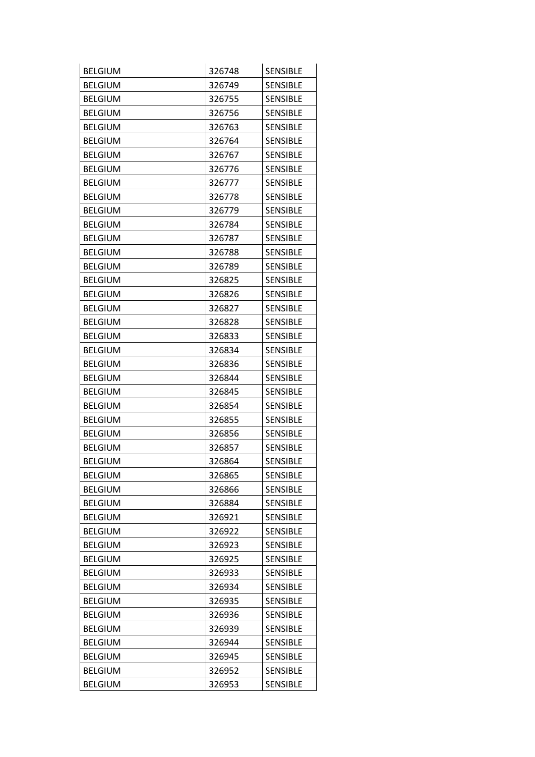| | | |
|---|---|---|
| BELGIUM | 326748 | SENSIBLE |
| BELGIUM | 326749 | SENSIBLE |
| BELGIUM | 326755 | SENSIBLE |
| BELGIUM | 326756 | SENSIBLE |
| BELGIUM | 326763 | SENSIBLE |
| BELGIUM | 326764 | SENSIBLE |
| BELGIUM | 326767 | SENSIBLE |
| BELGIUM | 326776 | SENSIBLE |
| BELGIUM | 326777 | SENSIBLE |
| BELGIUM | 326778 | SENSIBLE |
| BELGIUM | 326779 | SENSIBLE |
| BELGIUM | 326784 | SENSIBLE |
| BELGIUM | 326787 | SENSIBLE |
| BELGIUM | 326788 | SENSIBLE |
| BELGIUM | 326789 | SENSIBLE |
| BELGIUM | 326825 | SENSIBLE |
| BELGIUM | 326826 | SENSIBLE |
| BELGIUM | 326827 | SENSIBLE |
| BELGIUM | 326828 | SENSIBLE |
| BELGIUM | 326833 | SENSIBLE |
| BELGIUM | 326834 | SENSIBLE |
| BELGIUM | 326836 | SENSIBLE |
| BELGIUM | 326844 | SENSIBLE |
| BELGIUM | 326845 | SENSIBLE |
| BELGIUM | 326854 | SENSIBLE |
| BELGIUM | 326855 | SENSIBLE |
| BELGIUM | 326856 | SENSIBLE |
| BELGIUM | 326857 | SENSIBLE |
| BELGIUM | 326864 | SENSIBLE |
| BELGIUM | 326865 | SENSIBLE |
| BELGIUM | 326866 | SENSIBLE |
| BELGIUM | 326884 | SENSIBLE |
| BELGIUM | 326921 | SENSIBLE |
| BELGIUM | 326922 | SENSIBLE |
| BELGIUM | 326923 | SENSIBLE |
| BELGIUM | 326925 | SENSIBLE |
| BELGIUM | 326933 | SENSIBLE |
| BELGIUM | 326934 | SENSIBLE |
| BELGIUM | 326935 | SENSIBLE |
| BELGIUM | 326936 | SENSIBLE |
| BELGIUM | 326939 | SENSIBLE |
| BELGIUM | 326944 | SENSIBLE |
| BELGIUM | 326945 | SENSIBLE |
| BELGIUM | 326952 | SENSIBLE |
| BELGIUM | 326953 | SENSIBLE |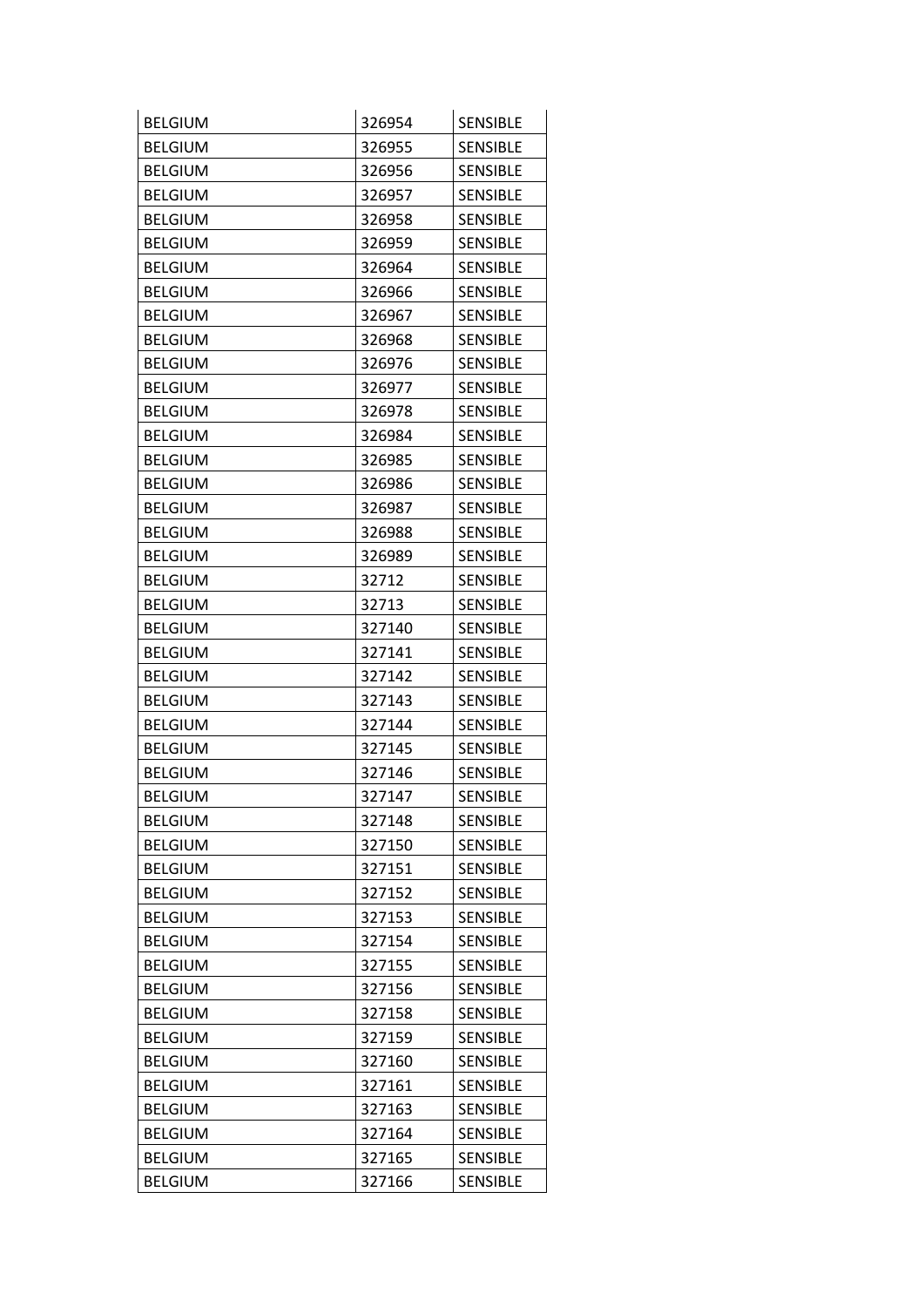| | | |
|---|---|---|
| BELGIUM | 326954 | SENSIBLE |
| BELGIUM | 326955 | SENSIBLE |
| BELGIUM | 326956 | SENSIBLE |
| BELGIUM | 326957 | SENSIBLE |
| BELGIUM | 326958 | SENSIBLE |
| BELGIUM | 326959 | SENSIBLE |
| BELGIUM | 326964 | SENSIBLE |
| BELGIUM | 326966 | SENSIBLE |
| BELGIUM | 326967 | SENSIBLE |
| BELGIUM | 326968 | SENSIBLE |
| BELGIUM | 326976 | SENSIBLE |
| BELGIUM | 326977 | SENSIBLE |
| BELGIUM | 326978 | SENSIBLE |
| BELGIUM | 326984 | SENSIBLE |
| BELGIUM | 326985 | SENSIBLE |
| BELGIUM | 326986 | SENSIBLE |
| BELGIUM | 326987 | SENSIBLE |
| BELGIUM | 326988 | SENSIBLE |
| BELGIUM | 326989 | SENSIBLE |
| BELGIUM | 32712 | SENSIBLE |
| BELGIUM | 32713 | SENSIBLE |
| BELGIUM | 327140 | SENSIBLE |
| BELGIUM | 327141 | SENSIBLE |
| BELGIUM | 327142 | SENSIBLE |
| BELGIUM | 327143 | SENSIBLE |
| BELGIUM | 327144 | SENSIBLE |
| BELGIUM | 327145 | SENSIBLE |
| BELGIUM | 327146 | SENSIBLE |
| BELGIUM | 327147 | SENSIBLE |
| BELGIUM | 327148 | SENSIBLE |
| BELGIUM | 327150 | SENSIBLE |
| BELGIUM | 327151 | SENSIBLE |
| BELGIUM | 327152 | SENSIBLE |
| BELGIUM | 327153 | SENSIBLE |
| BELGIUM | 327154 | SENSIBLE |
| BELGIUM | 327155 | SENSIBLE |
| BELGIUM | 327156 | SENSIBLE |
| BELGIUM | 327158 | SENSIBLE |
| BELGIUM | 327159 | SENSIBLE |
| BELGIUM | 327160 | SENSIBLE |
| BELGIUM | 327161 | SENSIBLE |
| BELGIUM | 327163 | SENSIBLE |
| BELGIUM | 327164 | SENSIBLE |
| BELGIUM | 327165 | SENSIBLE |
| BELGIUM | 327166 | SENSIBLE |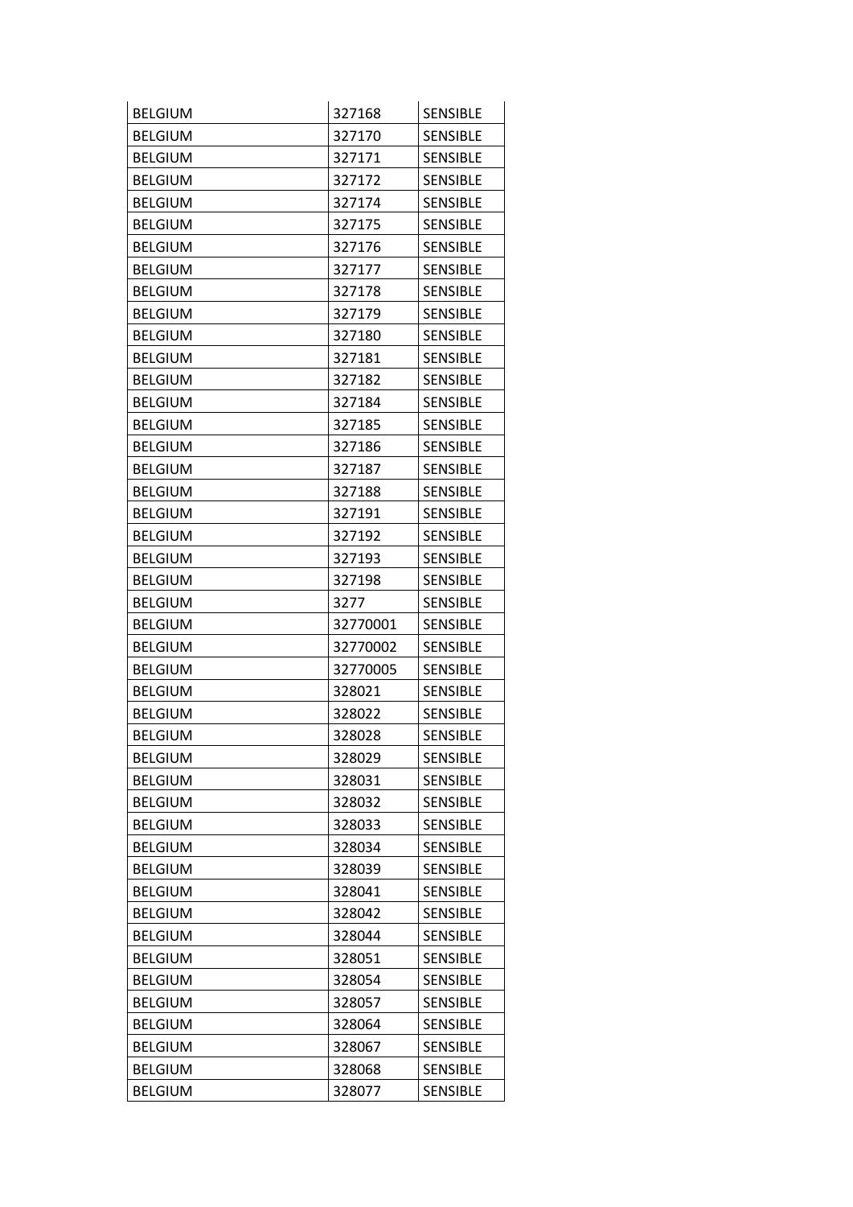| BELGIUM | 327168 | SENSIBLE |
|---|---|---|
| BELGIUM | 327170 | SENSIBLE |
| BELGIUM | 327171 | SENSIBLE |
| BELGIUM | 327172 | SENSIBLE |
| BELGIUM | 327174 | SENSIBLE |
| BELGIUM | 327175 | SENSIBLE |
| BELGIUM | 327176 | SENSIBLE |
| BELGIUM | 327177 | SENSIBLE |
| BELGIUM | 327178 | SENSIBLE |
| BELGIUM | 327179 | SENSIBLE |
| BELGIUM | 327180 | SENSIBLE |
| BELGIUM | 327181 | SENSIBLE |
| BELGIUM | 327182 | SENSIBLE |
| BELGIUM | 327184 | SENSIBLE |
| BELGIUM | 327185 | SENSIBLE |
| BELGIUM | 327186 | SENSIBLE |
| BELGIUM | 327187 | SENSIBLE |
| BELGIUM | 327188 | SENSIBLE |
| BELGIUM | 327191 | SENSIBLE |
| BELGIUM | 327192 | SENSIBLE |
| BELGIUM | 327193 | SENSIBLE |
| BELGIUM | 327198 | SENSIBLE |
| BELGIUM | 3277 | SENSIBLE |
| BELGIUM | 32770001 | SENSIBLE |
| BELGIUM | 32770002 | SENSIBLE |
| BELGIUM | 32770005 | SENSIBLE |
| BELGIUM | 328021 | SENSIBLE |
| BELGIUM | 328022 | SENSIBLE |
| BELGIUM | 328028 | SENSIBLE |
| BELGIUM | 328029 | SENSIBLE |
| BELGIUM | 328031 | SENSIBLE |
| BELGIUM | 328032 | SENSIBLE |
| BELGIUM | 328033 | SENSIBLE |
| BELGIUM | 328034 | SENSIBLE |
| BELGIUM | 328039 | SENSIBLE |
| BELGIUM | 328041 | SENSIBLE |
| BELGIUM | 328042 | SENSIBLE |
| BELGIUM | 328044 | SENSIBLE |
| BELGIUM | 328051 | SENSIBLE |
| BELGIUM | 328054 | SENSIBLE |
| BELGIUM | 328057 | SENSIBLE |
| BELGIUM | 328064 | SENSIBLE |
| BELGIUM | 328067 | SENSIBLE |
| BELGIUM | 328068 | SENSIBLE |
| BELGIUM | 328077 | SENSIBLE |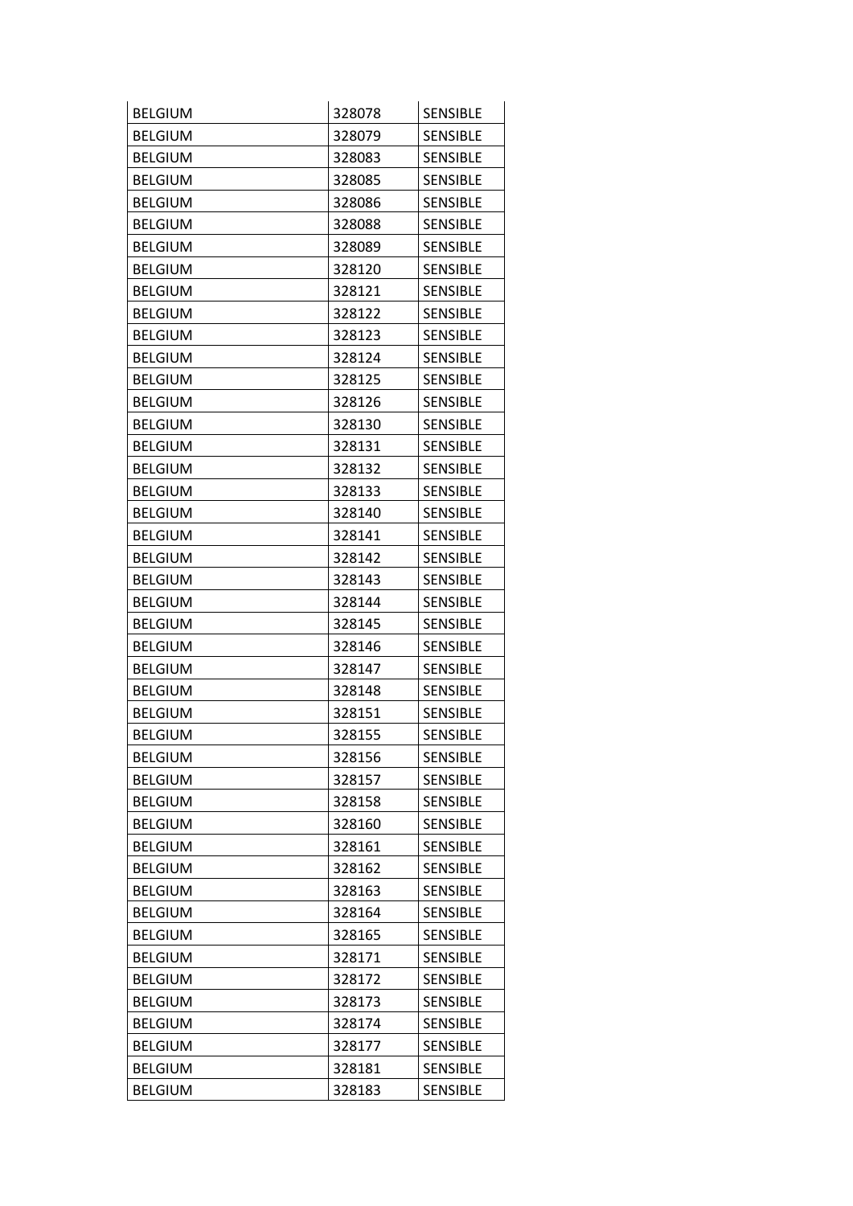| | | |
|---|---|---|
| BELGIUM | 328078 | SENSIBLE |
| BELGIUM | 328079 | SENSIBLE |
| BELGIUM | 328083 | SENSIBLE |
| BELGIUM | 328085 | SENSIBLE |
| BELGIUM | 328086 | SENSIBLE |
| BELGIUM | 328088 | SENSIBLE |
| BELGIUM | 328089 | SENSIBLE |
| BELGIUM | 328120 | SENSIBLE |
| BELGIUM | 328121 | SENSIBLE |
| BELGIUM | 328122 | SENSIBLE |
| BELGIUM | 328123 | SENSIBLE |
| BELGIUM | 328124 | SENSIBLE |
| BELGIUM | 328125 | SENSIBLE |
| BELGIUM | 328126 | SENSIBLE |
| BELGIUM | 328130 | SENSIBLE |
| BELGIUM | 328131 | SENSIBLE |
| BELGIUM | 328132 | SENSIBLE |
| BELGIUM | 328133 | SENSIBLE |
| BELGIUM | 328140 | SENSIBLE |
| BELGIUM | 328141 | SENSIBLE |
| BELGIUM | 328142 | SENSIBLE |
| BELGIUM | 328143 | SENSIBLE |
| BELGIUM | 328144 | SENSIBLE |
| BELGIUM | 328145 | SENSIBLE |
| BELGIUM | 328146 | SENSIBLE |
| BELGIUM | 328147 | SENSIBLE |
| BELGIUM | 328148 | SENSIBLE |
| BELGIUM | 328151 | SENSIBLE |
| BELGIUM | 328155 | SENSIBLE |
| BELGIUM | 328156 | SENSIBLE |
| BELGIUM | 328157 | SENSIBLE |
| BELGIUM | 328158 | SENSIBLE |
| BELGIUM | 328160 | SENSIBLE |
| BELGIUM | 328161 | SENSIBLE |
| BELGIUM | 328162 | SENSIBLE |
| BELGIUM | 328163 | SENSIBLE |
| BELGIUM | 328164 | SENSIBLE |
| BELGIUM | 328165 | SENSIBLE |
| BELGIUM | 328171 | SENSIBLE |
| BELGIUM | 328172 | SENSIBLE |
| BELGIUM | 328173 | SENSIBLE |
| BELGIUM | 328174 | SENSIBLE |
| BELGIUM | 328177 | SENSIBLE |
| BELGIUM | 328181 | SENSIBLE |
| BELGIUM | 328183 | SENSIBLE |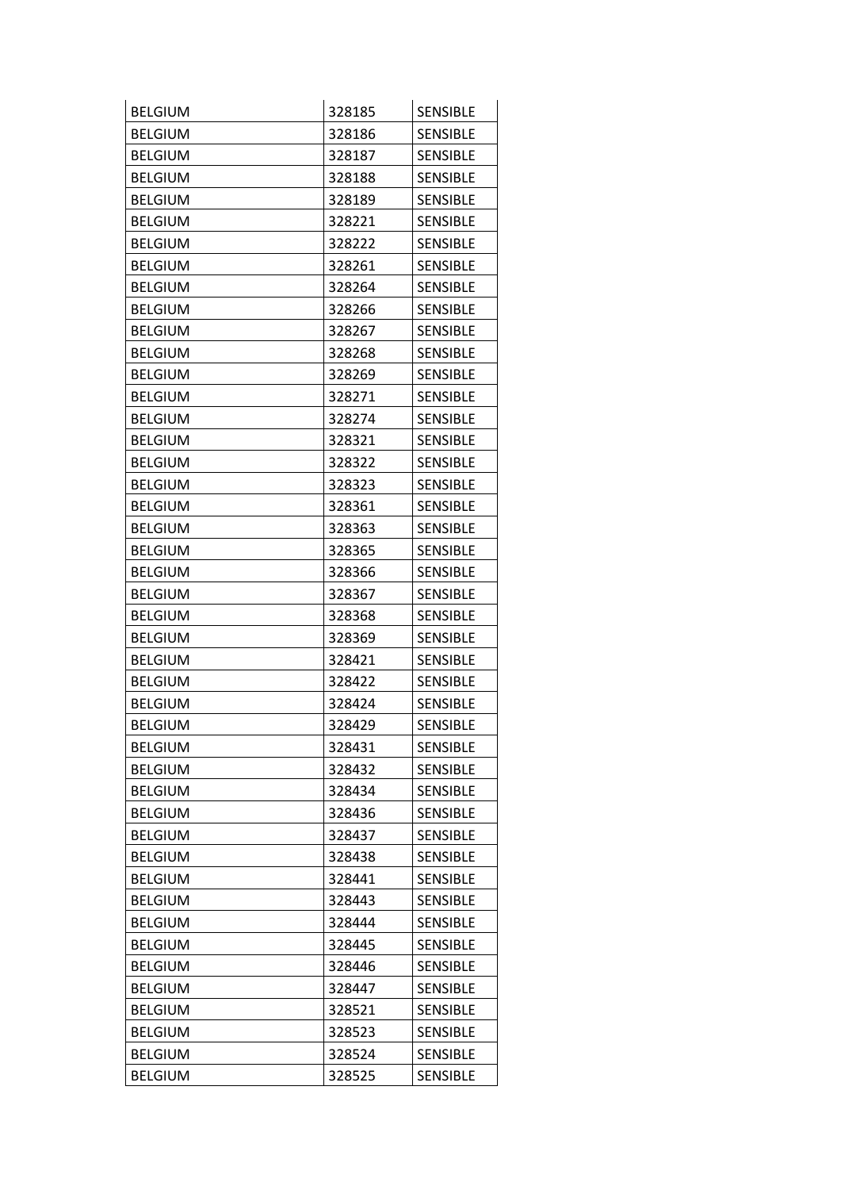| | | |
|---|---|---|
| BELGIUM | 328185 | SENSIBLE |
| BELGIUM | 328186 | SENSIBLE |
| BELGIUM | 328187 | SENSIBLE |
| BELGIUM | 328188 | SENSIBLE |
| BELGIUM | 328189 | SENSIBLE |
| BELGIUM | 328221 | SENSIBLE |
| BELGIUM | 328222 | SENSIBLE |
| BELGIUM | 328261 | SENSIBLE |
| BELGIUM | 328264 | SENSIBLE |
| BELGIUM | 328266 | SENSIBLE |
| BELGIUM | 328267 | SENSIBLE |
| BELGIUM | 328268 | SENSIBLE |
| BELGIUM | 328269 | SENSIBLE |
| BELGIUM | 328271 | SENSIBLE |
| BELGIUM | 328274 | SENSIBLE |
| BELGIUM | 328321 | SENSIBLE |
| BELGIUM | 328322 | SENSIBLE |
| BELGIUM | 328323 | SENSIBLE |
| BELGIUM | 328361 | SENSIBLE |
| BELGIUM | 328363 | SENSIBLE |
| BELGIUM | 328365 | SENSIBLE |
| BELGIUM | 328366 | SENSIBLE |
| BELGIUM | 328367 | SENSIBLE |
| BELGIUM | 328368 | SENSIBLE |
| BELGIUM | 328369 | SENSIBLE |
| BELGIUM | 328421 | SENSIBLE |
| BELGIUM | 328422 | SENSIBLE |
| BELGIUM | 328424 | SENSIBLE |
| BELGIUM | 328429 | SENSIBLE |
| BELGIUM | 328431 | SENSIBLE |
| BELGIUM | 328432 | SENSIBLE |
| BELGIUM | 328434 | SENSIBLE |
| BELGIUM | 328436 | SENSIBLE |
| BELGIUM | 328437 | SENSIBLE |
| BELGIUM | 328438 | SENSIBLE |
| BELGIUM | 328441 | SENSIBLE |
| BELGIUM | 328443 | SENSIBLE |
| BELGIUM | 328444 | SENSIBLE |
| BELGIUM | 328445 | SENSIBLE |
| BELGIUM | 328446 | SENSIBLE |
| BELGIUM | 328447 | SENSIBLE |
| BELGIUM | 328521 | SENSIBLE |
| BELGIUM | 328523 | SENSIBLE |
| BELGIUM | 328524 | SENSIBLE |
| BELGIUM | 328525 | SENSIBLE |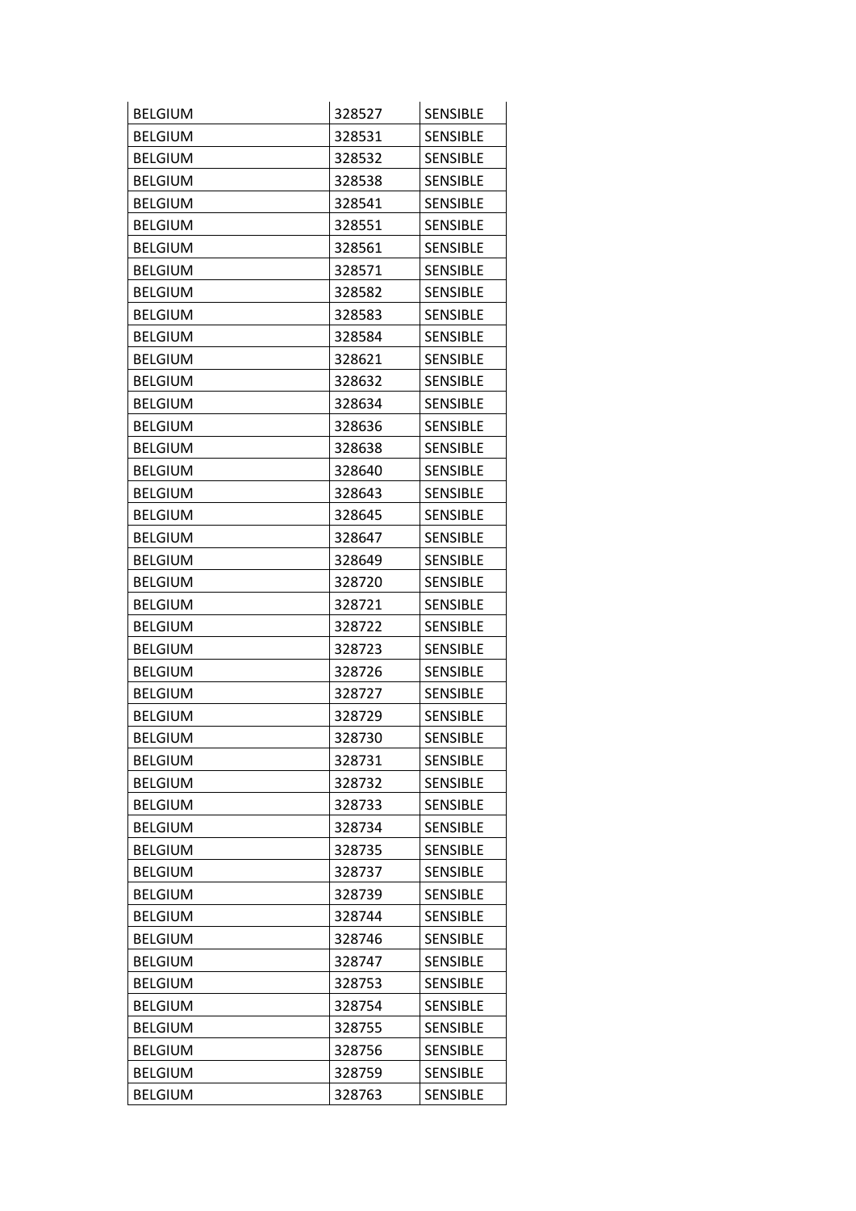| | | |
|---|---|---|
| BELGIUM | 328527 | SENSIBLE |
| BELGIUM | 328531 | SENSIBLE |
| BELGIUM | 328532 | SENSIBLE |
| BELGIUM | 328538 | SENSIBLE |
| BELGIUM | 328541 | SENSIBLE |
| BELGIUM | 328551 | SENSIBLE |
| BELGIUM | 328561 | SENSIBLE |
| BELGIUM | 328571 | SENSIBLE |
| BELGIUM | 328582 | SENSIBLE |
| BELGIUM | 328583 | SENSIBLE |
| BELGIUM | 328584 | SENSIBLE |
| BELGIUM | 328621 | SENSIBLE |
| BELGIUM | 328632 | SENSIBLE |
| BELGIUM | 328634 | SENSIBLE |
| BELGIUM | 328636 | SENSIBLE |
| BELGIUM | 328638 | SENSIBLE |
| BELGIUM | 328640 | SENSIBLE |
| BELGIUM | 328643 | SENSIBLE |
| BELGIUM | 328645 | SENSIBLE |
| BELGIUM | 328647 | SENSIBLE |
| BELGIUM | 328649 | SENSIBLE |
| BELGIUM | 328720 | SENSIBLE |
| BELGIUM | 328721 | SENSIBLE |
| BELGIUM | 328722 | SENSIBLE |
| BELGIUM | 328723 | SENSIBLE |
| BELGIUM | 328726 | SENSIBLE |
| BELGIUM | 328727 | SENSIBLE |
| BELGIUM | 328729 | SENSIBLE |
| BELGIUM | 328730 | SENSIBLE |
| BELGIUM | 328731 | SENSIBLE |
| BELGIUM | 328732 | SENSIBLE |
| BELGIUM | 328733 | SENSIBLE |
| BELGIUM | 328734 | SENSIBLE |
| BELGIUM | 328735 | SENSIBLE |
| BELGIUM | 328737 | SENSIBLE |
| BELGIUM | 328739 | SENSIBLE |
| BELGIUM | 328744 | SENSIBLE |
| BELGIUM | 328746 | SENSIBLE |
| BELGIUM | 328747 | SENSIBLE |
| BELGIUM | 328753 | SENSIBLE |
| BELGIUM | 328754 | SENSIBLE |
| BELGIUM | 328755 | SENSIBLE |
| BELGIUM | 328756 | SENSIBLE |
| BELGIUM | 328759 | SENSIBLE |
| BELGIUM | 328763 | SENSIBLE |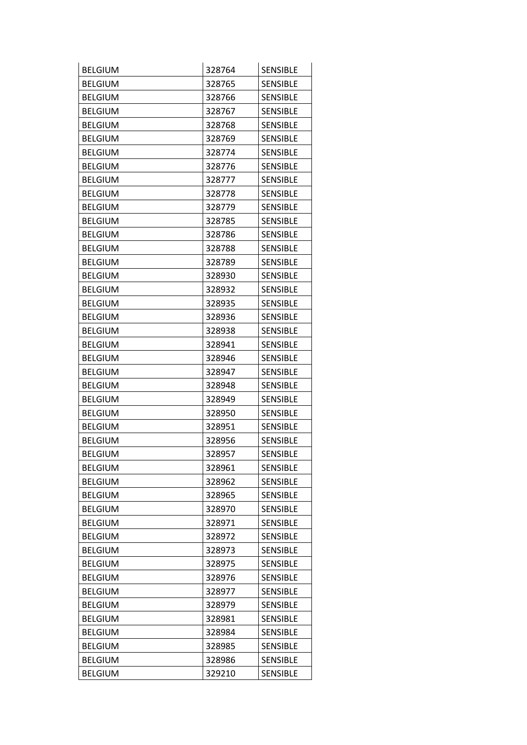| | | |
|---|---|---|
| BELGIUM | 328764 | SENSIBLE |
| BELGIUM | 328765 | SENSIBLE |
| BELGIUM | 328766 | SENSIBLE |
| BELGIUM | 328767 | SENSIBLE |
| BELGIUM | 328768 | SENSIBLE |
| BELGIUM | 328769 | SENSIBLE |
| BELGIUM | 328774 | SENSIBLE |
| BELGIUM | 328776 | SENSIBLE |
| BELGIUM | 328777 | SENSIBLE |
| BELGIUM | 328778 | SENSIBLE |
| BELGIUM | 328779 | SENSIBLE |
| BELGIUM | 328785 | SENSIBLE |
| BELGIUM | 328786 | SENSIBLE |
| BELGIUM | 328788 | SENSIBLE |
| BELGIUM | 328789 | SENSIBLE |
| BELGIUM | 328930 | SENSIBLE |
| BELGIUM | 328932 | SENSIBLE |
| BELGIUM | 328935 | SENSIBLE |
| BELGIUM | 328936 | SENSIBLE |
| BELGIUM | 328938 | SENSIBLE |
| BELGIUM | 328941 | SENSIBLE |
| BELGIUM | 328946 | SENSIBLE |
| BELGIUM | 328947 | SENSIBLE |
| BELGIUM | 328948 | SENSIBLE |
| BELGIUM | 328949 | SENSIBLE |
| BELGIUM | 328950 | SENSIBLE |
| BELGIUM | 328951 | SENSIBLE |
| BELGIUM | 328956 | SENSIBLE |
| BELGIUM | 328957 | SENSIBLE |
| BELGIUM | 328961 | SENSIBLE |
| BELGIUM | 328962 | SENSIBLE |
| BELGIUM | 328965 | SENSIBLE |
| BELGIUM | 328970 | SENSIBLE |
| BELGIUM | 328971 | SENSIBLE |
| BELGIUM | 328972 | SENSIBLE |
| BELGIUM | 328973 | SENSIBLE |
| BELGIUM | 328975 | SENSIBLE |
| BELGIUM | 328976 | SENSIBLE |
| BELGIUM | 328977 | SENSIBLE |
| BELGIUM | 328979 | SENSIBLE |
| BELGIUM | 328981 | SENSIBLE |
| BELGIUM | 328984 | SENSIBLE |
| BELGIUM | 328985 | SENSIBLE |
| BELGIUM | 328986 | SENSIBLE |
| BELGIUM | 329210 | SENSIBLE |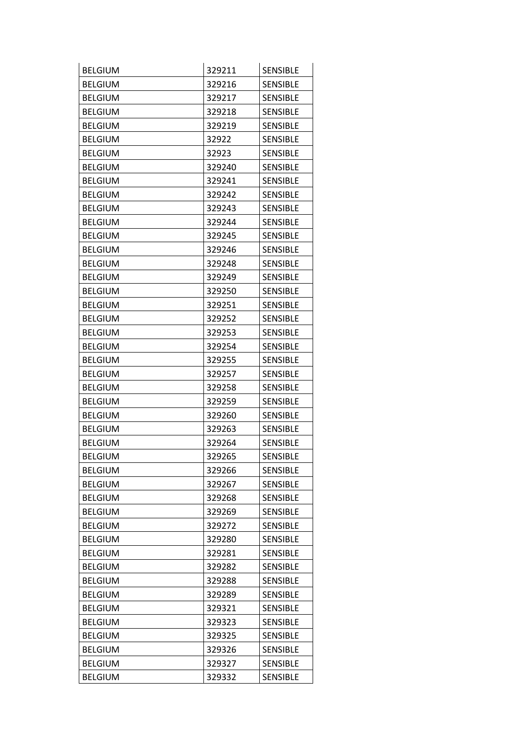| | | |
|---|---|---|
| BELGIUM | 329211 | SENSIBLE |
| BELGIUM | 329216 | SENSIBLE |
| BELGIUM | 329217 | SENSIBLE |
| BELGIUM | 329218 | SENSIBLE |
| BELGIUM | 329219 | SENSIBLE |
| BELGIUM | 32922 | SENSIBLE |
| BELGIUM | 32923 | SENSIBLE |
| BELGIUM | 329240 | SENSIBLE |
| BELGIUM | 329241 | SENSIBLE |
| BELGIUM | 329242 | SENSIBLE |
| BELGIUM | 329243 | SENSIBLE |
| BELGIUM | 329244 | SENSIBLE |
| BELGIUM | 329245 | SENSIBLE |
| BELGIUM | 329246 | SENSIBLE |
| BELGIUM | 329248 | SENSIBLE |
| BELGIUM | 329249 | SENSIBLE |
| BELGIUM | 329250 | SENSIBLE |
| BELGIUM | 329251 | SENSIBLE |
| BELGIUM | 329252 | SENSIBLE |
| BELGIUM | 329253 | SENSIBLE |
| BELGIUM | 329254 | SENSIBLE |
| BELGIUM | 329255 | SENSIBLE |
| BELGIUM | 329257 | SENSIBLE |
| BELGIUM | 329258 | SENSIBLE |
| BELGIUM | 329259 | SENSIBLE |
| BELGIUM | 329260 | SENSIBLE |
| BELGIUM | 329263 | SENSIBLE |
| BELGIUM | 329264 | SENSIBLE |
| BELGIUM | 329265 | SENSIBLE |
| BELGIUM | 329266 | SENSIBLE |
| BELGIUM | 329267 | SENSIBLE |
| BELGIUM | 329268 | SENSIBLE |
| BELGIUM | 329269 | SENSIBLE |
| BELGIUM | 329272 | SENSIBLE |
| BELGIUM | 329280 | SENSIBLE |
| BELGIUM | 329281 | SENSIBLE |
| BELGIUM | 329282 | SENSIBLE |
| BELGIUM | 329288 | SENSIBLE |
| BELGIUM | 329289 | SENSIBLE |
| BELGIUM | 329321 | SENSIBLE |
| BELGIUM | 329323 | SENSIBLE |
| BELGIUM | 329325 | SENSIBLE |
| BELGIUM | 329326 | SENSIBLE |
| BELGIUM | 329327 | SENSIBLE |
| BELGIUM | 329332 | SENSIBLE |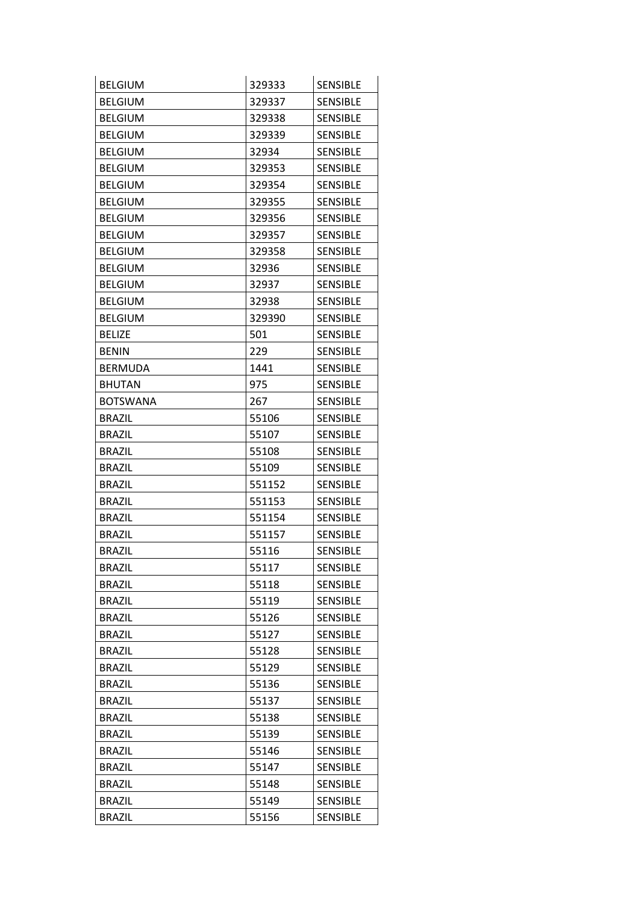| | | |
|---|---|---|
| BELGIUM | 329333 | SENSIBLE |
| BELGIUM | 329337 | SENSIBLE |
| BELGIUM | 329338 | SENSIBLE |
| BELGIUM | 329339 | SENSIBLE |
| BELGIUM | 32934 | SENSIBLE |
| BELGIUM | 329353 | SENSIBLE |
| BELGIUM | 329354 | SENSIBLE |
| BELGIUM | 329355 | SENSIBLE |
| BELGIUM | 329356 | SENSIBLE |
| BELGIUM | 329357 | SENSIBLE |
| BELGIUM | 329358 | SENSIBLE |
| BELGIUM | 32936 | SENSIBLE |
| BELGIUM | 32937 | SENSIBLE |
| BELGIUM | 32938 | SENSIBLE |
| BELGIUM | 329390 | SENSIBLE |
| BELIZE | 501 | SENSIBLE |
| BENIN | 229 | SENSIBLE |
| BERMUDA | 1441 | SENSIBLE |
| BHUTAN | 975 | SENSIBLE |
| BOTSWANA | 267 | SENSIBLE |
| BRAZIL | 55106 | SENSIBLE |
| BRAZIL | 55107 | SENSIBLE |
| BRAZIL | 55108 | SENSIBLE |
| BRAZIL | 55109 | SENSIBLE |
| BRAZIL | 551152 | SENSIBLE |
| BRAZIL | 551153 | SENSIBLE |
| BRAZIL | 551154 | SENSIBLE |
| BRAZIL | 551157 | SENSIBLE |
| BRAZIL | 55116 | SENSIBLE |
| BRAZIL | 55117 | SENSIBLE |
| BRAZIL | 55118 | SENSIBLE |
| BRAZIL | 55119 | SENSIBLE |
| BRAZIL | 55126 | SENSIBLE |
| BRAZIL | 55127 | SENSIBLE |
| BRAZIL | 55128 | SENSIBLE |
| BRAZIL | 55129 | SENSIBLE |
| BRAZIL | 55136 | SENSIBLE |
| BRAZIL | 55137 | SENSIBLE |
| BRAZIL | 55138 | SENSIBLE |
| BRAZIL | 55139 | SENSIBLE |
| BRAZIL | 55146 | SENSIBLE |
| BRAZIL | 55147 | SENSIBLE |
| BRAZIL | 55148 | SENSIBLE |
| BRAZIL | 55149 | SENSIBLE |
| BRAZIL | 55156 | SENSIBLE |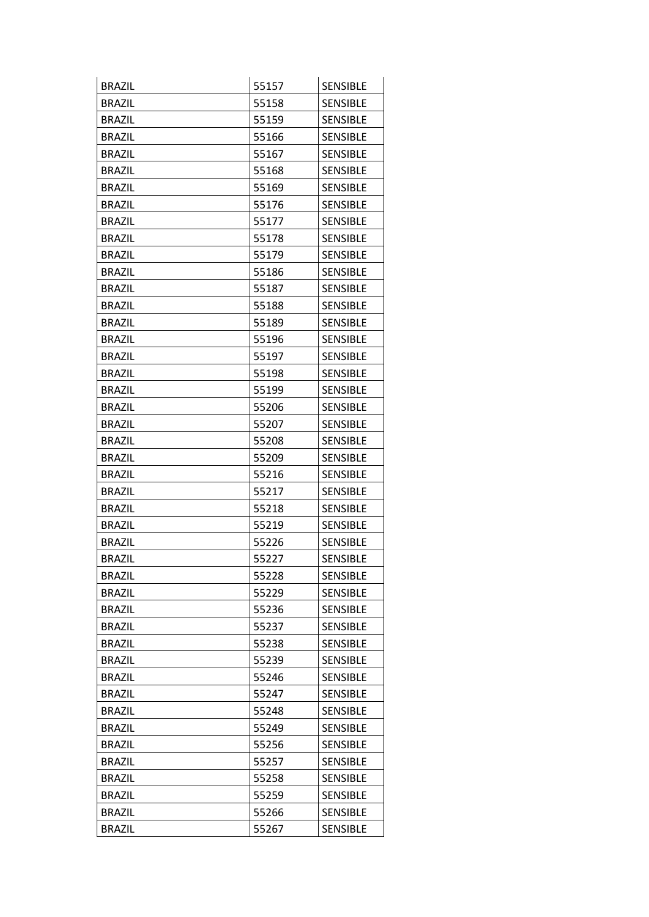| | | |
|---|---|---|
| BRAZIL | 55157 | SENSIBLE |
| BRAZIL | 55158 | SENSIBLE |
| BRAZIL | 55159 | SENSIBLE |
| BRAZIL | 55166 | SENSIBLE |
| BRAZIL | 55167 | SENSIBLE |
| BRAZIL | 55168 | SENSIBLE |
| BRAZIL | 55169 | SENSIBLE |
| BRAZIL | 55176 | SENSIBLE |
| BRAZIL | 55177 | SENSIBLE |
| BRAZIL | 55178 | SENSIBLE |
| BRAZIL | 55179 | SENSIBLE |
| BRAZIL | 55186 | SENSIBLE |
| BRAZIL | 55187 | SENSIBLE |
| BRAZIL | 55188 | SENSIBLE |
| BRAZIL | 55189 | SENSIBLE |
| BRAZIL | 55196 | SENSIBLE |
| BRAZIL | 55197 | SENSIBLE |
| BRAZIL | 55198 | SENSIBLE |
| BRAZIL | 55199 | SENSIBLE |
| BRAZIL | 55206 | SENSIBLE |
| BRAZIL | 55207 | SENSIBLE |
| BRAZIL | 55208 | SENSIBLE |
| BRAZIL | 55209 | SENSIBLE |
| BRAZIL | 55216 | SENSIBLE |
| BRAZIL | 55217 | SENSIBLE |
| BRAZIL | 55218 | SENSIBLE |
| BRAZIL | 55219 | SENSIBLE |
| BRAZIL | 55226 | SENSIBLE |
| BRAZIL | 55227 | SENSIBLE |
| BRAZIL | 55228 | SENSIBLE |
| BRAZIL | 55229 | SENSIBLE |
| BRAZIL | 55236 | SENSIBLE |
| BRAZIL | 55237 | SENSIBLE |
| BRAZIL | 55238 | SENSIBLE |
| BRAZIL | 55239 | SENSIBLE |
| BRAZIL | 55246 | SENSIBLE |
| BRAZIL | 55247 | SENSIBLE |
| BRAZIL | 55248 | SENSIBLE |
| BRAZIL | 55249 | SENSIBLE |
| BRAZIL | 55256 | SENSIBLE |
| BRAZIL | 55257 | SENSIBLE |
| BRAZIL | 55258 | SENSIBLE |
| BRAZIL | 55259 | SENSIBLE |
| BRAZIL | 55266 | SENSIBLE |
| BRAZIL | 55267 | SENSIBLE |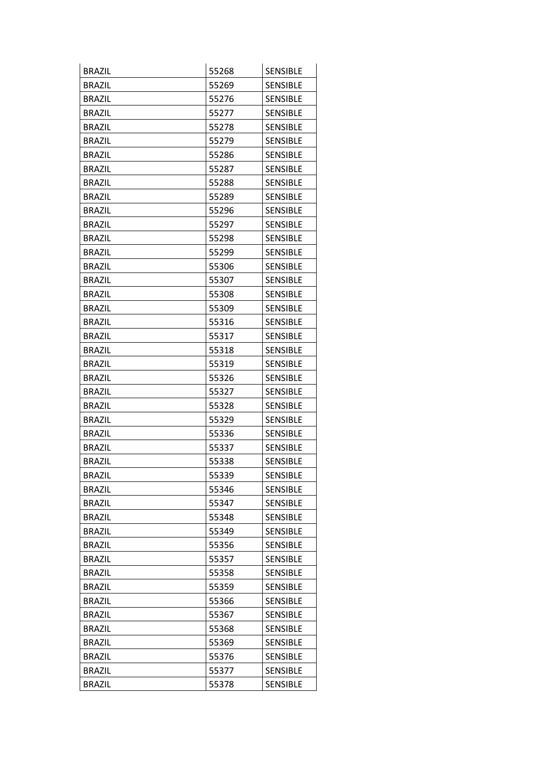| | | |
|---|---|---|
| BRAZIL | 55268 | SENSIBLE |
| BRAZIL | 55269 | SENSIBLE |
| BRAZIL | 55276 | SENSIBLE |
| BRAZIL | 55277 | SENSIBLE |
| BRAZIL | 55278 | SENSIBLE |
| BRAZIL | 55279 | SENSIBLE |
| BRAZIL | 55286 | SENSIBLE |
| BRAZIL | 55287 | SENSIBLE |
| BRAZIL | 55288 | SENSIBLE |
| BRAZIL | 55289 | SENSIBLE |
| BRAZIL | 55296 | SENSIBLE |
| BRAZIL | 55297 | SENSIBLE |
| BRAZIL | 55298 | SENSIBLE |
| BRAZIL | 55299 | SENSIBLE |
| BRAZIL | 55306 | SENSIBLE |
| BRAZIL | 55307 | SENSIBLE |
| BRAZIL | 55308 | SENSIBLE |
| BRAZIL | 55309 | SENSIBLE |
| BRAZIL | 55316 | SENSIBLE |
| BRAZIL | 55317 | SENSIBLE |
| BRAZIL | 55318 | SENSIBLE |
| BRAZIL | 55319 | SENSIBLE |
| BRAZIL | 55326 | SENSIBLE |
| BRAZIL | 55327 | SENSIBLE |
| BRAZIL | 55328 | SENSIBLE |
| BRAZIL | 55329 | SENSIBLE |
| BRAZIL | 55336 | SENSIBLE |
| BRAZIL | 55337 | SENSIBLE |
| BRAZIL | 55338 | SENSIBLE |
| BRAZIL | 55339 | SENSIBLE |
| BRAZIL | 55346 | SENSIBLE |
| BRAZIL | 55347 | SENSIBLE |
| BRAZIL | 55348 | SENSIBLE |
| BRAZIL | 55349 | SENSIBLE |
| BRAZIL | 55356 | SENSIBLE |
| BRAZIL | 55357 | SENSIBLE |
| BRAZIL | 55358 | SENSIBLE |
| BRAZIL | 55359 | SENSIBLE |
| BRAZIL | 55366 | SENSIBLE |
| BRAZIL | 55367 | SENSIBLE |
| BRAZIL | 55368 | SENSIBLE |
| BRAZIL | 55369 | SENSIBLE |
| BRAZIL | 55376 | SENSIBLE |
| BRAZIL | 55377 | SENSIBLE |
| BRAZIL | 55378 | SENSIBLE |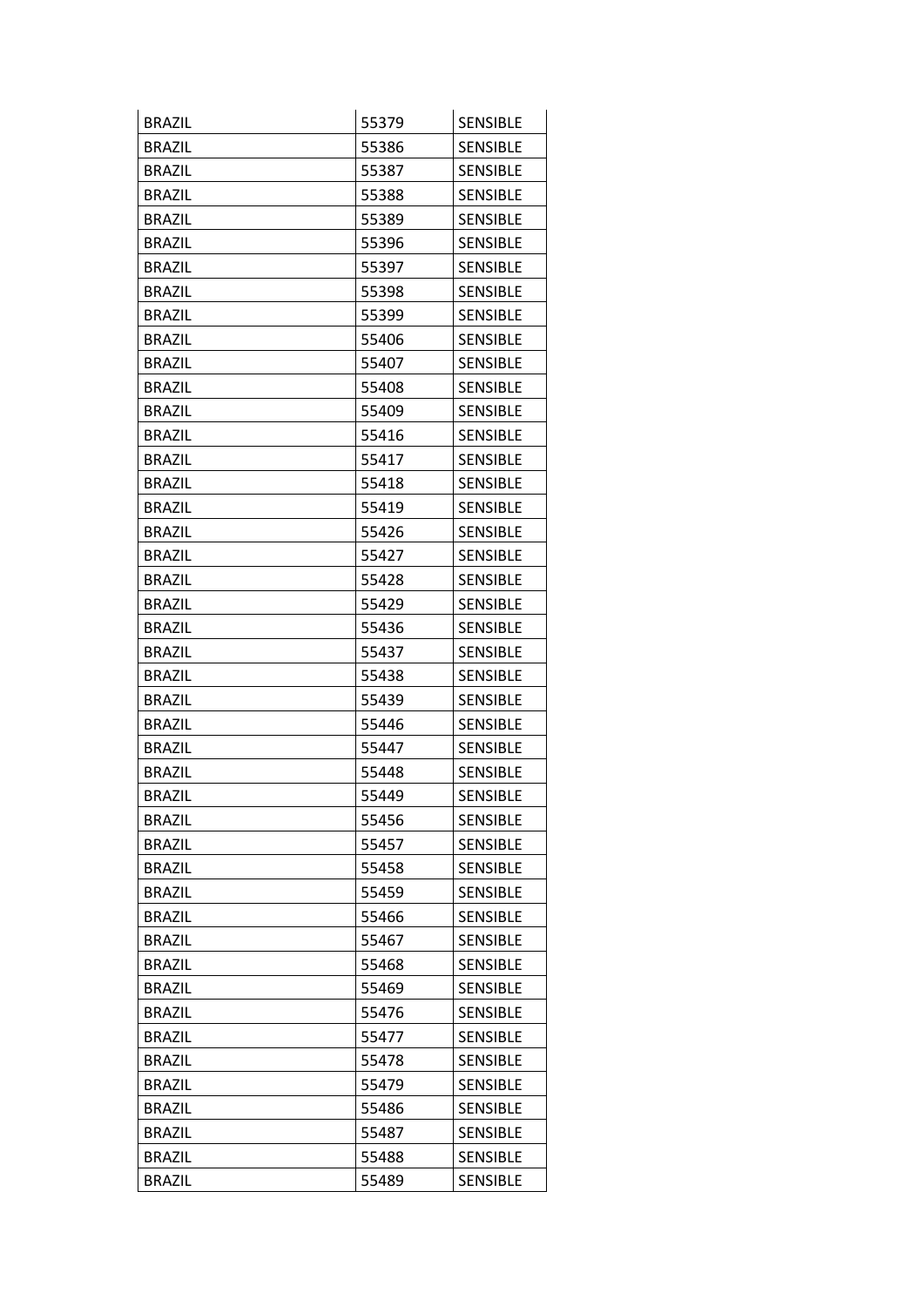| | | |
|---|---|---|
| BRAZIL | 55379 | SENSIBLE |
| BRAZIL | 55386 | SENSIBLE |
| BRAZIL | 55387 | SENSIBLE |
| BRAZIL | 55388 | SENSIBLE |
| BRAZIL | 55389 | SENSIBLE |
| BRAZIL | 55396 | SENSIBLE |
| BRAZIL | 55397 | SENSIBLE |
| BRAZIL | 55398 | SENSIBLE |
| BRAZIL | 55399 | SENSIBLE |
| BRAZIL | 55406 | SENSIBLE |
| BRAZIL | 55407 | SENSIBLE |
| BRAZIL | 55408 | SENSIBLE |
| BRAZIL | 55409 | SENSIBLE |
| BRAZIL | 55416 | SENSIBLE |
| BRAZIL | 55417 | SENSIBLE |
| BRAZIL | 55418 | SENSIBLE |
| BRAZIL | 55419 | SENSIBLE |
| BRAZIL | 55426 | SENSIBLE |
| BRAZIL | 55427 | SENSIBLE |
| BRAZIL | 55428 | SENSIBLE |
| BRAZIL | 55429 | SENSIBLE |
| BRAZIL | 55436 | SENSIBLE |
| BRAZIL | 55437 | SENSIBLE |
| BRAZIL | 55438 | SENSIBLE |
| BRAZIL | 55439 | SENSIBLE |
| BRAZIL | 55446 | SENSIBLE |
| BRAZIL | 55447 | SENSIBLE |
| BRAZIL | 55448 | SENSIBLE |
| BRAZIL | 55449 | SENSIBLE |
| BRAZIL | 55456 | SENSIBLE |
| BRAZIL | 55457 | SENSIBLE |
| BRAZIL | 55458 | SENSIBLE |
| BRAZIL | 55459 | SENSIBLE |
| BRAZIL | 55466 | SENSIBLE |
| BRAZIL | 55467 | SENSIBLE |
| BRAZIL | 55468 | SENSIBLE |
| BRAZIL | 55469 | SENSIBLE |
| BRAZIL | 55476 | SENSIBLE |
| BRAZIL | 55477 | SENSIBLE |
| BRAZIL | 55478 | SENSIBLE |
| BRAZIL | 55479 | SENSIBLE |
| BRAZIL | 55486 | SENSIBLE |
| BRAZIL | 55487 | SENSIBLE |
| BRAZIL | 55488 | SENSIBLE |
| BRAZIL | 55489 | SENSIBLE |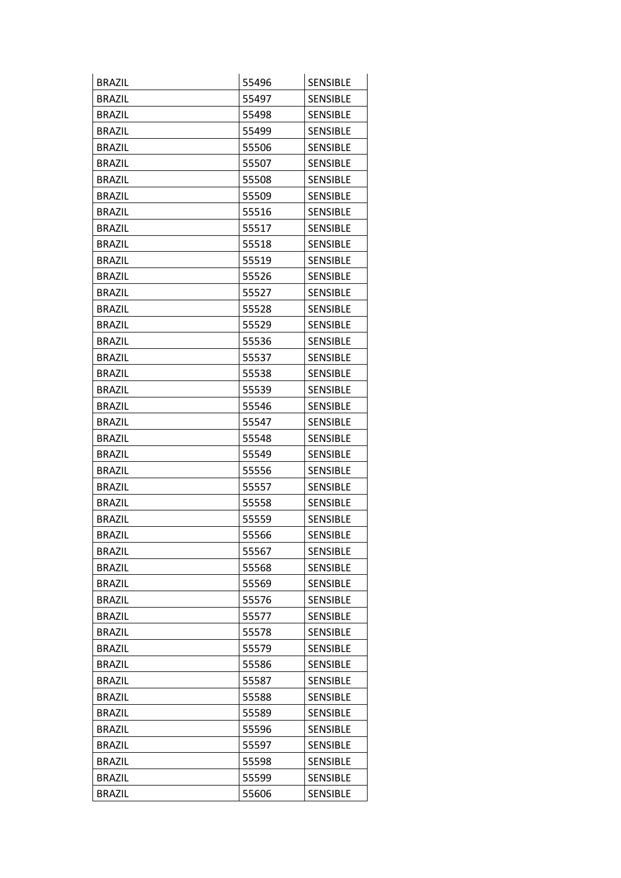| | | |
|---|---|---|
| BRAZIL | 55496 | SENSIBLE |
| BRAZIL | 55497 | SENSIBLE |
| BRAZIL | 55498 | SENSIBLE |
| BRAZIL | 55499 | SENSIBLE |
| BRAZIL | 55506 | SENSIBLE |
| BRAZIL | 55507 | SENSIBLE |
| BRAZIL | 55508 | SENSIBLE |
| BRAZIL | 55509 | SENSIBLE |
| BRAZIL | 55516 | SENSIBLE |
| BRAZIL | 55517 | SENSIBLE |
| BRAZIL | 55518 | SENSIBLE |
| BRAZIL | 55519 | SENSIBLE |
| BRAZIL | 55526 | SENSIBLE |
| BRAZIL | 55527 | SENSIBLE |
| BRAZIL | 55528 | SENSIBLE |
| BRAZIL | 55529 | SENSIBLE |
| BRAZIL | 55536 | SENSIBLE |
| BRAZIL | 55537 | SENSIBLE |
| BRAZIL | 55538 | SENSIBLE |
| BRAZIL | 55539 | SENSIBLE |
| BRAZIL | 55546 | SENSIBLE |
| BRAZIL | 55547 | SENSIBLE |
| BRAZIL | 55548 | SENSIBLE |
| BRAZIL | 55549 | SENSIBLE |
| BRAZIL | 55556 | SENSIBLE |
| BRAZIL | 55557 | SENSIBLE |
| BRAZIL | 55558 | SENSIBLE |
| BRAZIL | 55559 | SENSIBLE |
| BRAZIL | 55566 | SENSIBLE |
| BRAZIL | 55567 | SENSIBLE |
| BRAZIL | 55568 | SENSIBLE |
| BRAZIL | 55569 | SENSIBLE |
| BRAZIL | 55576 | SENSIBLE |
| BRAZIL | 55577 | SENSIBLE |
| BRAZIL | 55578 | SENSIBLE |
| BRAZIL | 55579 | SENSIBLE |
| BRAZIL | 55586 | SENSIBLE |
| BRAZIL | 55587 | SENSIBLE |
| BRAZIL | 55588 | SENSIBLE |
| BRAZIL | 55589 | SENSIBLE |
| BRAZIL | 55596 | SENSIBLE |
| BRAZIL | 55597 | SENSIBLE |
| BRAZIL | 55598 | SENSIBLE |
| BRAZIL | 55599 | SENSIBLE |
| BRAZIL | 55606 | SENSIBLE |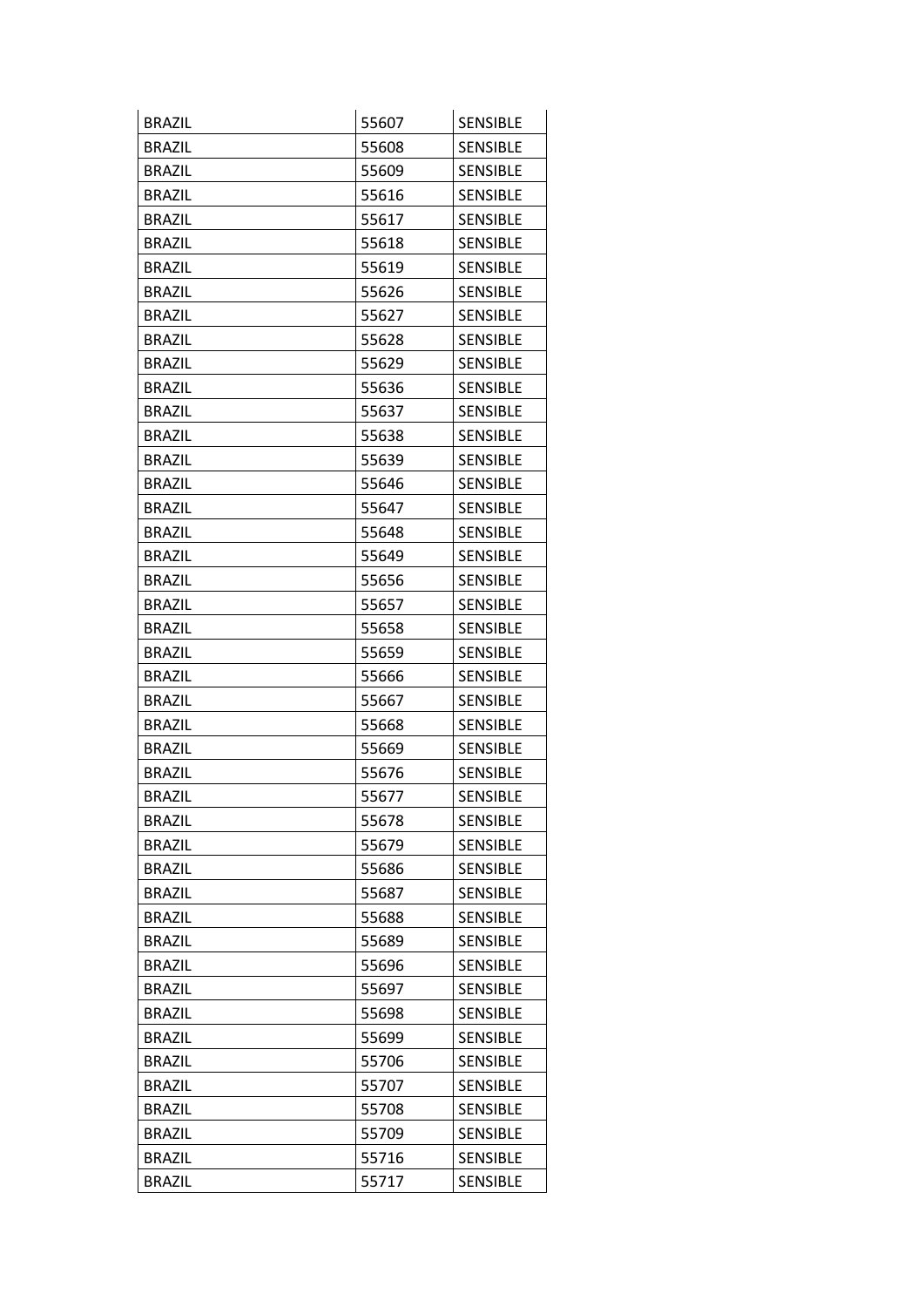| | | |
|---|---|---|
| BRAZIL | 55607 | SENSIBLE |
| BRAZIL | 55608 | SENSIBLE |
| BRAZIL | 55609 | SENSIBLE |
| BRAZIL | 55616 | SENSIBLE |
| BRAZIL | 55617 | SENSIBLE |
| BRAZIL | 55618 | SENSIBLE |
| BRAZIL | 55619 | SENSIBLE |
| BRAZIL | 55626 | SENSIBLE |
| BRAZIL | 55627 | SENSIBLE |
| BRAZIL | 55628 | SENSIBLE |
| BRAZIL | 55629 | SENSIBLE |
| BRAZIL | 55636 | SENSIBLE |
| BRAZIL | 55637 | SENSIBLE |
| BRAZIL | 55638 | SENSIBLE |
| BRAZIL | 55639 | SENSIBLE |
| BRAZIL | 55646 | SENSIBLE |
| BRAZIL | 55647 | SENSIBLE |
| BRAZIL | 55648 | SENSIBLE |
| BRAZIL | 55649 | SENSIBLE |
| BRAZIL | 55656 | SENSIBLE |
| BRAZIL | 55657 | SENSIBLE |
| BRAZIL | 55658 | SENSIBLE |
| BRAZIL | 55659 | SENSIBLE |
| BRAZIL | 55666 | SENSIBLE |
| BRAZIL | 55667 | SENSIBLE |
| BRAZIL | 55668 | SENSIBLE |
| BRAZIL | 55669 | SENSIBLE |
| BRAZIL | 55676 | SENSIBLE |
| BRAZIL | 55677 | SENSIBLE |
| BRAZIL | 55678 | SENSIBLE |
| BRAZIL | 55679 | SENSIBLE |
| BRAZIL | 55686 | SENSIBLE |
| BRAZIL | 55687 | SENSIBLE |
| BRAZIL | 55688 | SENSIBLE |
| BRAZIL | 55689 | SENSIBLE |
| BRAZIL | 55696 | SENSIBLE |
| BRAZIL | 55697 | SENSIBLE |
| BRAZIL | 55698 | SENSIBLE |
| BRAZIL | 55699 | SENSIBLE |
| BRAZIL | 55706 | SENSIBLE |
| BRAZIL | 55707 | SENSIBLE |
| BRAZIL | 55708 | SENSIBLE |
| BRAZIL | 55709 | SENSIBLE |
| BRAZIL | 55716 | SENSIBLE |
| BRAZIL | 55717 | SENSIBLE |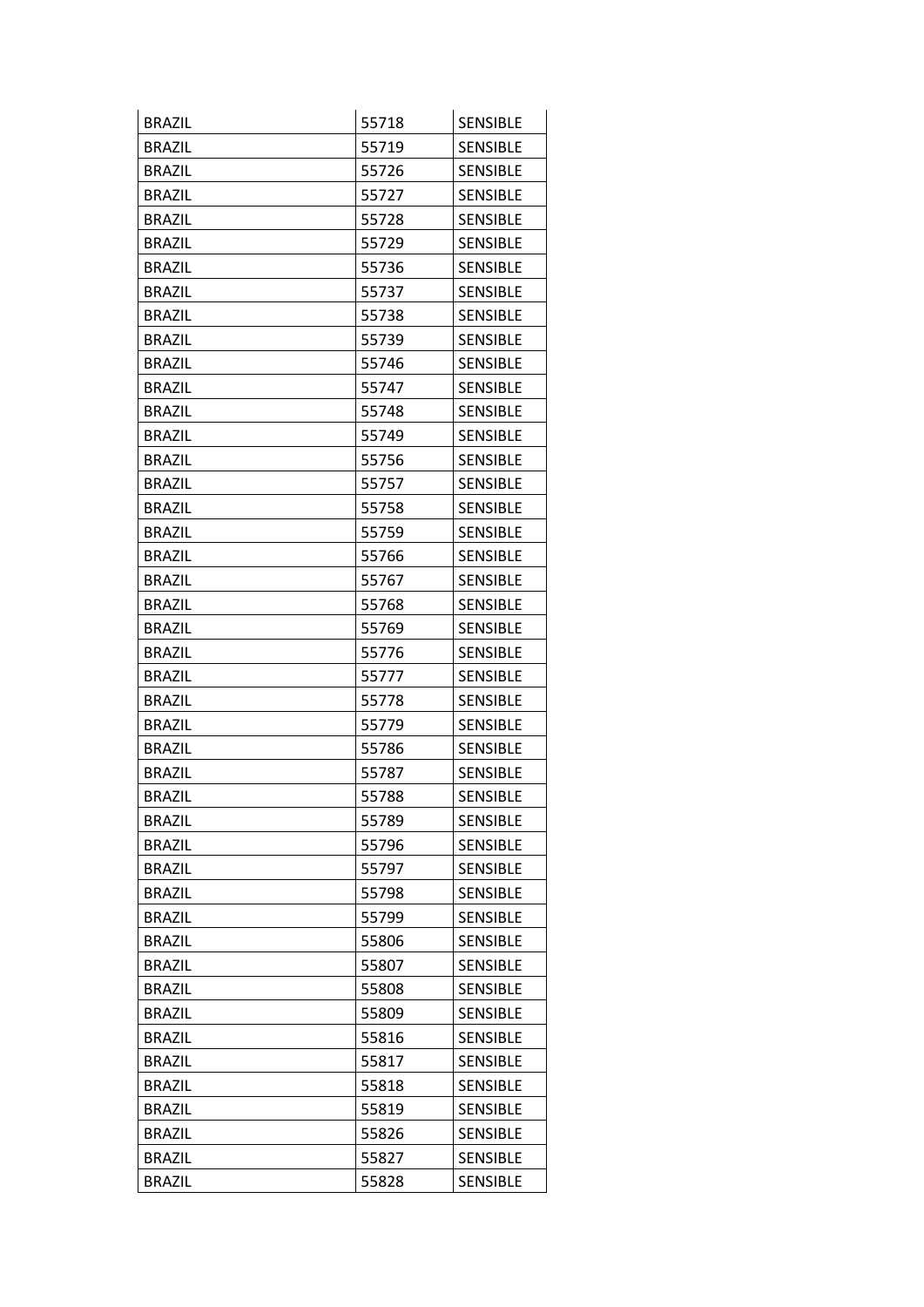| | | |
|---|---|---|
| BRAZIL | 55718 | SENSIBLE |
| BRAZIL | 55719 | SENSIBLE |
| BRAZIL | 55726 | SENSIBLE |
| BRAZIL | 55727 | SENSIBLE |
| BRAZIL | 55728 | SENSIBLE |
| BRAZIL | 55729 | SENSIBLE |
| BRAZIL | 55736 | SENSIBLE |
| BRAZIL | 55737 | SENSIBLE |
| BRAZIL | 55738 | SENSIBLE |
| BRAZIL | 55739 | SENSIBLE |
| BRAZIL | 55746 | SENSIBLE |
| BRAZIL | 55747 | SENSIBLE |
| BRAZIL | 55748 | SENSIBLE |
| BRAZIL | 55749 | SENSIBLE |
| BRAZIL | 55756 | SENSIBLE |
| BRAZIL | 55757 | SENSIBLE |
| BRAZIL | 55758 | SENSIBLE |
| BRAZIL | 55759 | SENSIBLE |
| BRAZIL | 55766 | SENSIBLE |
| BRAZIL | 55767 | SENSIBLE |
| BRAZIL | 55768 | SENSIBLE |
| BRAZIL | 55769 | SENSIBLE |
| BRAZIL | 55776 | SENSIBLE |
| BRAZIL | 55777 | SENSIBLE |
| BRAZIL | 55778 | SENSIBLE |
| BRAZIL | 55779 | SENSIBLE |
| BRAZIL | 55786 | SENSIBLE |
| BRAZIL | 55787 | SENSIBLE |
| BRAZIL | 55788 | SENSIBLE |
| BRAZIL | 55789 | SENSIBLE |
| BRAZIL | 55796 | SENSIBLE |
| BRAZIL | 55797 | SENSIBLE |
| BRAZIL | 55798 | SENSIBLE |
| BRAZIL | 55799 | SENSIBLE |
| BRAZIL | 55806 | SENSIBLE |
| BRAZIL | 55807 | SENSIBLE |
| BRAZIL | 55808 | SENSIBLE |
| BRAZIL | 55809 | SENSIBLE |
| BRAZIL | 55816 | SENSIBLE |
| BRAZIL | 55817 | SENSIBLE |
| BRAZIL | 55818 | SENSIBLE |
| BRAZIL | 55819 | SENSIBLE |
| BRAZIL | 55826 | SENSIBLE |
| BRAZIL | 55827 | SENSIBLE |
| BRAZIL | 55828 | SENSIBLE |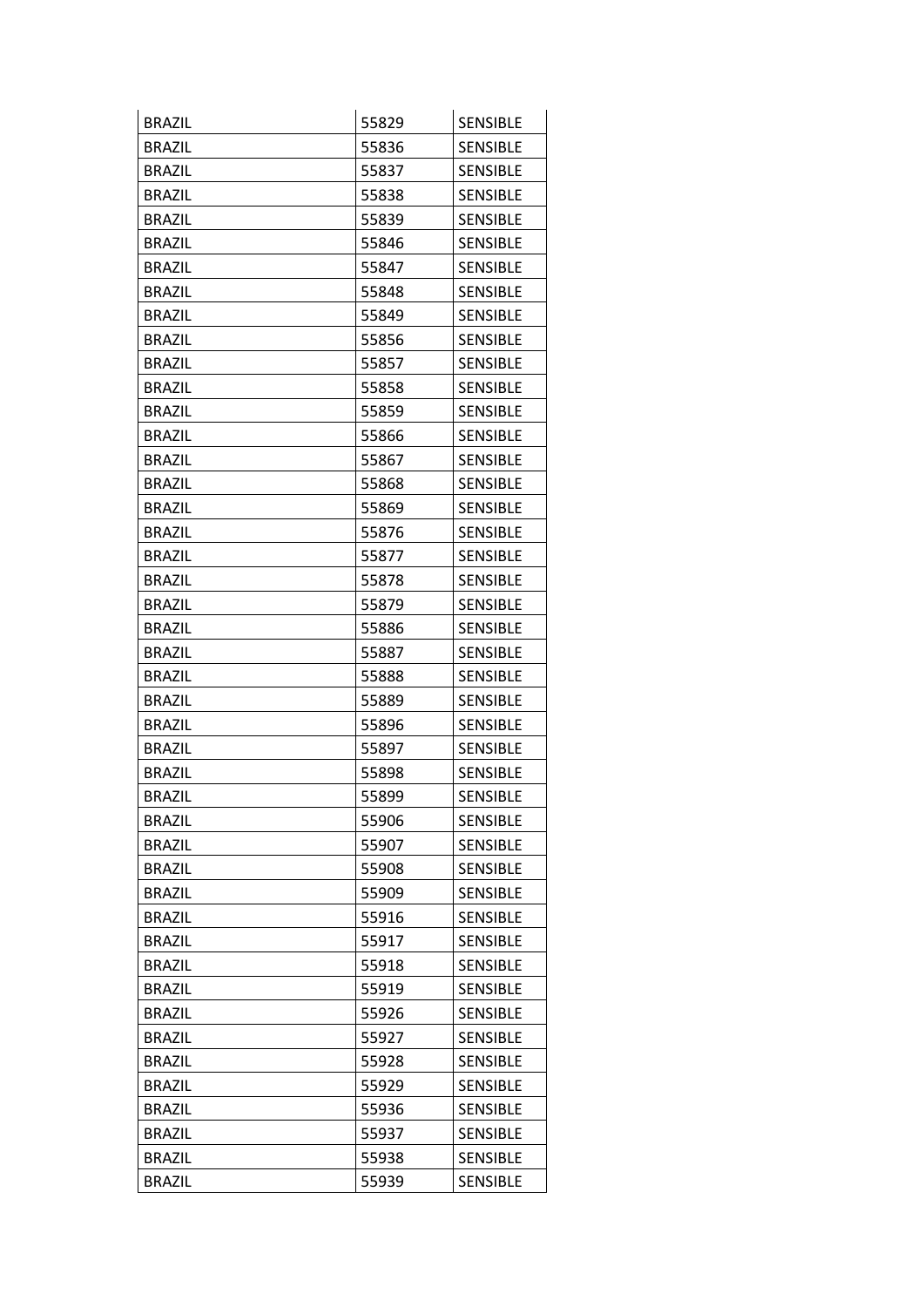| | | |
|---|---|---|
| BRAZIL | 55829 | SENSIBLE |
| BRAZIL | 55836 | SENSIBLE |
| BRAZIL | 55837 | SENSIBLE |
| BRAZIL | 55838 | SENSIBLE |
| BRAZIL | 55839 | SENSIBLE |
| BRAZIL | 55846 | SENSIBLE |
| BRAZIL | 55847 | SENSIBLE |
| BRAZIL | 55848 | SENSIBLE |
| BRAZIL | 55849 | SENSIBLE |
| BRAZIL | 55856 | SENSIBLE |
| BRAZIL | 55857 | SENSIBLE |
| BRAZIL | 55858 | SENSIBLE |
| BRAZIL | 55859 | SENSIBLE |
| BRAZIL | 55866 | SENSIBLE |
| BRAZIL | 55867 | SENSIBLE |
| BRAZIL | 55868 | SENSIBLE |
| BRAZIL | 55869 | SENSIBLE |
| BRAZIL | 55876 | SENSIBLE |
| BRAZIL | 55877 | SENSIBLE |
| BRAZIL | 55878 | SENSIBLE |
| BRAZIL | 55879 | SENSIBLE |
| BRAZIL | 55886 | SENSIBLE |
| BRAZIL | 55887 | SENSIBLE |
| BRAZIL | 55888 | SENSIBLE |
| BRAZIL | 55889 | SENSIBLE |
| BRAZIL | 55896 | SENSIBLE |
| BRAZIL | 55897 | SENSIBLE |
| BRAZIL | 55898 | SENSIBLE |
| BRAZIL | 55899 | SENSIBLE |
| BRAZIL | 55906 | SENSIBLE |
| BRAZIL | 55907 | SENSIBLE |
| BRAZIL | 55908 | SENSIBLE |
| BRAZIL | 55909 | SENSIBLE |
| BRAZIL | 55916 | SENSIBLE |
| BRAZIL | 55917 | SENSIBLE |
| BRAZIL | 55918 | SENSIBLE |
| BRAZIL | 55919 | SENSIBLE |
| BRAZIL | 55926 | SENSIBLE |
| BRAZIL | 55927 | SENSIBLE |
| BRAZIL | 55928 | SENSIBLE |
| BRAZIL | 55929 | SENSIBLE |
| BRAZIL | 55936 | SENSIBLE |
| BRAZIL | 55937 | SENSIBLE |
| BRAZIL | 55938 | SENSIBLE |
| BRAZIL | 55939 | SENSIBLE |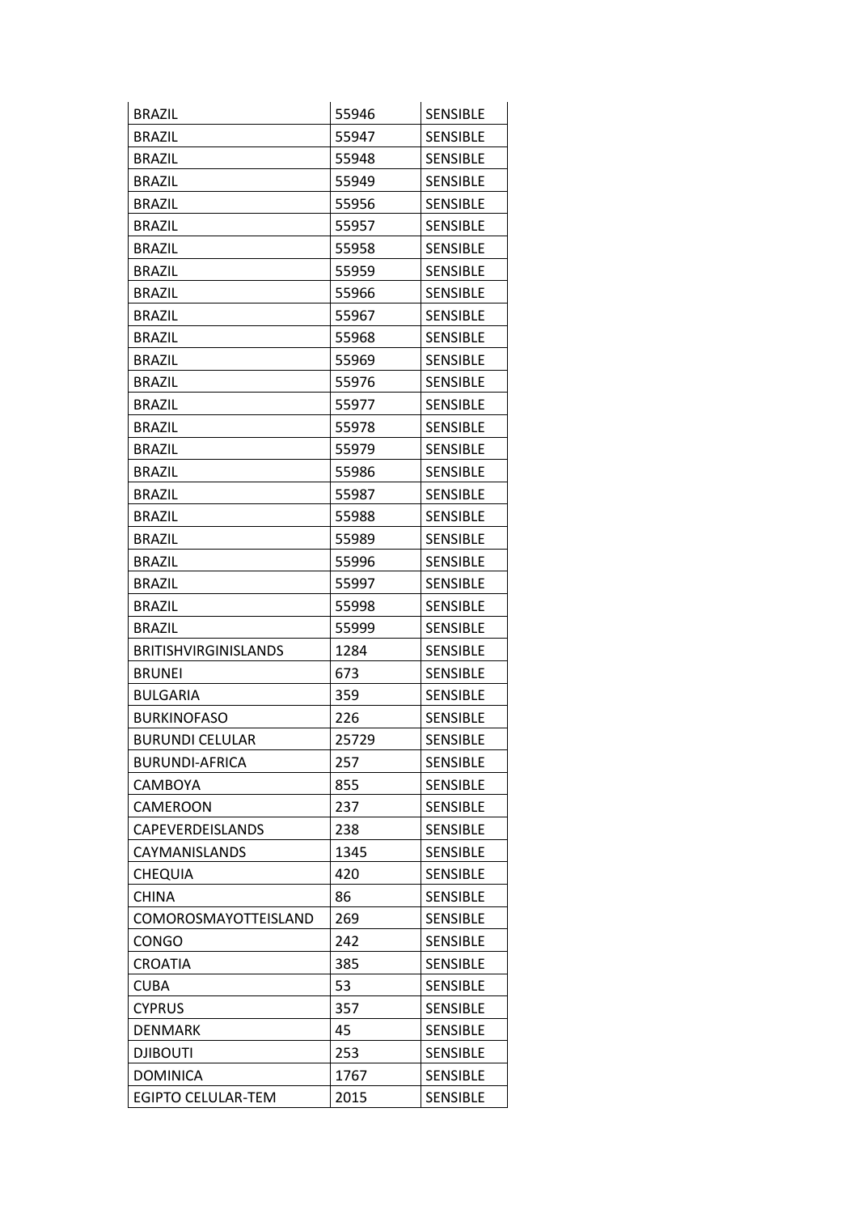| | | |
|---|---|---|
| BRAZIL | 55946 | SENSIBLE |
| BRAZIL | 55947 | SENSIBLE |
| BRAZIL | 55948 | SENSIBLE |
| BRAZIL | 55949 | SENSIBLE |
| BRAZIL | 55956 | SENSIBLE |
| BRAZIL | 55957 | SENSIBLE |
| BRAZIL | 55958 | SENSIBLE |
| BRAZIL | 55959 | SENSIBLE |
| BRAZIL | 55966 | SENSIBLE |
| BRAZIL | 55967 | SENSIBLE |
| BRAZIL | 55968 | SENSIBLE |
| BRAZIL | 55969 | SENSIBLE |
| BRAZIL | 55976 | SENSIBLE |
| BRAZIL | 55977 | SENSIBLE |
| BRAZIL | 55978 | SENSIBLE |
| BRAZIL | 55979 | SENSIBLE |
| BRAZIL | 55986 | SENSIBLE |
| BRAZIL | 55987 | SENSIBLE |
| BRAZIL | 55988 | SENSIBLE |
| BRAZIL | 55989 | SENSIBLE |
| BRAZIL | 55996 | SENSIBLE |
| BRAZIL | 55997 | SENSIBLE |
| BRAZIL | 55998 | SENSIBLE |
| BRAZIL | 55999 | SENSIBLE |
| BRITISHVIRGINISLANDS | 1284 | SENSIBLE |
| BRUNEI | 673 | SENSIBLE |
| BULGARIA | 359 | SENSIBLE |
| BURKINOFASO | 226 | SENSIBLE |
| BURUNDI CELULAR | 25729 | SENSIBLE |
| BURUNDI-AFRICA | 257 | SENSIBLE |
| CAMBOYA | 855 | SENSIBLE |
| CAMEROON | 237 | SENSIBLE |
| CAPEVERDEISLANDS | 238 | SENSIBLE |
| CAYMANISLANDS | 1345 | SENSIBLE |
| CHEQUIA | 420 | SENSIBLE |
| CHINA | 86 | SENSIBLE |
| COMOROSMAYOTTEISLAND | 269 | SENSIBLE |
| CONGO | 242 | SENSIBLE |
| CROATIA | 385 | SENSIBLE |
| CUBA | 53 | SENSIBLE |
| CYPRUS | 357 | SENSIBLE |
| DENMARK | 45 | SENSIBLE |
| DJIBOUTI | 253 | SENSIBLE |
| DOMINICA | 1767 | SENSIBLE |
| EGIPTO CELULAR-TEM | 2015 | SENSIBLE |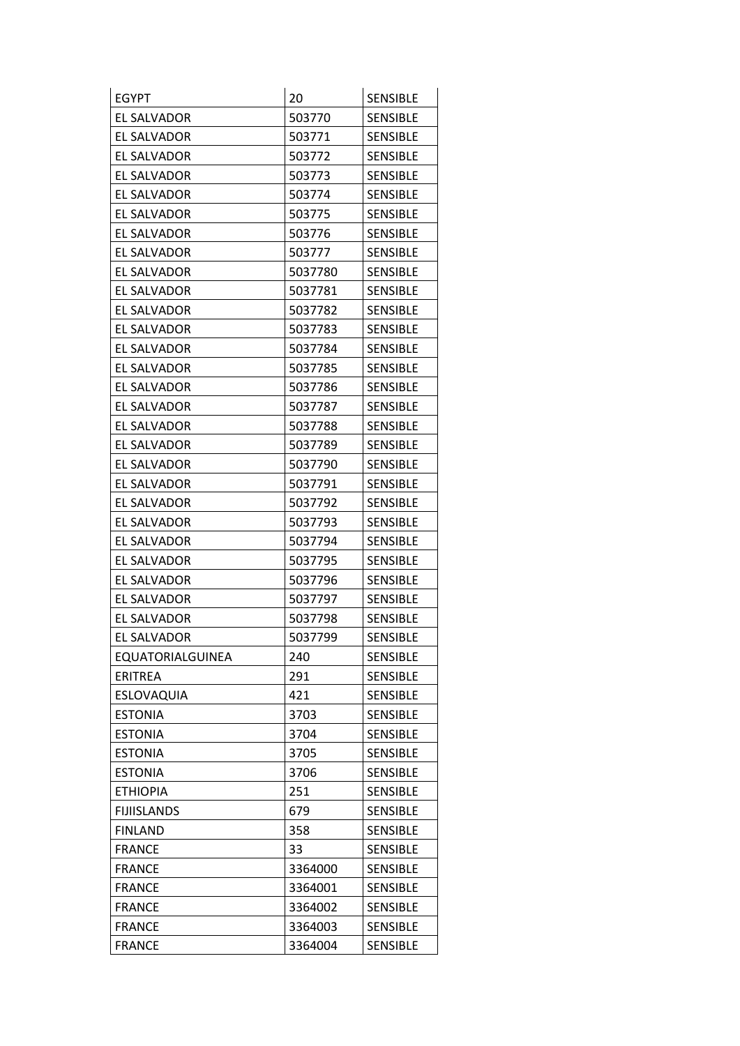| | | |
|---|---|---|
| EGYPT | 20 | SENSIBLE |
| EL SALVADOR | 503770 | SENSIBLE |
| EL SALVADOR | 503771 | SENSIBLE |
| EL SALVADOR | 503772 | SENSIBLE |
| EL SALVADOR | 503773 | SENSIBLE |
| EL SALVADOR | 503774 | SENSIBLE |
| EL SALVADOR | 503775 | SENSIBLE |
| EL SALVADOR | 503776 | SENSIBLE |
| EL SALVADOR | 503777 | SENSIBLE |
| EL SALVADOR | 5037780 | SENSIBLE |
| EL SALVADOR | 5037781 | SENSIBLE |
| EL SALVADOR | 5037782 | SENSIBLE |
| EL SALVADOR | 5037783 | SENSIBLE |
| EL SALVADOR | 5037784 | SENSIBLE |
| EL SALVADOR | 5037785 | SENSIBLE |
| EL SALVADOR | 5037786 | SENSIBLE |
| EL SALVADOR | 5037787 | SENSIBLE |
| EL SALVADOR | 5037788 | SENSIBLE |
| EL SALVADOR | 5037789 | SENSIBLE |
| EL SALVADOR | 5037790 | SENSIBLE |
| EL SALVADOR | 5037791 | SENSIBLE |
| EL SALVADOR | 5037792 | SENSIBLE |
| EL SALVADOR | 5037793 | SENSIBLE |
| EL SALVADOR | 5037794 | SENSIBLE |
| EL SALVADOR | 5037795 | SENSIBLE |
| EL SALVADOR | 5037796 | SENSIBLE |
| EL SALVADOR | 5037797 | SENSIBLE |
| EL SALVADOR | 5037798 | SENSIBLE |
| EL SALVADOR | 5037799 | SENSIBLE |
| EQUATORIALGUINEA | 240 | SENSIBLE |
| ERITREA | 291 | SENSIBLE |
| ESLOVAQUIA | 421 | SENSIBLE |
| ESTONIA | 3703 | SENSIBLE |
| ESTONIA | 3704 | SENSIBLE |
| ESTONIA | 3705 | SENSIBLE |
| ESTONIA | 3706 | SENSIBLE |
| ETHIOPIA | 251 | SENSIBLE |
| FIJIISLANDS | 679 | SENSIBLE |
| FINLAND | 358 | SENSIBLE |
| FRANCE | 33 | SENSIBLE |
| FRANCE | 3364000 | SENSIBLE |
| FRANCE | 3364001 | SENSIBLE |
| FRANCE | 3364002 | SENSIBLE |
| FRANCE | 3364003 | SENSIBLE |
| FRANCE | 3364004 | SENSIBLE |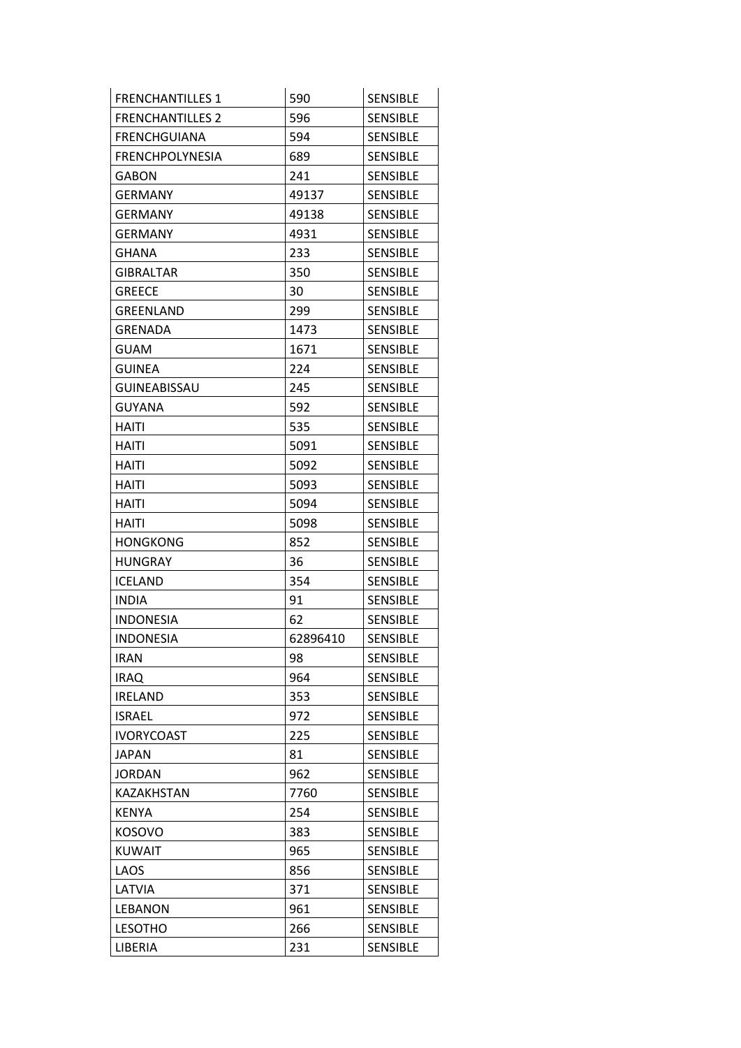| | | |
|---|---|---|
| FRENCHANTILLES 1 | 590 | SENSIBLE |
| FRENCHANTILLES 2 | 596 | SENSIBLE |
| FRENCHGUIANA | 594 | SENSIBLE |
| FRENCHPOLYNESIA | 689 | SENSIBLE |
| GABON | 241 | SENSIBLE |
| GERMANY | 49137 | SENSIBLE |
| GERMANY | 49138 | SENSIBLE |
| GERMANY | 4931 | SENSIBLE |
| GHANA | 233 | SENSIBLE |
| GIBRALTAR | 350 | SENSIBLE |
| GREECE | 30 | SENSIBLE |
| GREENLAND | 299 | SENSIBLE |
| GRENADA | 1473 | SENSIBLE |
| GUAM | 1671 | SENSIBLE |
| GUINEA | 224 | SENSIBLE |
| GUINEABISSAU | 245 | SENSIBLE |
| GUYANA | 592 | SENSIBLE |
| HAITI | 535 | SENSIBLE |
| HAITI | 5091 | SENSIBLE |
| HAITI | 5092 | SENSIBLE |
| HAITI | 5093 | SENSIBLE |
| HAITI | 5094 | SENSIBLE |
| HAITI | 5098 | SENSIBLE |
| HONGKONG | 852 | SENSIBLE |
| HUNGRAY | 36 | SENSIBLE |
| ICELAND | 354 | SENSIBLE |
| INDIA | 91 | SENSIBLE |
| INDONESIA | 62 | SENSIBLE |
| INDONESIA | 62896410 | SENSIBLE |
| IRAN | 98 | SENSIBLE |
| IRAQ | 964 | SENSIBLE |
| IRELAND | 353 | SENSIBLE |
| ISRAEL | 972 | SENSIBLE |
| IVORYCOAST | 225 | SENSIBLE |
| JAPAN | 81 | SENSIBLE |
| JORDAN | 962 | SENSIBLE |
| KAZAKHSTAN | 7760 | SENSIBLE |
| KENYA | 254 | SENSIBLE |
| KOSOVO | 383 | SENSIBLE |
| KUWAIT | 965 | SENSIBLE |
| LAOS | 856 | SENSIBLE |
| LATVIA | 371 | SENSIBLE |
| LEBANON | 961 | SENSIBLE |
| LESOTHO | 266 | SENSIBLE |
| LIBERIA | 231 | SENSIBLE |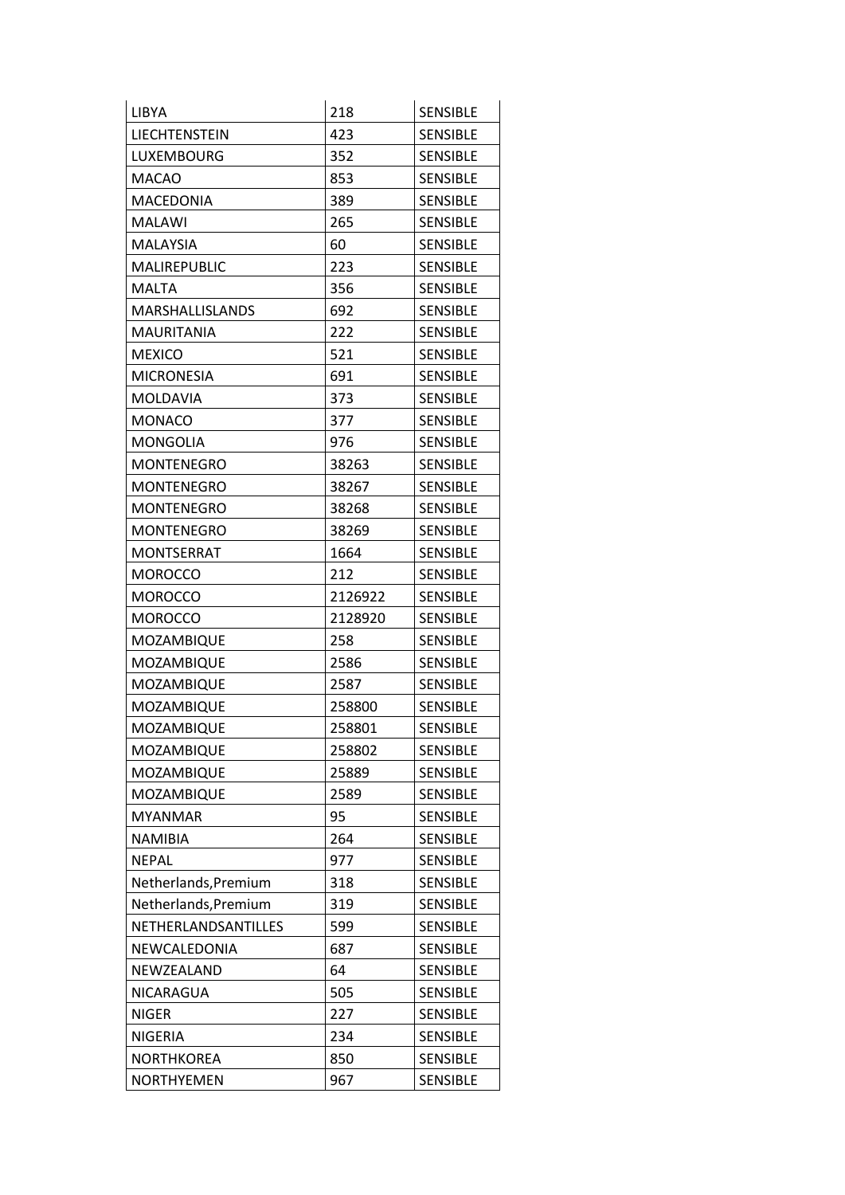| | | |
|---|---|---|
| LIBYA | 218 | SENSIBLE |
| LIECHTENSTEIN | 423 | SENSIBLE |
| LUXEMBOURG | 352 | SENSIBLE |
| MACAO | 853 | SENSIBLE |
| MACEDONIA | 389 | SENSIBLE |
| MALAWI | 265 | SENSIBLE |
| MALAYSIA | 60 | SENSIBLE |
| MALIREPUBLIC | 223 | SENSIBLE |
| MALTA | 356 | SENSIBLE |
| MARSHALLISLANDS | 692 | SENSIBLE |
| MAURITANIA | 222 | SENSIBLE |
| MEXICO | 521 | SENSIBLE |
| MICRONESIA | 691 | SENSIBLE |
| MOLDAVIA | 373 | SENSIBLE |
| MONACO | 377 | SENSIBLE |
| MONGOLIA | 976 | SENSIBLE |
| MONTENEGRO | 38263 | SENSIBLE |
| MONTENEGRO | 38267 | SENSIBLE |
| MONTENEGRO | 38268 | SENSIBLE |
| MONTENEGRO | 38269 | SENSIBLE |
| MONTSERRAT | 1664 | SENSIBLE |
| MOROCCO | 212 | SENSIBLE |
| MOROCCO | 2126922 | SENSIBLE |
| MOROCCO | 2128920 | SENSIBLE |
| MOZAMBIQUE | 258 | SENSIBLE |
| MOZAMBIQUE | 2586 | SENSIBLE |
| MOZAMBIQUE | 2587 | SENSIBLE |
| MOZAMBIQUE | 258800 | SENSIBLE |
| MOZAMBIQUE | 258801 | SENSIBLE |
| MOZAMBIQUE | 258802 | SENSIBLE |
| MOZAMBIQUE | 25889 | SENSIBLE |
| MOZAMBIQUE | 2589 | SENSIBLE |
| MYANMAR | 95 | SENSIBLE |
| NAMIBIA | 264 | SENSIBLE |
| NEPAL | 977 | SENSIBLE |
| Netherlands,Premium | 318 | SENSIBLE |
| Netherlands,Premium | 319 | SENSIBLE |
| NETHERLANDSANTILLES | 599 | SENSIBLE |
| NEWCALEDONIA | 687 | SENSIBLE |
| NEWZEALAND | 64 | SENSIBLE |
| NICARAGUA | 505 | SENSIBLE |
| NIGER | 227 | SENSIBLE |
| NIGERIA | 234 | SENSIBLE |
| NORTHKOREA | 850 | SENSIBLE |
| NORTHYEMEN | 967 | SENSIBLE |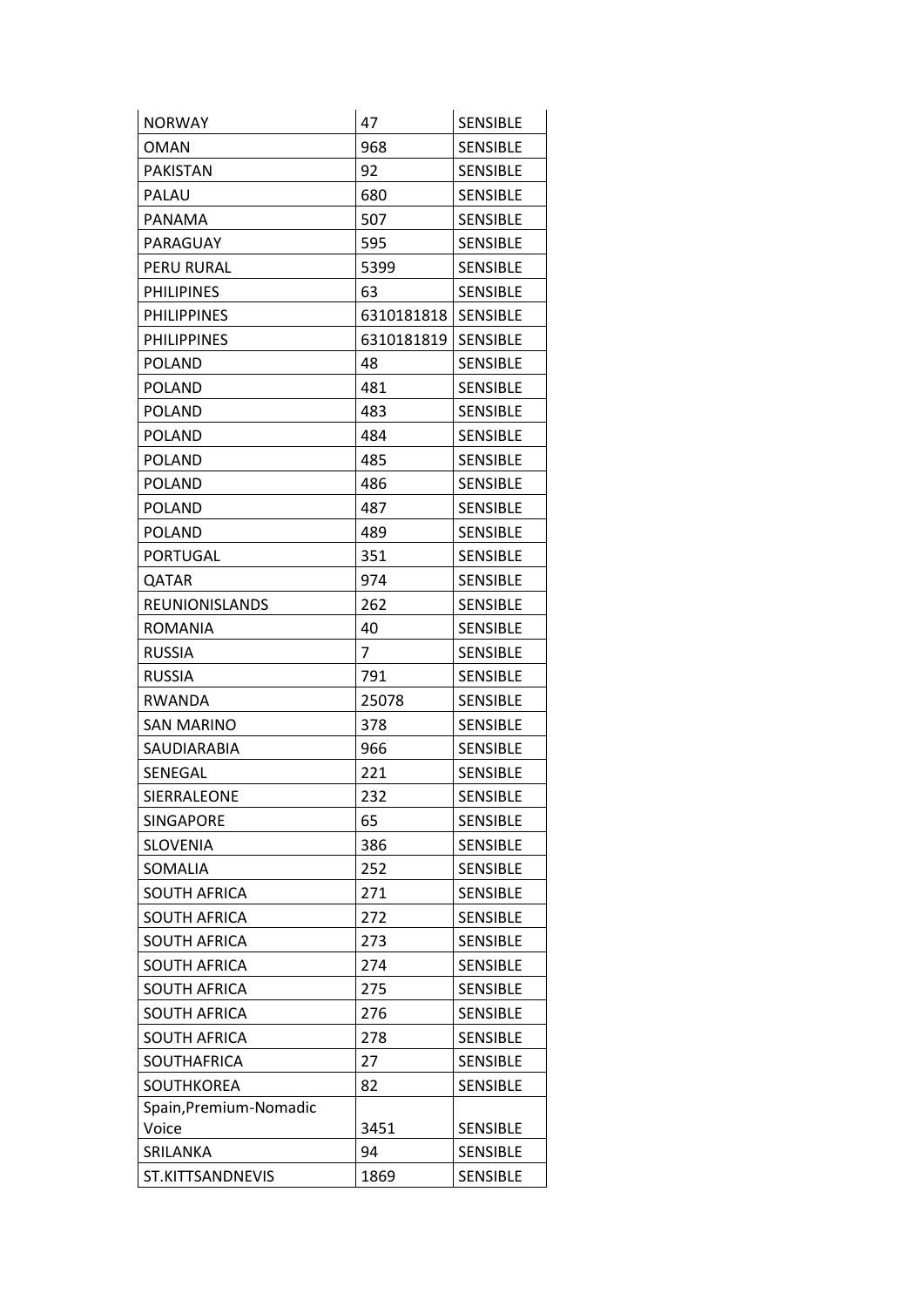| | | |
|---|---|---|
| NORWAY | 47 | SENSIBLE |
| OMAN | 968 | SENSIBLE |
| PAKISTAN | 92 | SENSIBLE |
| PALAU | 680 | SENSIBLE |
| PANAMA | 507 | SENSIBLE |
| PARAGUAY | 595 | SENSIBLE |
| PERU RURAL | 5399 | SENSIBLE |
| PHILIPINES | 63 | SENSIBLE |
| PHILIPPINES | 6310181818 | SENSIBLE |
| PHILIPPINES | 6310181819 | SENSIBLE |
| POLAND | 48 | SENSIBLE |
| POLAND | 481 | SENSIBLE |
| POLAND | 483 | SENSIBLE |
| POLAND | 484 | SENSIBLE |
| POLAND | 485 | SENSIBLE |
| POLAND | 486 | SENSIBLE |
| POLAND | 487 | SENSIBLE |
| POLAND | 489 | SENSIBLE |
| PORTUGAL | 351 | SENSIBLE |
| QATAR | 974 | SENSIBLE |
| REUNIONISLANDS | 262 | SENSIBLE |
| ROMANIA | 40 | SENSIBLE |
| RUSSIA | 7 | SENSIBLE |
| RUSSIA | 791 | SENSIBLE |
| RWANDA | 25078 | SENSIBLE |
| SAN MARINO | 378 | SENSIBLE |
| SAUDIARABIA | 966 | SENSIBLE |
| SENEGAL | 221 | SENSIBLE |
| SIERRALEONE | 232 | SENSIBLE |
| SINGAPORE | 65 | SENSIBLE |
| SLOVENIA | 386 | SENSIBLE |
| SOMALIA | 252 | SENSIBLE |
| SOUTH AFRICA | 271 | SENSIBLE |
| SOUTH AFRICA | 272 | SENSIBLE |
| SOUTH AFRICA | 273 | SENSIBLE |
| SOUTH AFRICA | 274 | SENSIBLE |
| SOUTH AFRICA | 275 | SENSIBLE |
| SOUTH AFRICA | 276 | SENSIBLE |
| SOUTH AFRICA | 278 | SENSIBLE |
| SOUTHAFRICA | 27 | SENSIBLE |
| SOUTHKOREA | 82 | SENSIBLE |
| Spain,Premium-Nomadic Voice | 3451 | SENSIBLE |
| SRILANKA | 94 | SENSIBLE |
| ST.KITTSANDNEVIS | 1869 | SENSIBLE |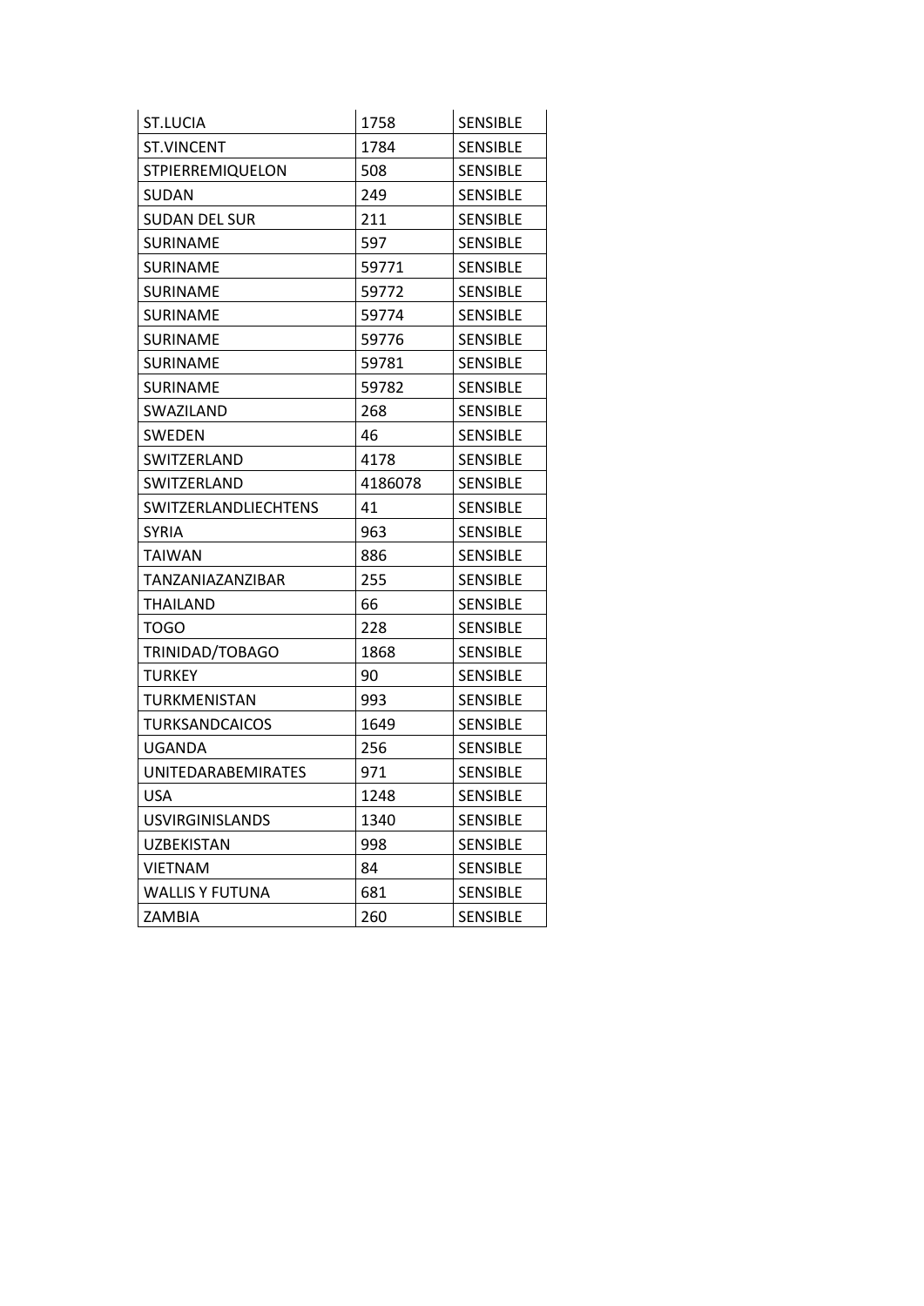| | | |
|---|---|---|
| ST.LUCIA | 1758 | SENSIBLE |
| ST.VINCENT | 1784 | SENSIBLE |
| STPIERREMIQUELON | 508 | SENSIBLE |
| SUDAN | 249 | SENSIBLE |
| SUDAN DEL SUR | 211 | SENSIBLE |
| SURINAME | 597 | SENSIBLE |
| SURINAME | 59771 | SENSIBLE |
| SURINAME | 59772 | SENSIBLE |
| SURINAME | 59774 | SENSIBLE |
| SURINAME | 59776 | SENSIBLE |
| SURINAME | 59781 | SENSIBLE |
| SURINAME | 59782 | SENSIBLE |
| SWAZILAND | 268 | SENSIBLE |
| SWEDEN | 46 | SENSIBLE |
| SWITZERLAND | 4178 | SENSIBLE |
| SWITZERLAND | 4186078 | SENSIBLE |
| SWITZERLANDLIECHTENS | 41 | SENSIBLE |
| SYRIA | 963 | SENSIBLE |
| TAIWAN | 886 | SENSIBLE |
| TANZANIAZANZIBAR | 255 | SENSIBLE |
| THAILAND | 66 | SENSIBLE |
| TOGO | 228 | SENSIBLE |
| TRINIDAD/TOBAGO | 1868 | SENSIBLE |
| TURKEY | 90 | SENSIBLE |
| TURKMENISTAN | 993 | SENSIBLE |
| TURKSANDCAICOS | 1649 | SENSIBLE |
| UGANDA | 256 | SENSIBLE |
| UNITEDARABEMIRATES | 971 | SENSIBLE |
| USA | 1248 | SENSIBLE |
| USVIRGINISLANDS | 1340 | SENSIBLE |
| UZBEKISTAN | 998 | SENSIBLE |
| VIETNAM | 84 | SENSIBLE |
| WALLIS Y FUTUNA | 681 | SENSIBLE |
| ZAMBIA | 260 | SENSIBLE |